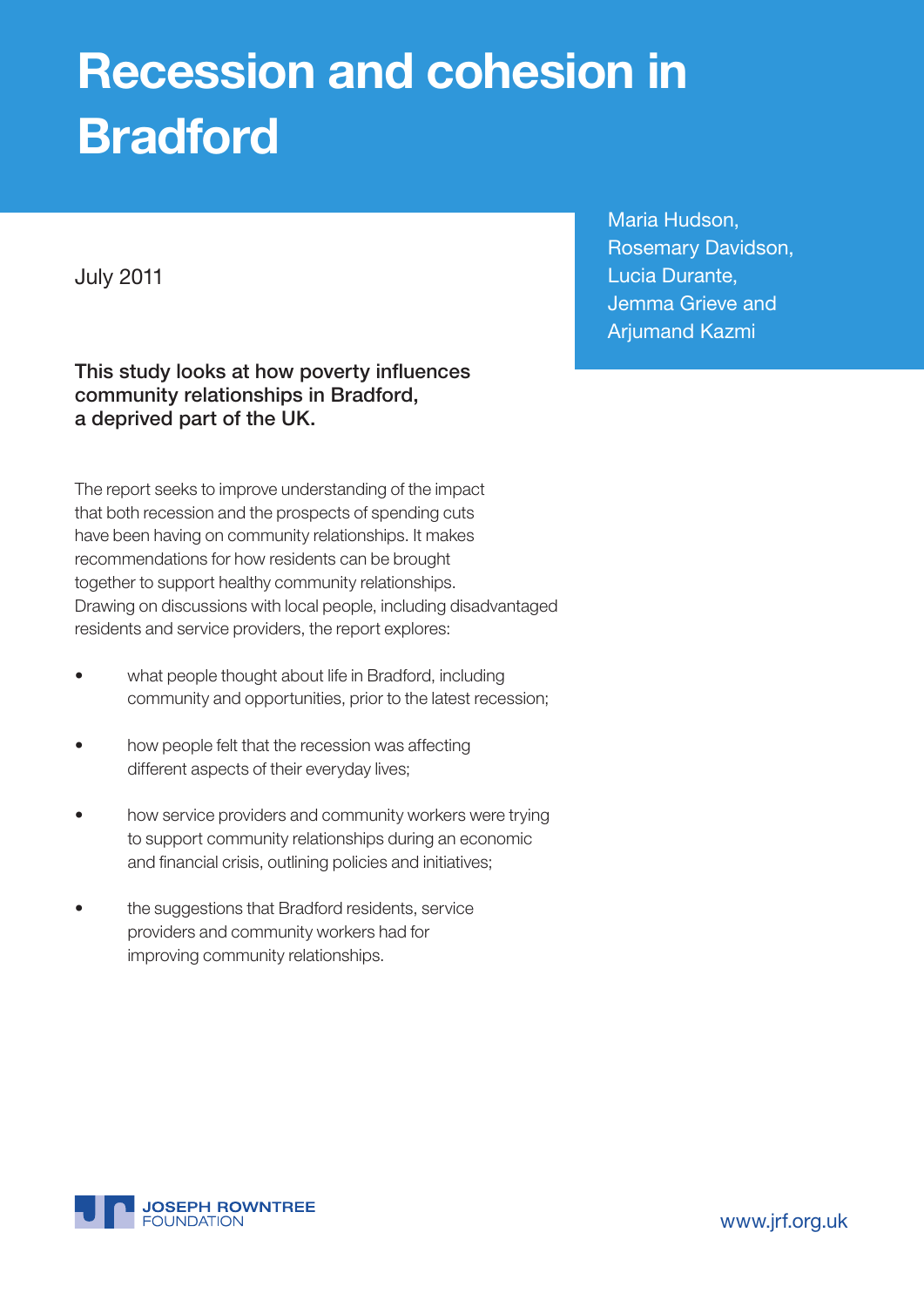# Recession and cohesion in Bradford

Maria Hudson, Rosemary Davidson, Lucia Durante, Jemma Grieve and Arjumand Kazmi

July 2011

**This study looks at how poverty influences community relationships in Bradford, a deprived part of the UK.**

The report seeks to improve understanding of the impact that both recession and the prospects of spending cuts have been having on community relationships. It makes recommendations for how residents can be brought together to support healthy community relationships. Drawing on discussions with local people, including disadvantaged residents and service providers, the report explores:

- what people thought about life in Bradford, including community and opportunities, prior to the latest recession;
- how people felt that the recession was affecting different aspects of their everyday lives;
- how service providers and community workers were trying to support community relationships during an economic and financial crisis, outlining policies and initiatives;
- the suggestions that Bradford residents, service providers and community workers had for improving community relationships.

JOSEPH ROWNTREE FOUNDATION

www.jrf.org.uk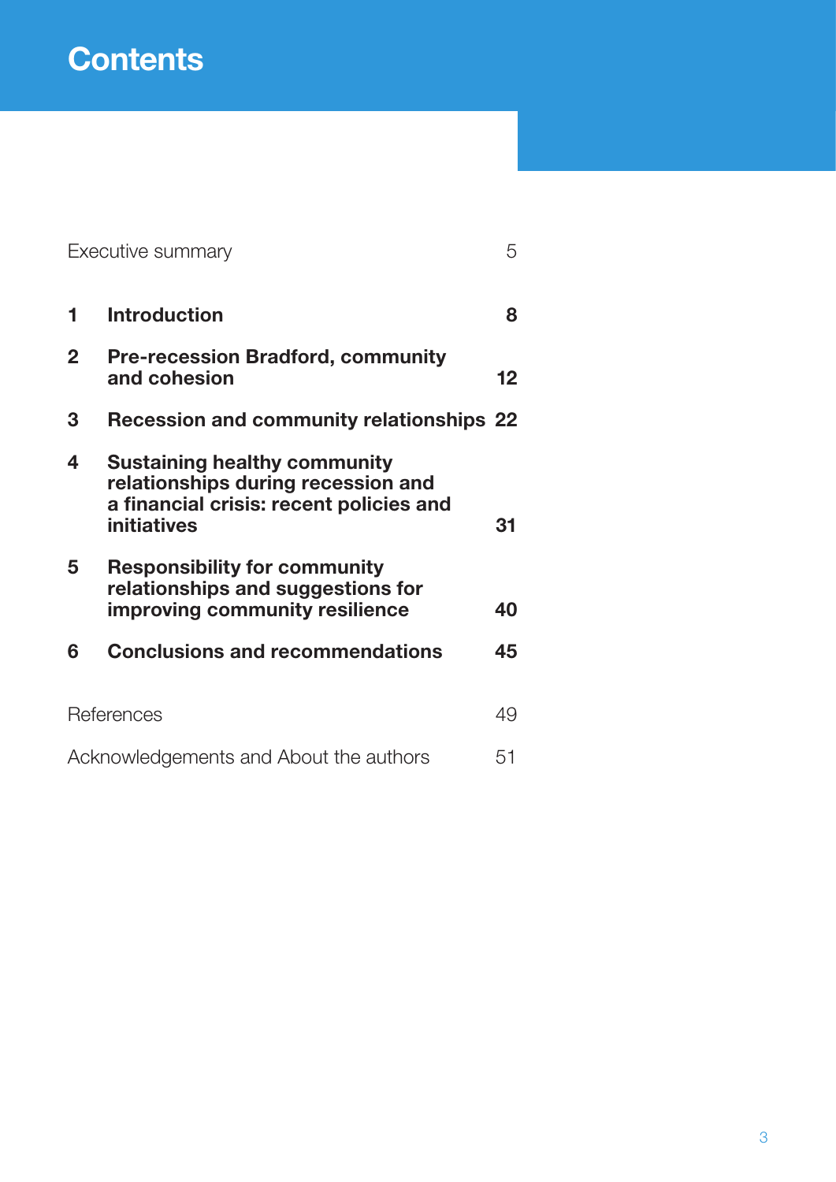# Contents

| | | |
|---|---|---|
| Executive summary | | 5 |
| **1** | **Introduction** | **8** |
| **2** | **Pre-recession Bradford, community and cohesion** | **12** |
| **3** | **Recession and community relationships** | **22** |
| **4** | **Sustaining healthy community relationships during recession and a financial crisis: recent policies and initiatives** | **31** |
| **5** | **Responsibility for community relationships and suggestions for improving community resilience** | **40** |
| **6** | **Conclusions and recommendations** | **45** |
| References | | 49 |
| Acknowledgements and About the authors | | 51 |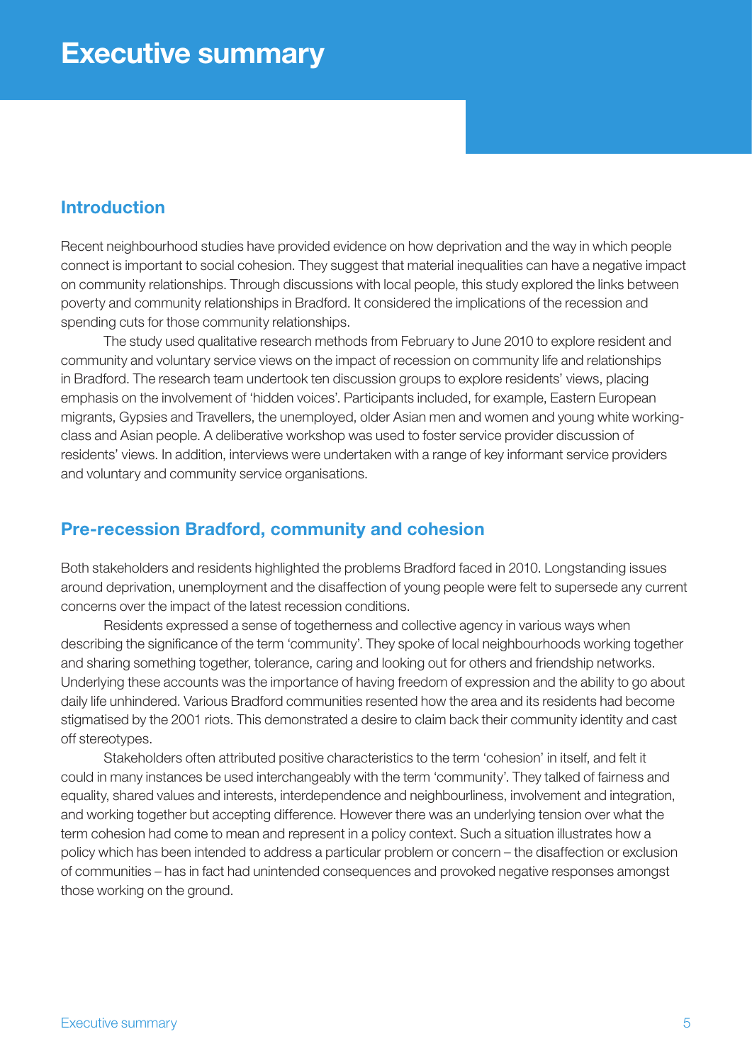# Executive summary

## Introduction

Recent neighbourhood studies have provided evidence on how deprivation and the way in which people connect is important to social cohesion. They suggest that material inequalities can have a negative impact on community relationships. Through discussions with local people, this study explored the links between poverty and community relationships in Bradford. It considered the implications of the recession and spending cuts for those community relationships.

The study used qualitative research methods from February to June 2010 to explore resident and community and voluntary service views on the impact of recession on community life and relationships in Bradford. The research team undertook ten discussion groups to explore residents' views, placing emphasis on the involvement of 'hidden voices'. Participants included, for example, Eastern European migrants, Gypsies and Travellers, the unemployed, older Asian men and women and young white working-class and Asian people. A deliberative workshop was used to foster service provider discussion of residents' views. In addition, interviews were undertaken with a range of key informant service providers and voluntary and community service organisations.

## Pre-recession Bradford, community and cohesion

Both stakeholders and residents highlighted the problems Bradford faced in 2010. Longstanding issues around deprivation, unemployment and the disaffection of young people were felt to supersede any current concerns over the impact of the latest recession conditions.

Residents expressed a sense of togetherness and collective agency in various ways when describing the significance of the term 'community'. They spoke of local neighbourhoods working together and sharing something together, tolerance, caring and looking out for others and friendship networks. Underlying these accounts was the importance of having freedom of expression and the ability to go about daily life unhindered. Various Bradford communities resented how the area and its residents had become stigmatised by the 2001 riots. This demonstrated a desire to claim back their community identity and cast off stereotypes.

Stakeholders often attributed positive characteristics to the term 'cohesion' in itself, and felt it could in many instances be used interchangeably with the term 'community'. They talked of fairness and equality, shared values and interests, interdependence and neighbourliness, involvement and integration, and working together but accepting difference. However there was an underlying tension over what the term cohesion had come to mean and represent in a policy context. Such a situation illustrates how a policy which has been intended to address a particular problem or concern – the disaffection or exclusion of communities – has in fact had unintended consequences and provoked negative responses amongst those working on the ground.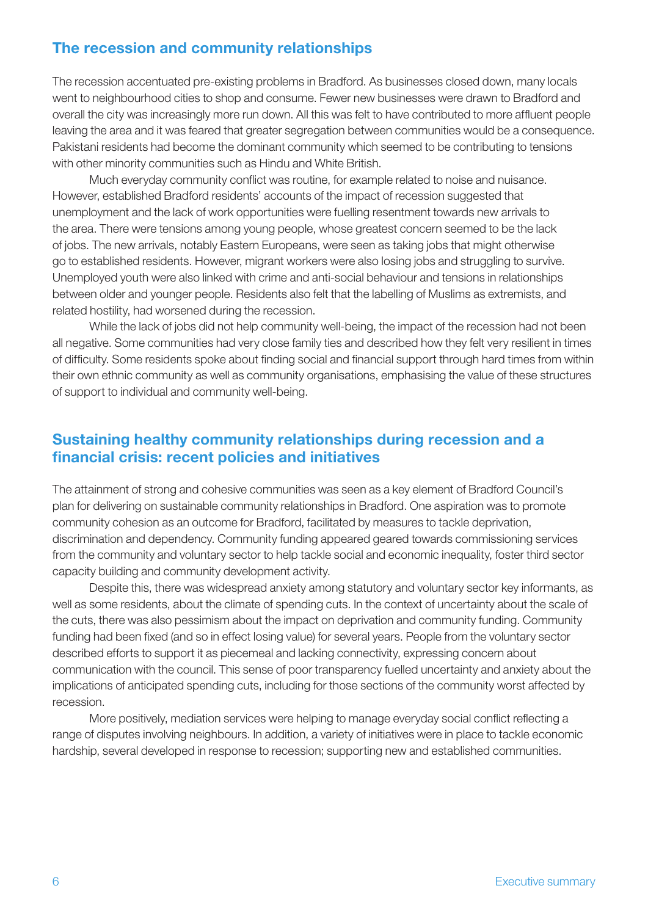## The recession and community relationships

The recession accentuated pre-existing problems in Bradford. As businesses closed down, many locals went to neighbourhood cities to shop and consume. Fewer new businesses were drawn to Bradford and overall the city was increasingly more run down. All this was felt to have contributed to more affluent people leaving the area and it was feared that greater segregation between communities would be a consequence. Pakistani residents had become the dominant community which seemed to be contributing to tensions with other minority communities such as Hindu and White British.

Much everyday community conflict was routine, for example related to noise and nuisance. However, established Bradford residents' accounts of the impact of recession suggested that unemployment and the lack of work opportunities were fuelling resentment towards new arrivals to the area. There were tensions among young people, whose greatest concern seemed to be the lack of jobs. The new arrivals, notably Eastern Europeans, were seen as taking jobs that might otherwise go to established residents. However, migrant workers were also losing jobs and struggling to survive. Unemployed youth were also linked with crime and anti-social behaviour and tensions in relationships between older and younger people. Residents also felt that the labelling of Muslims as extremists, and related hostility, had worsened during the recession.

While the lack of jobs did not help community well-being, the impact of the recession had not been all negative. Some communities had very close family ties and described how they felt very resilient in times of difficulty. Some residents spoke about finding social and financial support through hard times from within their own ethnic community as well as community organisations, emphasising the value of these structures of support to individual and community well-being.

## Sustaining healthy community relationships during recession and a financial crisis: recent policies and initiatives

The attainment of strong and cohesive communities was seen as a key element of Bradford Council's plan for delivering on sustainable community relationships in Bradford. One aspiration was to promote community cohesion as an outcome for Bradford, facilitated by measures to tackle deprivation, discrimination and dependency. Community funding appeared geared towards commissioning services from the community and voluntary sector to help tackle social and economic inequality, foster third sector capacity building and community development activity.

Despite this, there was widespread anxiety among statutory and voluntary sector key informants, as well as some residents, about the climate of spending cuts. In the context of uncertainty about the scale of the cuts, there was also pessimism about the impact on deprivation and community funding. Community funding had been fixed (and so in effect losing value) for several years. People from the voluntary sector described efforts to support it as piecemeal and lacking connectivity, expressing concern about communication with the council. This sense of poor transparency fuelled uncertainty and anxiety about the implications of anticipated spending cuts, including for those sections of the community worst affected by recession.

More positively, mediation services were helping to manage everyday social conflict reflecting a range of disputes involving neighbours. In addition, a variety of initiatives were in place to tackle economic hardship, several developed in response to recession; supporting new and established communities.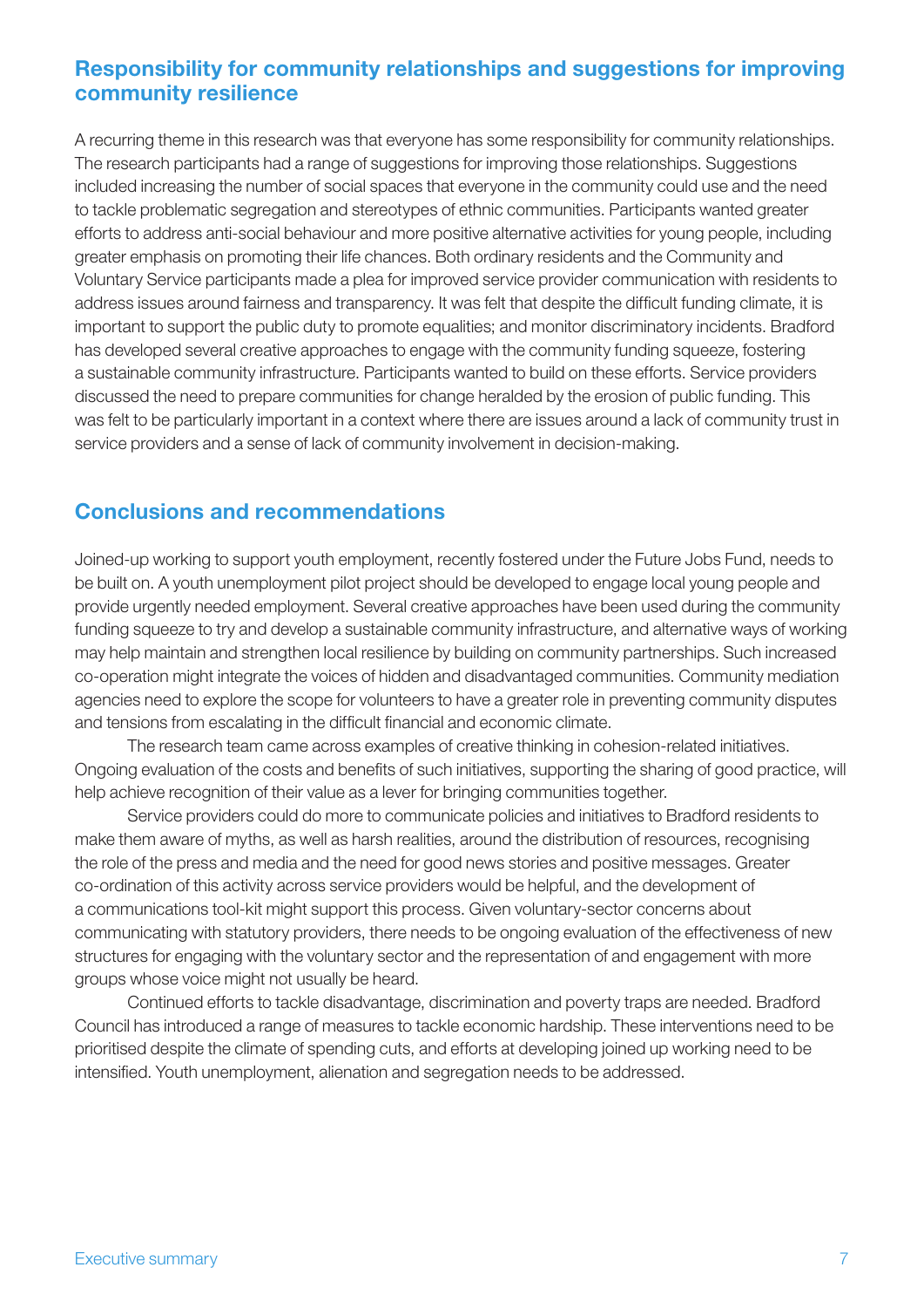## Responsibility for community relationships and suggestions for improving community resilience

A recurring theme in this research was that everyone has some responsibility for community relationships. The research participants had a range of suggestions for improving those relationships. Suggestions included increasing the number of social spaces that everyone in the community could use and the need to tackle problematic segregation and stereotypes of ethnic communities. Participants wanted greater efforts to address anti-social behaviour and more positive alternative activities for young people, including greater emphasis on promoting their life chances. Both ordinary residents and the Community and Voluntary Service participants made a plea for improved service provider communication with residents to address issues around fairness and transparency. It was felt that despite the difficult funding climate, it is important to support the public duty to promote equalities; and monitor discriminatory incidents. Bradford has developed several creative approaches to engage with the community funding squeeze, fostering a sustainable community infrastructure. Participants wanted to build on these efforts. Service providers discussed the need to prepare communities for change heralded by the erosion of public funding. This was felt to be particularly important in a context where there are issues around a lack of community trust in service providers and a sense of lack of community involvement in decision-making.

## Conclusions and recommendations

Joined-up working to support youth employment, recently fostered under the Future Jobs Fund, needs to be built on. A youth unemployment pilot project should be developed to engage local young people and provide urgently needed employment. Several creative approaches have been used during the community funding squeeze to try and develop a sustainable community infrastructure, and alternative ways of working may help maintain and strengthen local resilience by building on community partnerships. Such increased co-operation might integrate the voices of hidden and disadvantaged communities. Community mediation agencies need to explore the scope for volunteers to have a greater role in preventing community disputes and tensions from escalating in the difficult financial and economic climate.

The research team came across examples of creative thinking in cohesion-related initiatives. Ongoing evaluation of the costs and benefits of such initiatives, supporting the sharing of good practice, will help achieve recognition of their value as a lever for bringing communities together.

Service providers could do more to communicate policies and initiatives to Bradford residents to make them aware of myths, as well as harsh realities, around the distribution of resources, recognising the role of the press and media and the need for good news stories and positive messages. Greater co-ordination of this activity across service providers would be helpful, and the development of a communications tool-kit might support this process. Given voluntary-sector concerns about communicating with statutory providers, there needs to be ongoing evaluation of the effectiveness of new structures for engaging with the voluntary sector and the representation of and engagement with more groups whose voice might not usually be heard.

Continued efforts to tackle disadvantage, discrimination and poverty traps are needed. Bradford Council has introduced a range of measures to tackle economic hardship. These interventions need to be prioritised despite the climate of spending cuts, and efforts at developing joined up working need to be intensified. Youth unemployment, alienation and segregation needs to be addressed.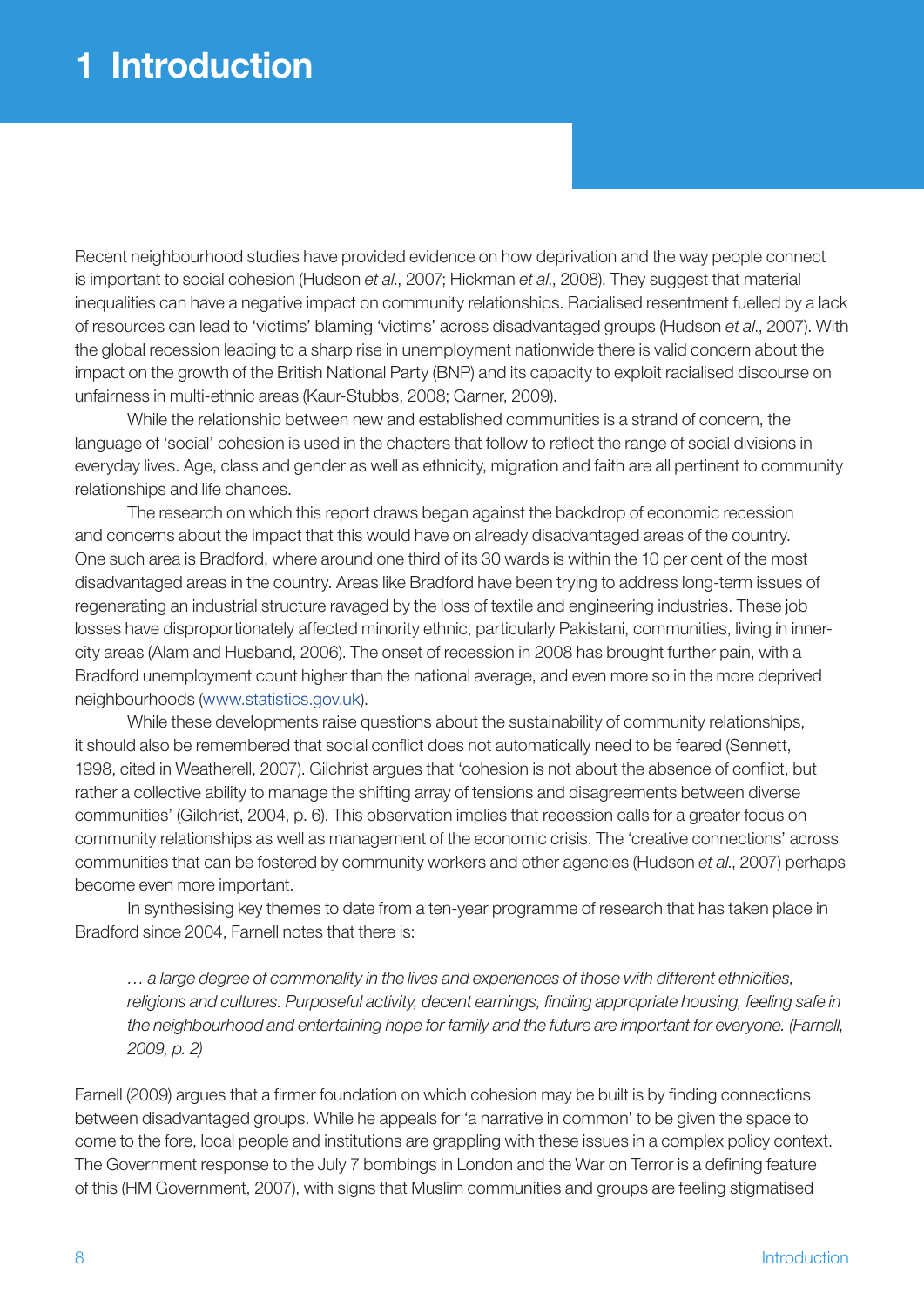# 1 Introduction

Recent neighbourhood studies have provided evidence on how deprivation and the way people connect is important to social cohesion (Hudson *et al*., 2007; Hickman *et al*., 2008). They suggest that material inequalities can have a negative impact on community relationships. Racialised resentment fuelled by a lack of resources can lead to 'victims' blaming 'victims' across disadvantaged groups (Hudson *et al*., 2007). With the global recession leading to a sharp rise in unemployment nationwide there is valid concern about the impact on the growth of the British National Party (BNP) and its capacity to exploit racialised discourse on unfairness in multi-ethnic areas (Kaur-Stubbs, 2008; Garner, 2009).

While the relationship between new and established communities is a strand of concern, the language of 'social' cohesion is used in the chapters that follow to reflect the range of social divisions in everyday lives. Age, class and gender as well as ethnicity, migration and faith are all pertinent to community relationships and life chances.

The research on which this report draws began against the backdrop of economic recession and concerns about the impact that this would have on already disadvantaged areas of the country. One such area is Bradford, where around one third of its 30 wards is within the 10 per cent of the most disadvantaged areas in the country. Areas like Bradford have been trying to address long-term issues of regenerating an industrial structure ravaged by the loss of textile and engineering industries. These job losses have disproportionately affected minority ethnic, particularly Pakistani, communities, living in inner-city areas (Alam and Husband, 2006). The onset of recession in 2008 has brought further pain, with a Bradford unemployment count higher than the national average, and even more so in the more deprived neighbourhoods (www.statistics.gov.uk).

While these developments raise questions about the sustainability of community relationships, it should also be remembered that social conflict does not automatically need to be feared (Sennett, 1998, cited in Weatherell, 2007). Gilchrist argues that 'cohesion is not about the absence of conflict, but rather a collective ability to manage the shifting array of tensions and disagreements between diverse communities' (Gilchrist, 2004, p. 6). This observation implies that recession calls for a greater focus on community relationships as well as management of the economic crisis. The 'creative connections' across communities that can be fostered by community workers and other agencies (Hudson *et al*., 2007) perhaps become even more important.

In synthesising key themes to date from a ten-year programme of research that has taken place in Bradford since 2004, Farnell notes that there is:

> *… a large degree of commonality in the lives and experiences of those with different ethnicities, religions and cultures. Purposeful activity, decent earnings, finding appropriate housing, feeling safe in the neighbourhood and entertaining hope for family and the future are important for everyone. (Farnell, 2009, p. 2)*

Farnell (2009) argues that a firmer foundation on which cohesion may be built is by finding connections between disadvantaged groups. While he appeals for 'a narrative in common' to be given the space to come to the fore, local people and institutions are grappling with these issues in a complex policy context. The Government response to the July 7 bombings in London and the War on Terror is a defining feature of this (HM Government, 2007), with signs that Muslim communities and groups are feeling stigmatised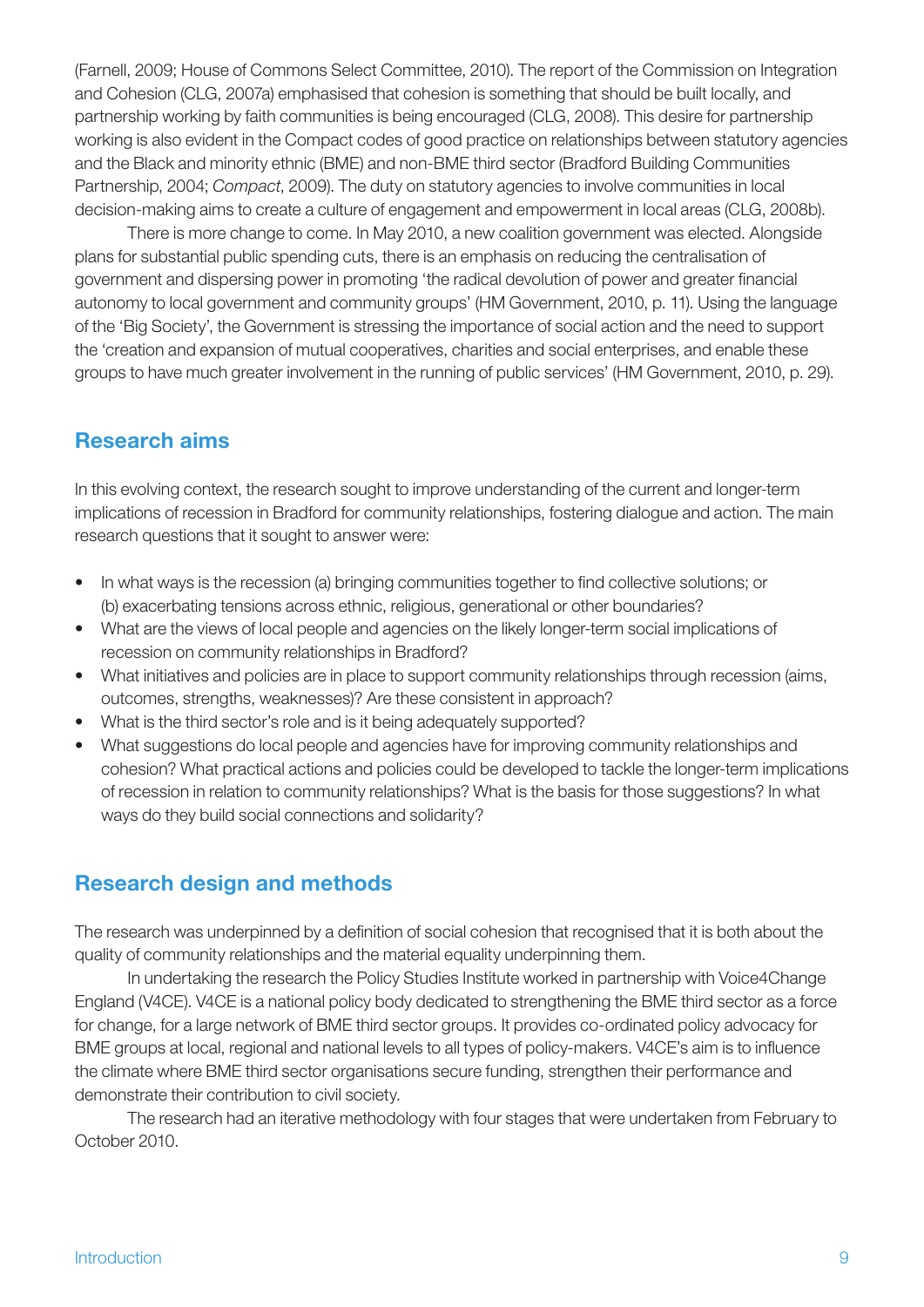(Farnell, 2009; House of Commons Select Committee, 2010). The report of the Commission on Integration and Cohesion (CLG, 2007a) emphasised that cohesion is something that should be built locally, and partnership working by faith communities is being encouraged (CLG, 2008). This desire for partnership working is also evident in the Compact codes of good practice on relationships between statutory agencies and the Black and minority ethnic (BME) and non-BME third sector (Bradford Building Communities Partnership, 2004; *Compact*, 2009). The duty on statutory agencies to involve communities in local decision-making aims to create a culture of engagement and empowerment in local areas (CLG, 2008b).

There is more change to come. In May 2010, a new coalition government was elected. Alongside plans for substantial public spending cuts, there is an emphasis on reducing the centralisation of government and dispersing power in promoting 'the radical devolution of power and greater financial autonomy to local government and community groups' (HM Government, 2010, p. 11). Using the language of the 'Big Society', the Government is stressing the importance of social action and the need to support the 'creation and expansion of mutual cooperatives, charities and social enterprises, and enable these groups to have much greater involvement in the running of public services' (HM Government, 2010, p. 29).

## Research aims

In this evolving context, the research sought to improve understanding of the current and longer-term implications of recession in Bradford for community relationships, fostering dialogue and action. The main research questions that it sought to answer were:

- In what ways is the recession (a) bringing communities together to find collective solutions; or (b) exacerbating tensions across ethnic, religious, generational or other boundaries?
- What are the views of local people and agencies on the likely longer-term social implications of recession on community relationships in Bradford?
- What initiatives and policies are in place to support community relationships through recession (aims, outcomes, strengths, weaknesses)? Are these consistent in approach?
- What is the third sector's role and is it being adequately supported?
- What suggestions do local people and agencies have for improving community relationships and cohesion? What practical actions and policies could be developed to tackle the longer-term implications of recession in relation to community relationships? What is the basis for those suggestions? In what ways do they build social connections and solidarity?

## Research design and methods

The research was underpinned by a definition of social cohesion that recognised that it is both about the quality of community relationships and the material equality underpinning them.

In undertaking the research the Policy Studies Institute worked in partnership with Voice4Change England (V4CE). V4CE is a national policy body dedicated to strengthening the BME third sector as a force for change, for a large network of BME third sector groups. It provides co-ordinated policy advocacy for BME groups at local, regional and national levels to all types of policy-makers. V4CE's aim is to influence the climate where BME third sector organisations secure funding, strengthen their performance and demonstrate their contribution to civil society.

The research had an iterative methodology with four stages that were undertaken from February to October 2010.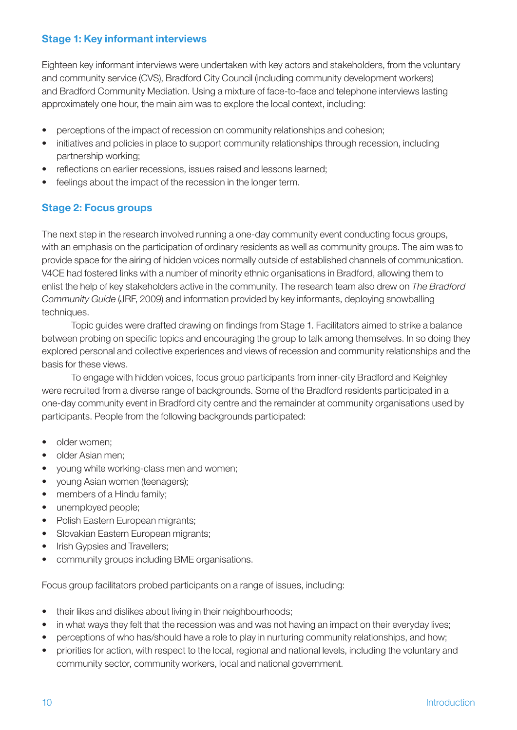### Stage 1: Key informant interviews

Eighteen key informant interviews were undertaken with key actors and stakeholders, from the voluntary and community service (CVS), Bradford City Council (including community development workers) and Bradford Community Mediation. Using a mixture of face-to-face and telephone interviews lasting approximately one hour, the main aim was to explore the local context, including:

- perceptions of the impact of recession on community relationships and cohesion;
- initiatives and policies in place to support community relationships through recession, including partnership working;
- reflections on earlier recessions, issues raised and lessons learned;
- feelings about the impact of the recession in the longer term.

### Stage 2: Focus groups

The next step in the research involved running a one-day community event conducting focus groups, with an emphasis on the participation of ordinary residents as well as community groups. The aim was to provide space for the airing of hidden voices normally outside of established channels of communication. V4CE had fostered links with a number of minority ethnic organisations in Bradford, allowing them to enlist the help of key stakeholders active in the community. The research team also drew on *The Bradford Community Guide* (JRF, 2009) and information provided by key informants, deploying snowballing techniques.

Topic guides were drafted drawing on findings from Stage 1. Facilitators aimed to strike a balance between probing on specific topics and encouraging the group to talk among themselves. In so doing they explored personal and collective experiences and views of recession and community relationships and the basis for these views.

To engage with hidden voices, focus group participants from inner-city Bradford and Keighley were recruited from a diverse range of backgrounds. Some of the Bradford residents participated in a one-day community event in Bradford city centre and the remainder at community organisations used by participants. People from the following backgrounds participated:

- older women;
- older Asian men;
- young white working-class men and women;
- young Asian women (teenagers);
- members of a Hindu family;
- unemployed people;
- Polish Eastern European migrants;
- Slovakian Eastern European migrants;
- Irish Gypsies and Travellers;
- community groups including BME organisations.

Focus group facilitators probed participants on a range of issues, including:

- their likes and dislikes about living in their neighbourhoods;
- in what ways they felt that the recession was and was not having an impact on their everyday lives;
- perceptions of who has/should have a role to play in nurturing community relationships, and how;
- priorities for action, with respect to the local, regional and national levels, including the voluntary and community sector, community workers, local and national government.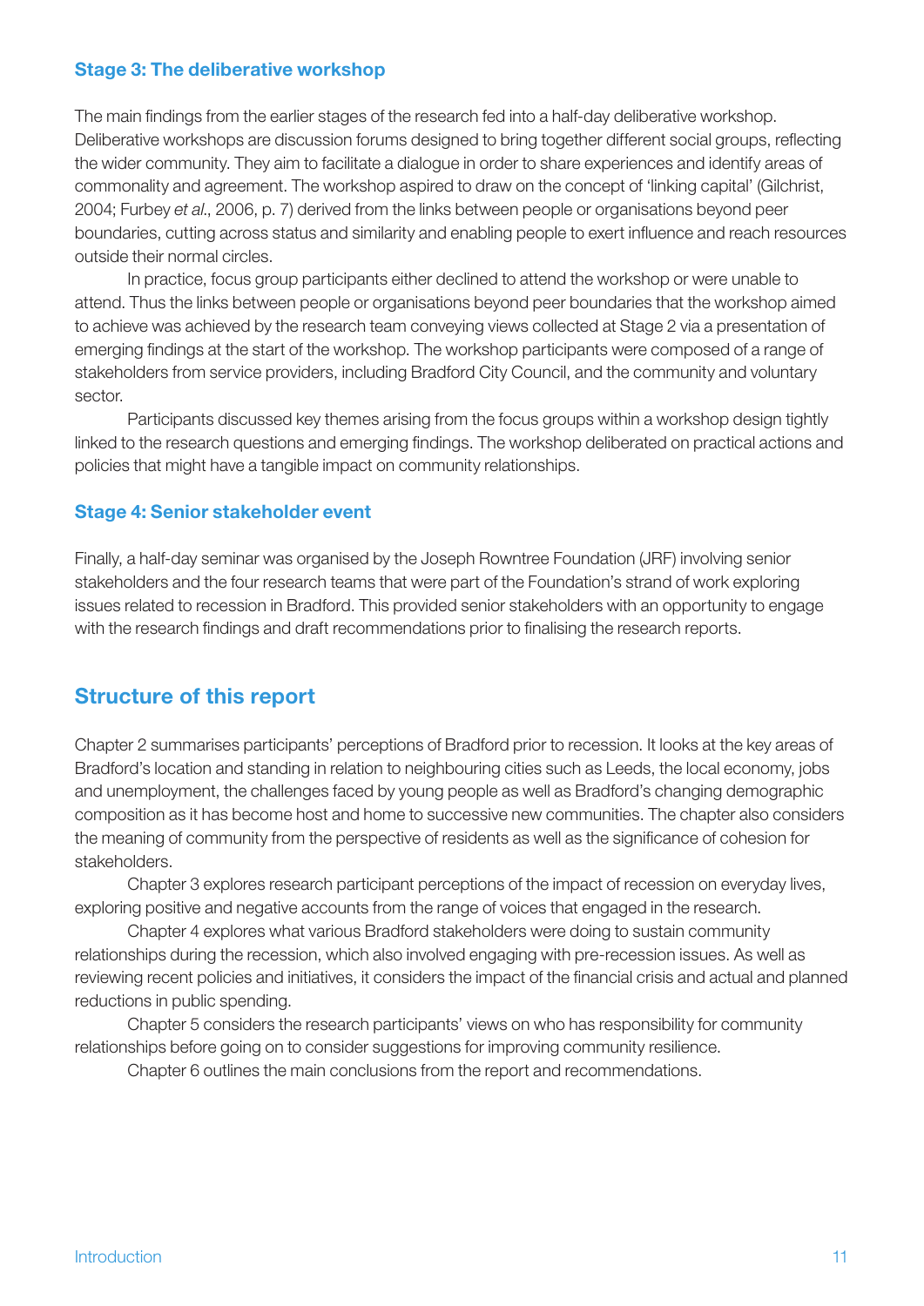### Stage 3: The deliberative workshop

The main findings from the earlier stages of the research fed into a half-day deliberative workshop. Deliberative workshops are discussion forums designed to bring together different social groups, reflecting the wider community. They aim to facilitate a dialogue in order to share experiences and identify areas of commonality and agreement. The workshop aspired to draw on the concept of 'linking capital' (Gilchrist, 2004; Furbey *et al.*, 2006, p. 7) derived from the links between people or organisations beyond peer boundaries, cutting across status and similarity and enabling people to exert influence and reach resources outside their normal circles.

In practice, focus group participants either declined to attend the workshop or were unable to attend. Thus the links between people or organisations beyond peer boundaries that the workshop aimed to achieve was achieved by the research team conveying views collected at Stage 2 via a presentation of emerging findings at the start of the workshop. The workshop participants were composed of a range of stakeholders from service providers, including Bradford City Council, and the community and voluntary sector.

Participants discussed key themes arising from the focus groups within a workshop design tightly linked to the research questions and emerging findings. The workshop deliberated on practical actions and policies that might have a tangible impact on community relationships.

### Stage 4: Senior stakeholder event

Finally, a half-day seminar was organised by the Joseph Rowntree Foundation (JRF) involving senior stakeholders and the four research teams that were part of the Foundation's strand of work exploring issues related to recession in Bradford. This provided senior stakeholders with an opportunity to engage with the research findings and draft recommendations prior to finalising the research reports.

## Structure of this report

Chapter 2 summarises participants' perceptions of Bradford prior to recession. It looks at the key areas of Bradford's location and standing in relation to neighbouring cities such as Leeds, the local economy, jobs and unemployment, the challenges faced by young people as well as Bradford's changing demographic composition as it has become host and home to successive new communities. The chapter also considers the meaning of community from the perspective of residents as well as the significance of cohesion for stakeholders.

Chapter 3 explores research participant perceptions of the impact of recession on everyday lives, exploring positive and negative accounts from the range of voices that engaged in the research.

Chapter 4 explores what various Bradford stakeholders were doing to sustain community relationships during the recession, which also involved engaging with pre-recession issues. As well as reviewing recent policies and initiatives, it considers the impact of the financial crisis and actual and planned reductions in public spending.

Chapter 5 considers the research participants' views on who has responsibility for community relationships before going on to consider suggestions for improving community resilience.

Chapter 6 outlines the main conclusions from the report and recommendations.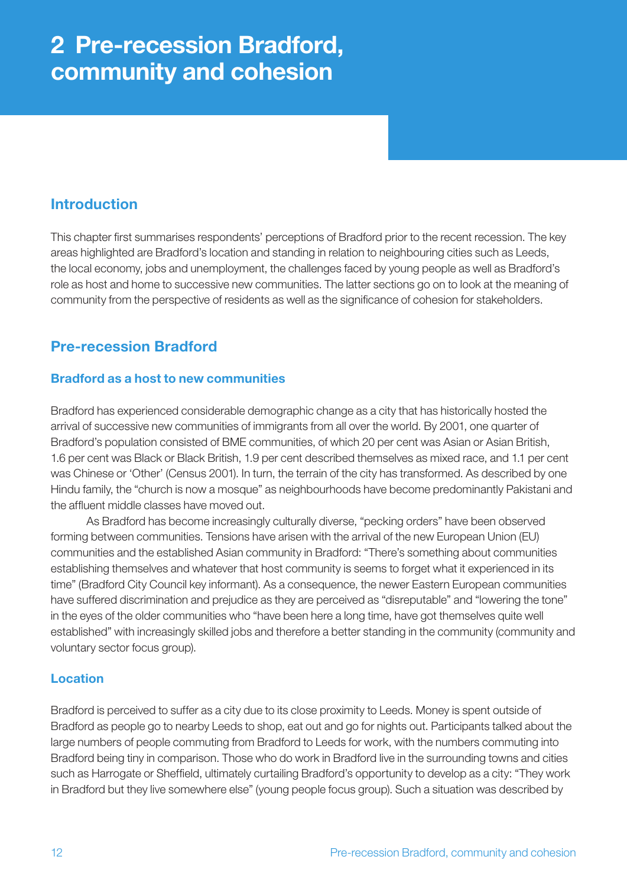# 2 Pre-recession Bradford, community and cohesion

## Introduction

This chapter first summarises respondents' perceptions of Bradford prior to the recent recession. The key areas highlighted are Bradford's location and standing in relation to neighbouring cities such as Leeds, the local economy, jobs and unemployment, the challenges faced by young people as well as Bradford's role as host and home to successive new communities. The latter sections go on to look at the meaning of community from the perspective of residents as well as the significance of cohesion for stakeholders.

## Pre-recession Bradford

### Bradford as a host to new communities

Bradford has experienced considerable demographic change as a city that has historically hosted the arrival of successive new communities of immigrants from all over the world. By 2001, one quarter of Bradford's population consisted of BME communities, of which 20 per cent was Asian or Asian British, 1.6 per cent was Black or Black British, 1.9 per cent described themselves as mixed race, and 1.1 per cent was Chinese or 'Other' (Census 2001). In turn, the terrain of the city has transformed. As described by one Hindu family, the "church is now a mosque" as neighbourhoods have become predominantly Pakistani and the affluent middle classes have moved out.

As Bradford has become increasingly culturally diverse, "pecking orders" have been observed forming between communities. Tensions have arisen with the arrival of the new European Union (EU) communities and the established Asian community in Bradford: "There's something about communities establishing themselves and whatever that host community is seems to forget what it experienced in its time" (Bradford City Council key informant). As a consequence, the newer Eastern European communities have suffered discrimination and prejudice as they are perceived as "disreputable" and "lowering the tone" in the eyes of the older communities who "have been here a long time, have got themselves quite well established" with increasingly skilled jobs and therefore a better standing in the community (community and voluntary sector focus group).

### Location

Bradford is perceived to suffer as a city due to its close proximity to Leeds. Money is spent outside of Bradford as people go to nearby Leeds to shop, eat out and go for nights out. Participants talked about the large numbers of people commuting from Bradford to Leeds for work, with the numbers commuting into Bradford being tiny in comparison. Those who do work in Bradford live in the surrounding towns and cities such as Harrogate or Sheffield, ultimately curtailing Bradford's opportunity to develop as a city: "They work in Bradford but they live somewhere else" (young people focus group). Such a situation was described by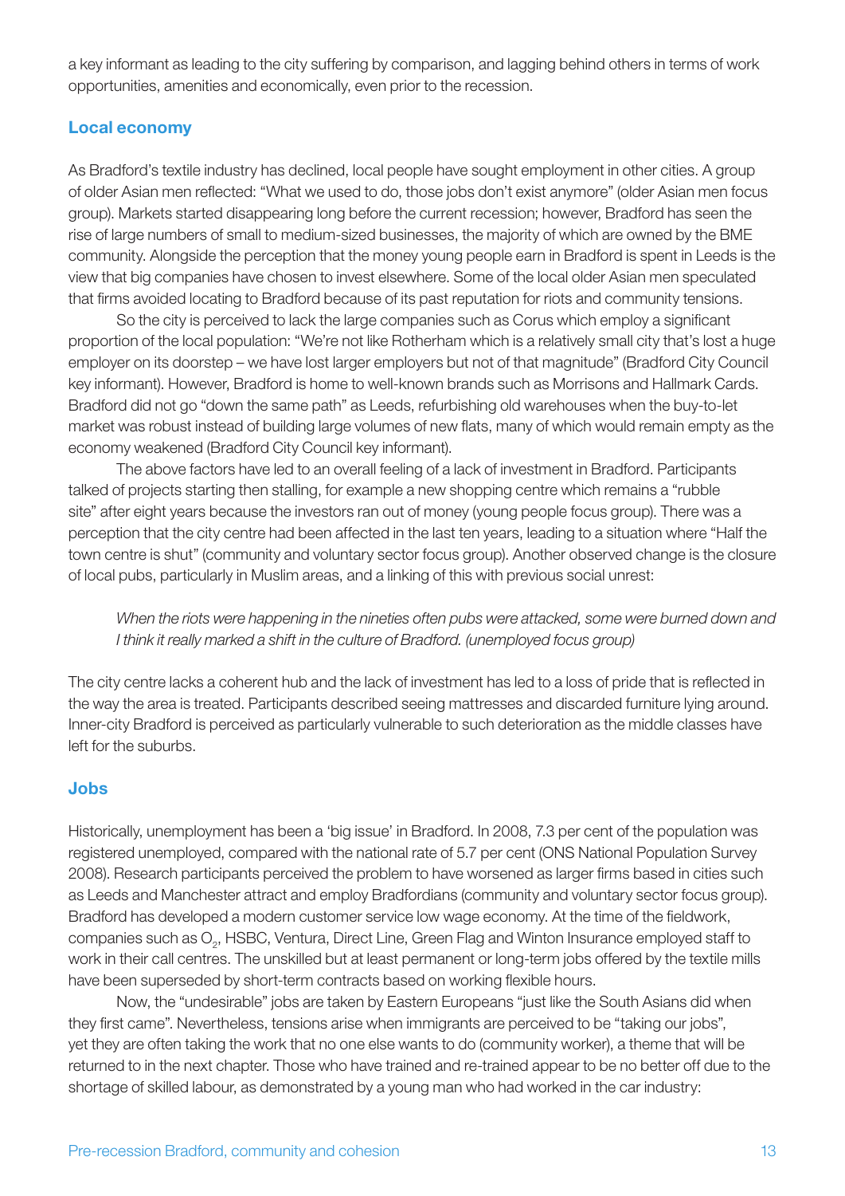a key informant as leading to the city suffering by comparison, and lagging behind others in terms of work opportunities, amenities and economically, even prior to the recession.

## Local economy

As Bradford's textile industry has declined, local people have sought employment in other cities. A group of older Asian men reflected: "What we used to do, those jobs don't exist anymore" (older Asian men focus group). Markets started disappearing long before the current recession; however, Bradford has seen the rise of large numbers of small to medium-sized businesses, the majority of which are owned by the BME community. Alongside the perception that the money young people earn in Bradford is spent in Leeds is the view that big companies have chosen to invest elsewhere. Some of the local older Asian men speculated that firms avoided locating to Bradford because of its past reputation for riots and community tensions.

So the city is perceived to lack the large companies such as Corus which employ a significant proportion of the local population: "We're not like Rotherham which is a relatively small city that's lost a huge employer on its doorstep – we have lost larger employers but not of that magnitude" (Bradford City Council key informant). However, Bradford is home to well-known brands such as Morrisons and Hallmark Cards. Bradford did not go "down the same path" as Leeds, refurbishing old warehouses when the buy-to-let market was robust instead of building large volumes of new flats, many of which would remain empty as the economy weakened (Bradford City Council key informant).

The above factors have led to an overall feeling of a lack of investment in Bradford. Participants talked of projects starting then stalling, for example a new shopping centre which remains a "rubble site" after eight years because the investors ran out of money (young people focus group). There was a perception that the city centre had been affected in the last ten years, leading to a situation where "Half the town centre is shut" (community and voluntary sector focus group). Another observed change is the closure of local pubs, particularly in Muslim areas, and a linking of this with previous social unrest:

> *When the riots were happening in the nineties often pubs were attacked, some were burned down and I think it really marked a shift in the culture of Bradford. (unemployed focus group)*

The city centre lacks a coherent hub and the lack of investment has led to a loss of pride that is reflected in the way the area is treated. Participants described seeing mattresses and discarded furniture lying around. Inner-city Bradford is perceived as particularly vulnerable to such deterioration as the middle classes have left for the suburbs.

## Jobs

Historically, unemployment has been a 'big issue' in Bradford. In 2008, 7.3 per cent of the population was registered unemployed, compared with the national rate of 5.7 per cent (ONS National Population Survey 2008). Research participants perceived the problem to have worsened as larger firms based in cities such as Leeds and Manchester attract and employ Bradfordians (community and voluntary sector focus group). Bradford has developed a modern customer service low wage economy. At the time of the fieldwork, companies such as $O_2$, HSBC, Ventura, Direct Line, Green Flag and Winton Insurance employed staff to work in their call centres. The unskilled but at least permanent or long-term jobs offered by the textile mills have been superseded by short-term contracts based on working flexible hours.

Now, the "undesirable" jobs are taken by Eastern Europeans "just like the South Asians did when they first came". Nevertheless, tensions arise when immigrants are perceived to be "taking our jobs", yet they are often taking the work that no one else wants to do (community worker), a theme that will be returned to in the next chapter. Those who have trained and re-trained appear to be no better off due to the shortage of skilled labour, as demonstrated by a young man who had worked in the car industry: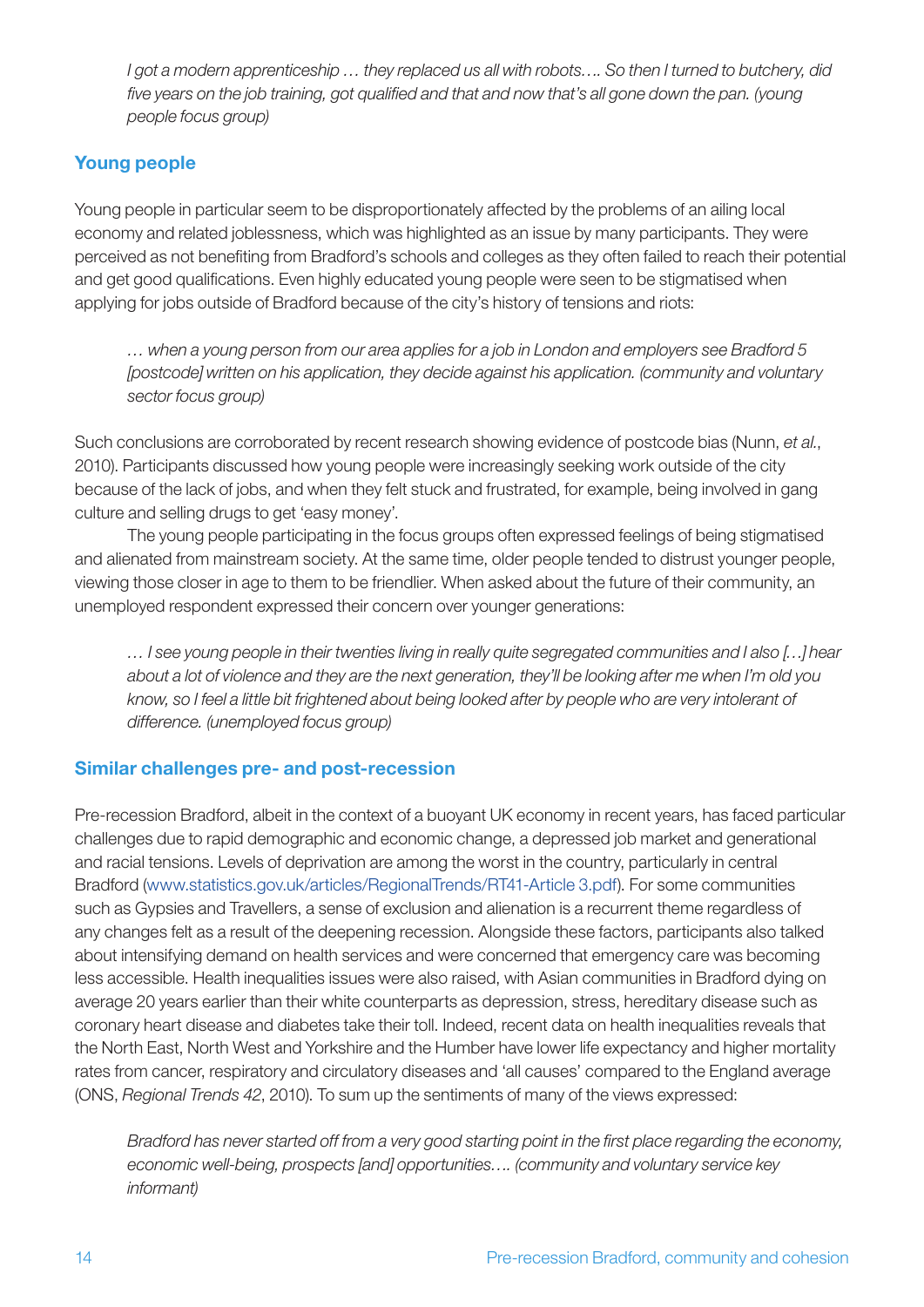*I got a modern apprenticeship … they replaced us all with robots…. So then I turned to butchery, did five years on the job training, got qualified and that and now that's all gone down the pan. (young people focus group)*

### Young people

Young people in particular seem to be disproportionately affected by the problems of an ailing local economy and related joblessness, which was highlighted as an issue by many participants. They were perceived as not benefiting from Bradford's schools and colleges as they often failed to reach their potential and get good qualifications. Even highly educated young people were seen to be stigmatised when applying for jobs outside of Bradford because of the city's history of tensions and riots:

> *… when a young person from our area applies for a job in London and employers see Bradford 5 [postcode] written on his application, they decide against his application. (community and voluntary sector focus group)*

Such conclusions are corroborated by recent research showing evidence of postcode bias (Nunn, *et al.*, 2010). Participants discussed how young people were increasingly seeking work outside of the city because of the lack of jobs, and when they felt stuck and frustrated, for example, being involved in gang culture and selling drugs to get 'easy money'.

The young people participating in the focus groups often expressed feelings of being stigmatised and alienated from mainstream society. At the same time, older people tended to distrust younger people, viewing those closer in age to them to be friendlier. When asked about the future of their community, an unemployed respondent expressed their concern over younger generations:

> *… I see young people in their twenties living in really quite segregated communities and I also […] hear about a lot of violence and they are the next generation, they'll be looking after me when I'm old you know, so I feel a little bit frightened about being looked after by people who are very intolerant of difference. (unemployed focus group)*

### Similar challenges pre- and post-recession

Pre-recession Bradford, albeit in the context of a buoyant UK economy in recent years, has faced particular challenges due to rapid demographic and economic change, a depressed job market and generational and racial tensions. Levels of deprivation are among the worst in the country, particularly in central Bradford (www.statistics.gov.uk/articles/RegionalTrends/RT41-Article 3.pdf). For some communities such as Gypsies and Travellers, a sense of exclusion and alienation is a recurrent theme regardless of any changes felt as a result of the deepening recession. Alongside these factors, participants also talked about intensifying demand on health services and were concerned that emergency care was becoming less accessible. Health inequalities issues were also raised, with Asian communities in Bradford dying on average 20 years earlier than their white counterparts as depression, stress, hereditary disease such as coronary heart disease and diabetes take their toll. Indeed, recent data on health inequalities reveals that the North East, North West and Yorkshire and the Humber have lower life expectancy and higher mortality rates from cancer, respiratory and circulatory diseases and 'all causes' compared to the England average (ONS, *Regional Trends 42*, 2010). To sum up the sentiments of many of the views expressed:

> *Bradford has never started off from a very good starting point in the first place regarding the economy, economic well-being, prospects [and] opportunities…. (community and voluntary service key informant)*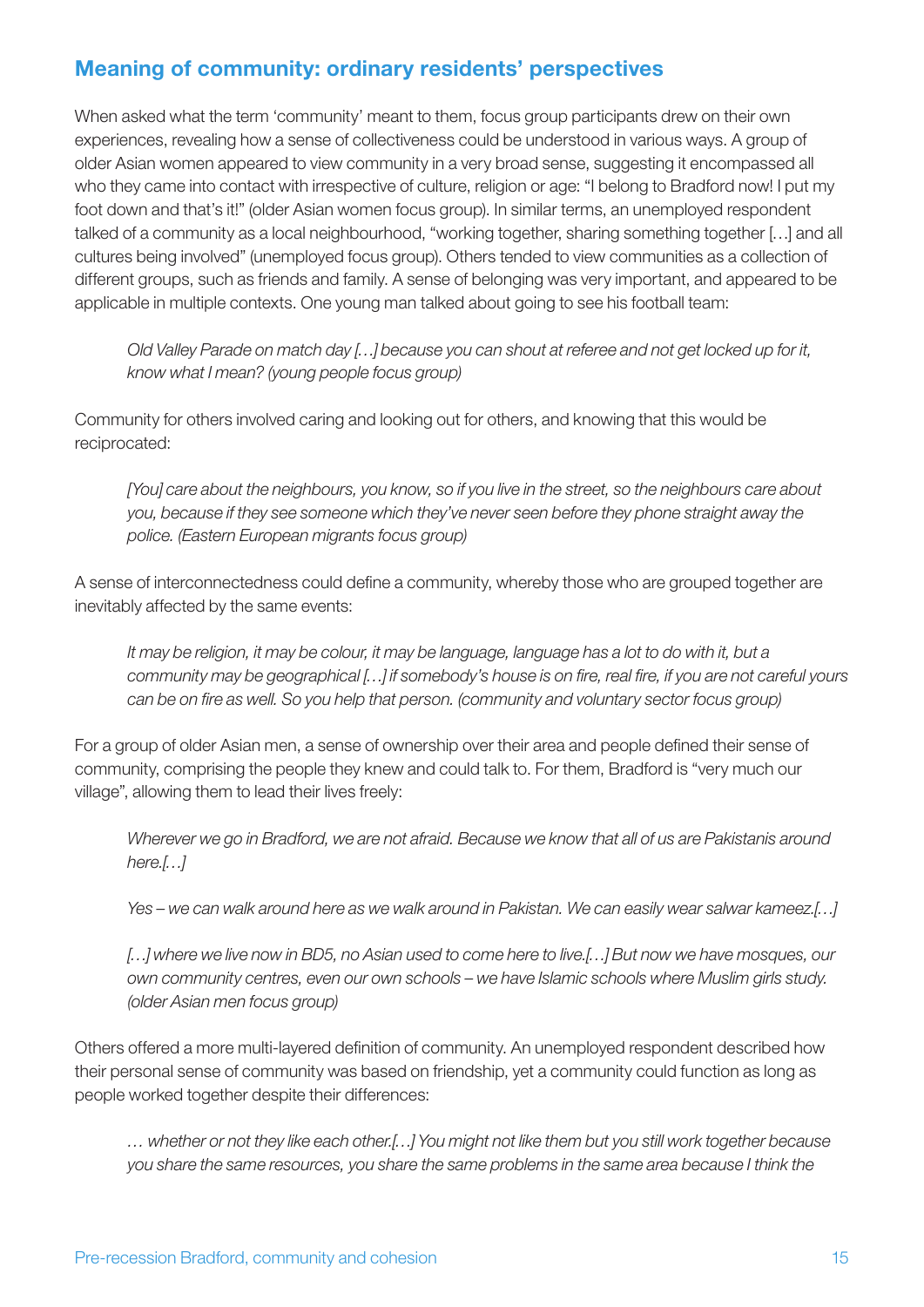## Meaning of community: ordinary residents' perspectives

When asked what the term 'community' meant to them, focus group participants drew on their own experiences, revealing how a sense of collectiveness could be understood in various ways. A group of older Asian women appeared to view community in a very broad sense, suggesting it encompassed all who they came into contact with irrespective of culture, religion or age: "I belong to Bradford now! I put my foot down and that's it!" (older Asian women focus group). In similar terms, an unemployed respondent talked of a community as a local neighbourhood, "working together, sharing something together […] and all cultures being involved" (unemployed focus group). Others tended to view communities as a collection of different groups, such as friends and family. A sense of belonging was very important, and appeared to be applicable in multiple contexts. One young man talked about going to see his football team:

> *Old Valley Parade on match day […] because you can shout at referee and not get locked up for it, know what I mean? (young people focus group)*

Community for others involved caring and looking out for others, and knowing that this would be reciprocated:

> *[You] care about the neighbours, you know, so if you live in the street, so the neighbours care about you, because if they see someone which they've never seen before they phone straight away the police. (Eastern European migrants focus group)*

A sense of interconnectedness could define a community, whereby those who are grouped together are inevitably affected by the same events:

> *It may be religion, it may be colour, it may be language, language has a lot to do with it, but a community may be geographical […] if somebody's house is on fire, real fire, if you are not careful yours can be on fire as well. So you help that person. (community and voluntary sector focus group)*

For a group of older Asian men, a sense of ownership over their area and people defined their sense of community, comprising the people they knew and could talk to. For them, Bradford is "very much our village", allowing them to lead their lives freely:

> *Wherever we go in Bradford, we are not afraid. Because we know that all of us are Pakistanis around here.[…]*
>
> *Yes – we can walk around here as we walk around in Pakistan. We can easily wear salwar kameez.[…]*
>
> *[…] where we live now in BD5, no Asian used to come here to live.[…] But now we have mosques, our own community centres, even our own schools – we have Islamic schools where Muslim girls study. (older Asian men focus group)*

Others offered a more multi-layered definition of community. An unemployed respondent described how their personal sense of community was based on friendship, yet a community could function as long as people worked together despite their differences:

> *… whether or not they like each other.[…] You might not like them but you still work together because you share the same resources, you share the same problems in the same area because I think the*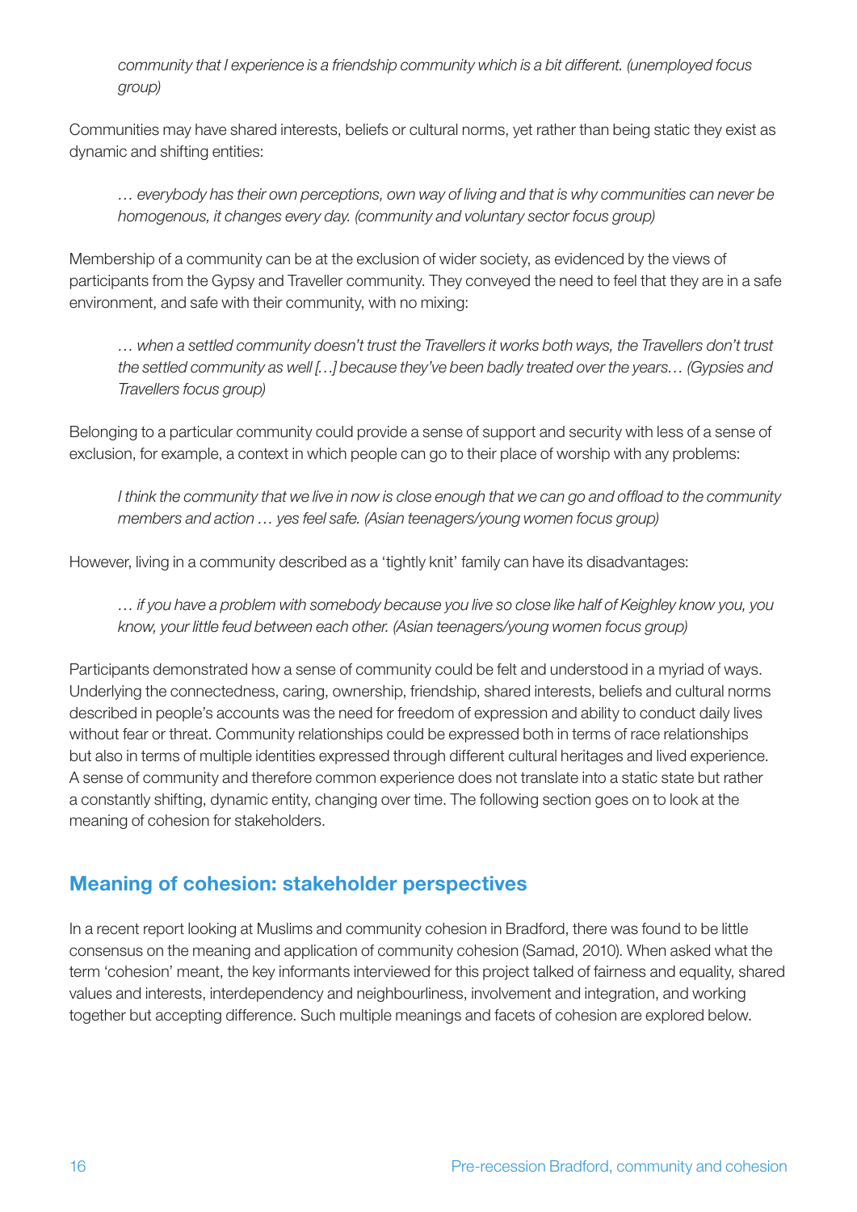*community that I experience is a friendship community which is a bit different. (unemployed focus group)*

Communities may have shared interests, beliefs or cultural norms, yet rather than being static they exist as dynamic and shifting entities:

> *… everybody has their own perceptions, own way of living and that is why communities can never be homogenous, it changes every day. (community and voluntary sector focus group)*

Membership of a community can be at the exclusion of wider society, as evidenced by the views of participants from the Gypsy and Traveller community. They conveyed the need to feel that they are in a safe environment, and safe with their community, with no mixing:

> *… when a settled community doesn't trust the Travellers it works both ways, the Travellers don't trust the settled community as well […] because they've been badly treated over the years… (Gypsies and Travellers focus group)*

Belonging to a particular community could provide a sense of support and security with less of a sense of exclusion, for example, a context in which people can go to their place of worship with any problems:

> *I think the community that we live in now is close enough that we can go and offload to the community members and action … yes feel safe. (Asian teenagers/young women focus group)*

However, living in a community described as a 'tightly knit' family can have its disadvantages:

> *… if you have a problem with somebody because you live so close like half of Keighley know you, you know, your little feud between each other. (Asian teenagers/young women focus group)*

Participants demonstrated how a sense of community could be felt and understood in a myriad of ways. Underlying the connectedness, caring, ownership, friendship, shared interests, beliefs and cultural norms described in people's accounts was the need for freedom of expression and ability to conduct daily lives without fear or threat. Community relationships could be expressed both in terms of race relationships but also in terms of multiple identities expressed through different cultural heritages and lived experience. A sense of community and therefore common experience does not translate into a static state but rather a constantly shifting, dynamic entity, changing over time. The following section goes on to look at the meaning of cohesion for stakeholders.

## Meaning of cohesion: stakeholder perspectives

In a recent report looking at Muslims and community cohesion in Bradford, there was found to be little consensus on the meaning and application of community cohesion (Samad, 2010). When asked what the term 'cohesion' meant, the key informants interviewed for this project talked of fairness and equality, shared values and interests, interdependency and neighbourliness, involvement and integration, and working together but accepting difference. Such multiple meanings and facets of cohesion are explored below.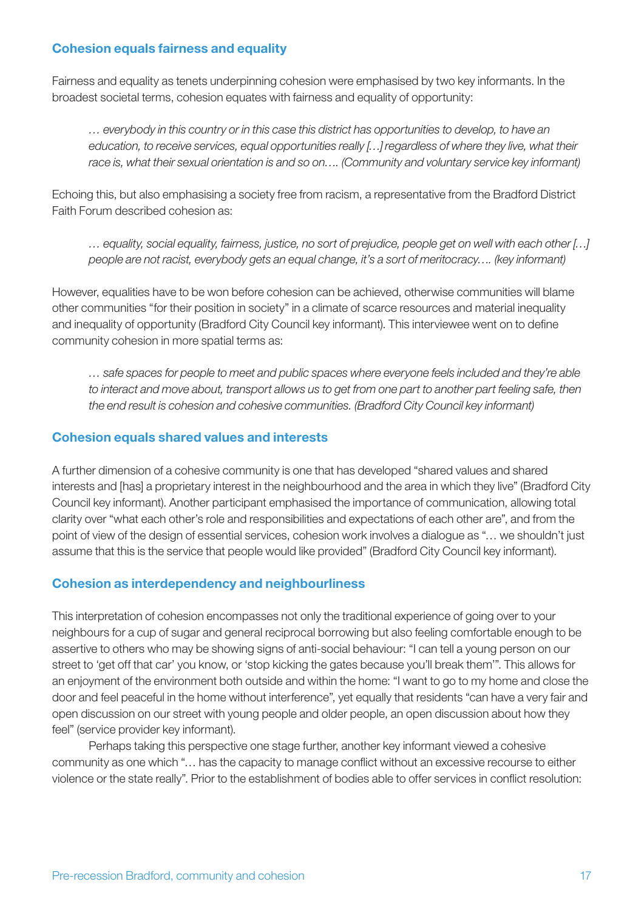### Cohesion equals fairness and equality

Fairness and equality as tenets underpinning cohesion were emphasised by two key informants. In the broadest societal terms, cohesion equates with fairness and equality of opportunity:

> *… everybody in this country or in this case this district has opportunities to develop, to have an education, to receive services, equal opportunities really […] regardless of where they live, what their race is, what their sexual orientation is and so on…. (Community and voluntary service key informant)*

Echoing this, but also emphasising a society free from racism, a representative from the Bradford District Faith Forum described cohesion as:

> *… equality, social equality, fairness, justice, no sort of prejudice, people get on well with each other […] people are not racist, everybody gets an equal change, it's a sort of meritocracy…. (key informant)*

However, equalities have to be won before cohesion can be achieved, otherwise communities will blame other communities "for their position in society" in a climate of scarce resources and material inequality and inequality of opportunity (Bradford City Council key informant). This interviewee went on to define community cohesion in more spatial terms as:

> *… safe spaces for people to meet and public spaces where everyone feels included and they're able to interact and move about, transport allows us to get from one part to another part feeling safe, then the end result is cohesion and cohesive communities. (Bradford City Council key informant)*

### Cohesion equals shared values and interests

A further dimension of a cohesive community is one that has developed "shared values and shared interests and [has] a proprietary interest in the neighbourhood and the area in which they live" (Bradford City Council key informant). Another participant emphasised the importance of communication, allowing total clarity over "what each other's role and responsibilities and expectations of each other are", and from the point of view of the design of essential services, cohesion work involves a dialogue as "… we shouldn't just assume that this is the service that people would like provided" (Bradford City Council key informant).

### Cohesion as interdependency and neighbourliness

This interpretation of cohesion encompasses not only the traditional experience of going over to your neighbours for a cup of sugar and general reciprocal borrowing but also feeling comfortable enough to be assertive to others who may be showing signs of anti-social behaviour: "I can tell a young person on our street to 'get off that car' you know, or 'stop kicking the gates because you'll break them'". This allows for an enjoyment of the environment both outside and within the home: "I want to go to my home and close the door and feel peaceful in the home without interference", yet equally that residents "can have a very fair and open discussion on our street with young people and older people, an open discussion about how they feel" (service provider key informant).

Perhaps taking this perspective one stage further, another key informant viewed a cohesive community as one which "… has the capacity to manage conflict without an excessive recourse to either violence or the state really". Prior to the establishment of bodies able to offer services in conflict resolution: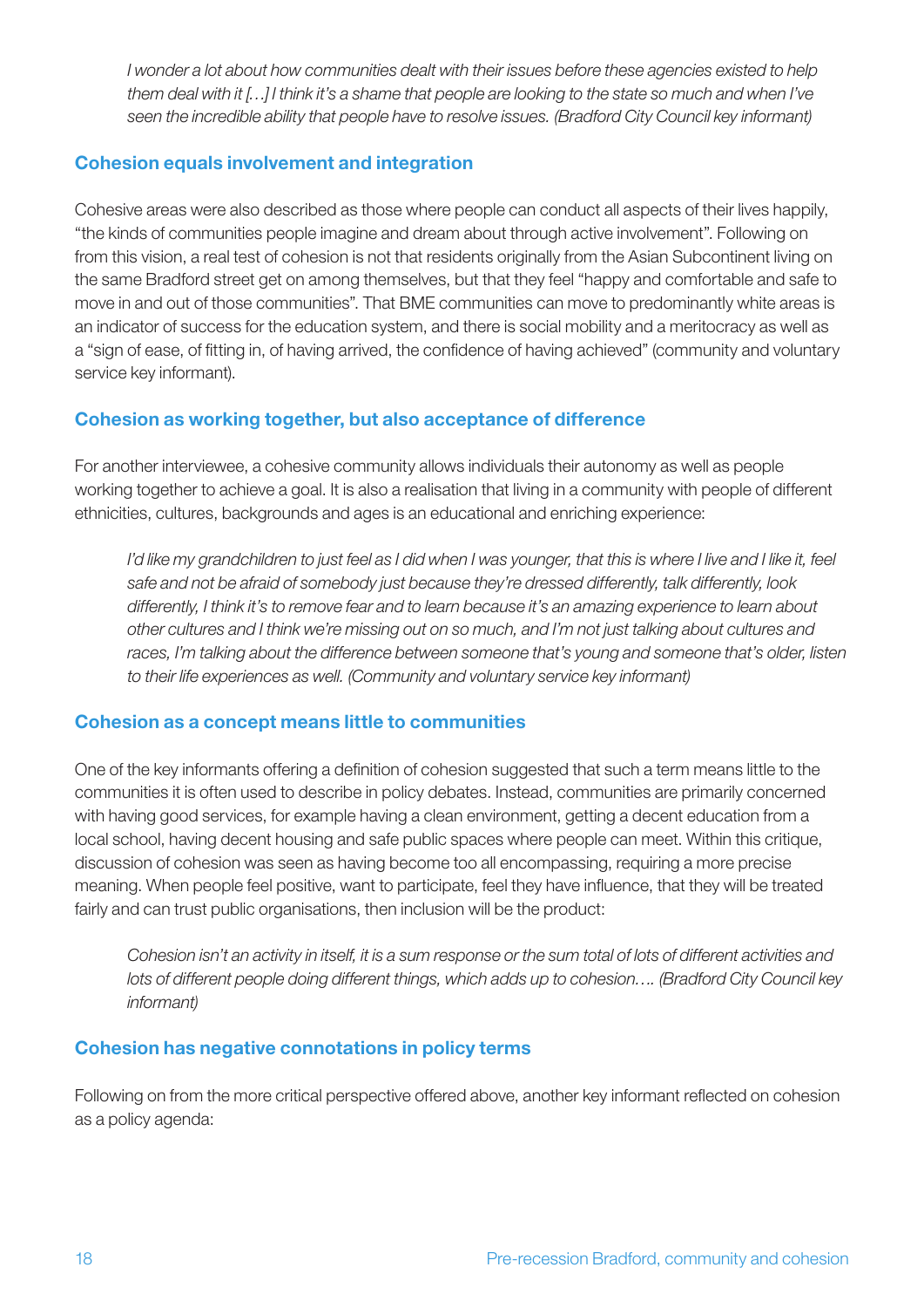*I wonder a lot about how communities dealt with their issues before these agencies existed to help them deal with it […] I think it's a shame that people are looking to the state so much and when I've seen the incredible ability that people have to resolve issues. (Bradford City Council key informant)*

### Cohesion equals involvement and integration

Cohesive areas were also described as those where people can conduct all aspects of their lives happily, "the kinds of communities people imagine and dream about through active involvement". Following on from this vision, a real test of cohesion is not that residents originally from the Asian Subcontinent living on the same Bradford street get on among themselves, but that they feel "happy and comfortable and safe to move in and out of those communities". That BME communities can move to predominantly white areas is an indicator of success for the education system, and there is social mobility and a meritocracy as well as a "sign of ease, of fitting in, of having arrived, the confidence of having achieved" (community and voluntary service key informant).

### Cohesion as working together, but also acceptance of difference

For another interviewee, a cohesive community allows individuals their autonomy as well as people working together to achieve a goal. It is also a realisation that living in a community with people of different ethnicities, cultures, backgrounds and ages is an educational and enriching experience:

*I'd like my grandchildren to just feel as I did when I was younger, that this is where I live and I like it, feel safe and not be afraid of somebody just because they're dressed differently, talk differently, look differently, I think it's to remove fear and to learn because it's an amazing experience to learn about other cultures and I think we're missing out on so much, and I'm not just talking about cultures and races, I'm talking about the difference between someone that's young and someone that's older, listen to their life experiences as well. (Community and voluntary service key informant)*

### Cohesion as a concept means little to communities

One of the key informants offering a definition of cohesion suggested that such a term means little to the communities it is often used to describe in policy debates. Instead, communities are primarily concerned with having good services, for example having a clean environment, getting a decent education from a local school, having decent housing and safe public spaces where people can meet. Within this critique, discussion of cohesion was seen as having become too all encompassing, requiring a more precise meaning. When people feel positive, want to participate, feel they have influence, that they will be treated fairly and can trust public organisations, then inclusion will be the product:

*Cohesion isn't an activity in itself, it is a sum response or the sum total of lots of different activities and lots of different people doing different things, which adds up to cohesion…. (Bradford City Council key informant)*

### Cohesion has negative connotations in policy terms

Following on from the more critical perspective offered above, another key informant reflected on cohesion as a policy agenda: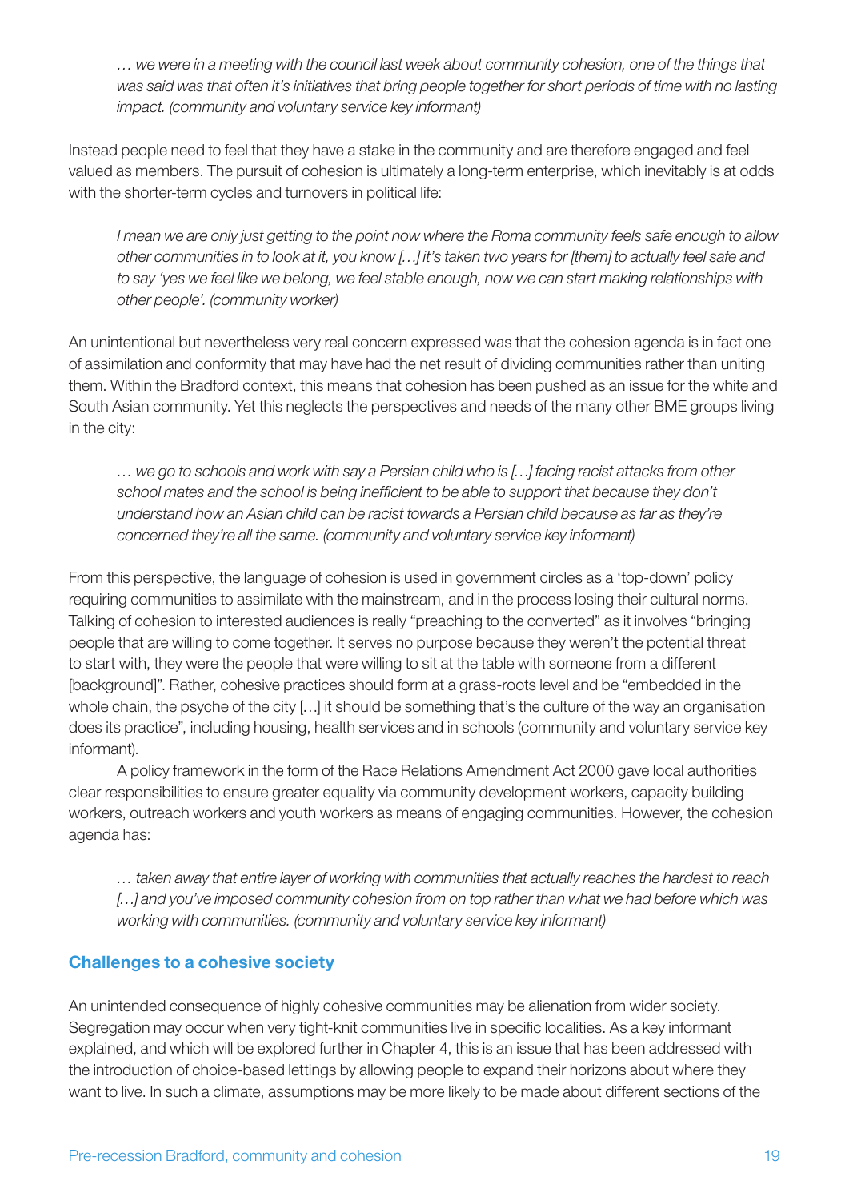> *… we were in a meeting with the council last week about community cohesion, one of the things that was said was that often it's initiatives that bring people together for short periods of time with no lasting impact. (community and voluntary service key informant)*

Instead people need to feel that they have a stake in the community and are therefore engaged and feel valued as members. The pursuit of cohesion is ultimately a long-term enterprise, which inevitably is at odds with the shorter-term cycles and turnovers in political life:

> *I mean we are only just getting to the point now where the Roma community feels safe enough to allow other communities in to look at it, you know […] it's taken two years for [them] to actually feel safe and to say 'yes we feel like we belong, we feel stable enough, now we can start making relationships with other people'. (community worker)*

An unintentional but nevertheless very real concern expressed was that the cohesion agenda is in fact one of assimilation and conformity that may have had the net result of dividing communities rather than uniting them. Within the Bradford context, this means that cohesion has been pushed as an issue for the white and South Asian community. Yet this neglects the perspectives and needs of the many other BME groups living in the city:

> *… we go to schools and work with say a Persian child who is […] facing racist attacks from other school mates and the school is being inefficient to be able to support that because they don't understand how an Asian child can be racist towards a Persian child because as far as they're concerned they're all the same. (community and voluntary service key informant)*

From this perspective, the language of cohesion is used in government circles as a 'top-down' policy requiring communities to assimilate with the mainstream, and in the process losing their cultural norms. Talking of cohesion to interested audiences is really "preaching to the converted" as it involves "bringing people that are willing to come together. It serves no purpose because they weren't the potential threat to start with, they were the people that were willing to sit at the table with someone from a different [background]". Rather, cohesive practices should form at a grass-roots level and be "embedded in the whole chain, the psyche of the city […] it should be something that's the culture of the way an organisation does its practice", including housing, health services and in schools (community and voluntary service key informant).

A policy framework in the form of the Race Relations Amendment Act 2000 gave local authorities clear responsibilities to ensure greater equality via community development workers, capacity building workers, outreach workers and youth workers as means of engaging communities. However, the cohesion agenda has:

> *… taken away that entire layer of working with communities that actually reaches the hardest to reach […] and you've imposed community cohesion from on top rather than what we had before which was working with communities. (community and voluntary service key informant)*

### Challenges to a cohesive society

An unintended consequence of highly cohesive communities may be alienation from wider society. Segregation may occur when very tight-knit communities live in specific localities. As a key informant explained, and which will be explored further in Chapter 4, this is an issue that has been addressed with the introduction of choice-based lettings by allowing people to expand their horizons about where they want to live. In such a climate, assumptions may be more likely to be made about different sections of the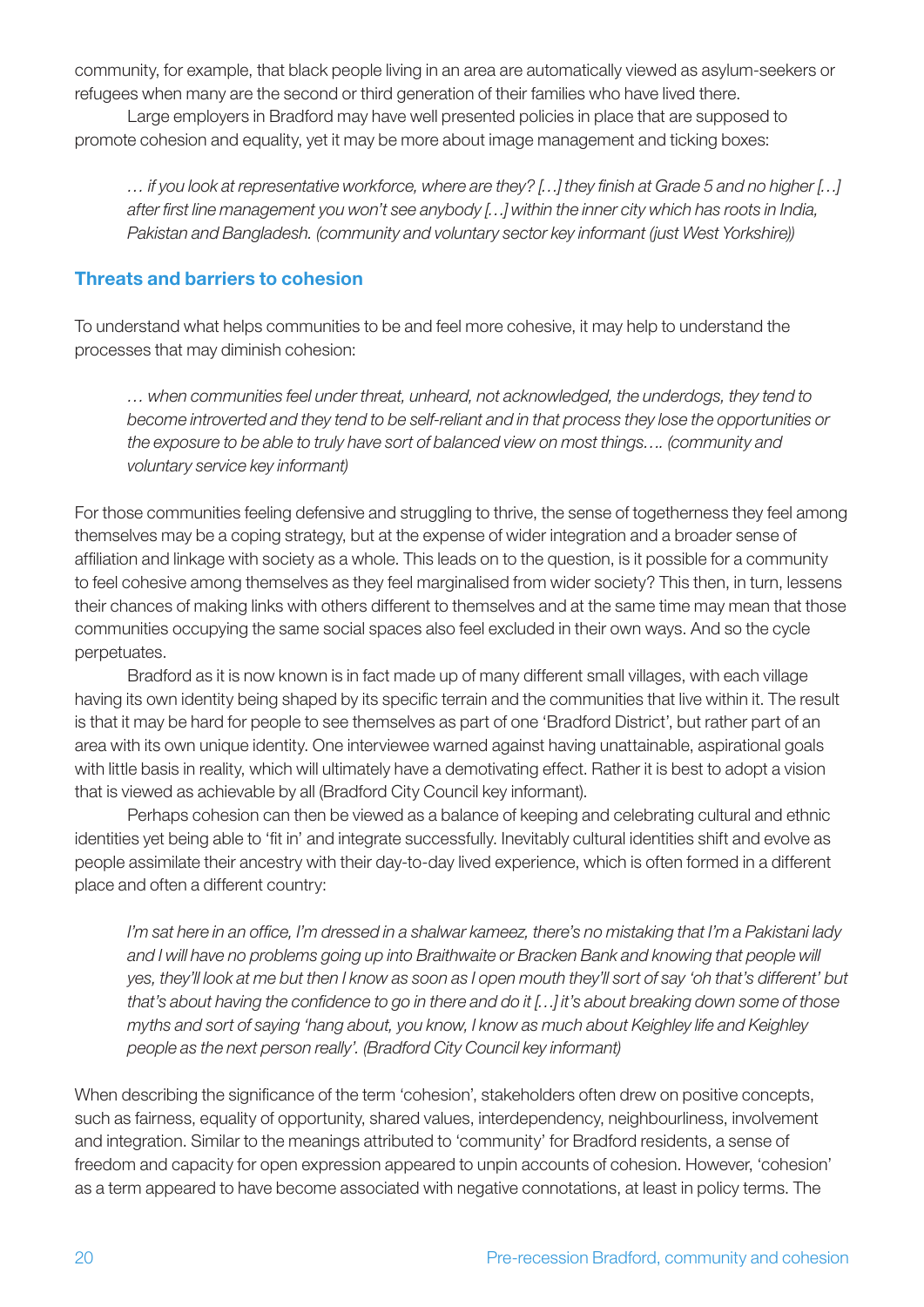community, for example, that black people living in an area are automatically viewed as asylum-seekers or refugees when many are the second or third generation of their families who have lived there.

Large employers in Bradford may have well presented policies in place that are supposed to promote cohesion and equality, yet it may be more about image management and ticking boxes:

> *… if you look at representative workforce, where are they? […] they finish at Grade 5 and no higher […] after first line management you won't see anybody […] within the inner city which has roots in India, Pakistan and Bangladesh. (community and voluntary sector key informant (just West Yorkshire))*

## Threats and barriers to cohesion

To understand what helps communities to be and feel more cohesive, it may help to understand the processes that may diminish cohesion:

> *… when communities feel under threat, unheard, not acknowledged, the underdogs, they tend to become introverted and they tend to be self-reliant and in that process they lose the opportunities or the exposure to be able to truly have sort of balanced view on most things…. (community and voluntary service key informant)*

For those communities feeling defensive and struggling to thrive, the sense of togetherness they feel among themselves may be a coping strategy, but at the expense of wider integration and a broader sense of affiliation and linkage with society as a whole. This leads on to the question, is it possible for a community to feel cohesive among themselves as they feel marginalised from wider society? This then, in turn, lessens their chances of making links with others different to themselves and at the same time may mean that those communities occupying the same social spaces also feel excluded in their own ways. And so the cycle perpetuates.

Bradford as it is now known is in fact made up of many different small villages, with each village having its own identity being shaped by its specific terrain and the communities that live within it. The result is that it may be hard for people to see themselves as part of one 'Bradford District', but rather part of an area with its own unique identity. One interviewee warned against having unattainable, aspirational goals with little basis in reality, which will ultimately have a demotivating effect. Rather it is best to adopt a vision that is viewed as achievable by all (Bradford City Council key informant).

Perhaps cohesion can then be viewed as a balance of keeping and celebrating cultural and ethnic identities yet being able to 'fit in' and integrate successfully. Inevitably cultural identities shift and evolve as people assimilate their ancestry with their day-to-day lived experience, which is often formed in a different place and often a different country:

> *I'm sat here in an office, I'm dressed in a shalwar kameez, there's no mistaking that I'm a Pakistani lady and I will have no problems going up into Braithwaite or Bracken Bank and knowing that people will yes, they'll look at me but then I know as soon as I open mouth they'll sort of say 'oh that's different' but that's about having the confidence to go in there and do it […] it's about breaking down some of those myths and sort of saying 'hang about, you know, I know as much about Keighley life and Keighley people as the next person really'. (Bradford City Council key informant)*

When describing the significance of the term 'cohesion', stakeholders often drew on positive concepts, such as fairness, equality of opportunity, shared values, interdependency, neighbourliness, involvement and integration. Similar to the meanings attributed to 'community' for Bradford residents, a sense of freedom and capacity for open expression appeared to unpin accounts of cohesion. However, 'cohesion' as a term appeared to have become associated with negative connotations, at least in policy terms. The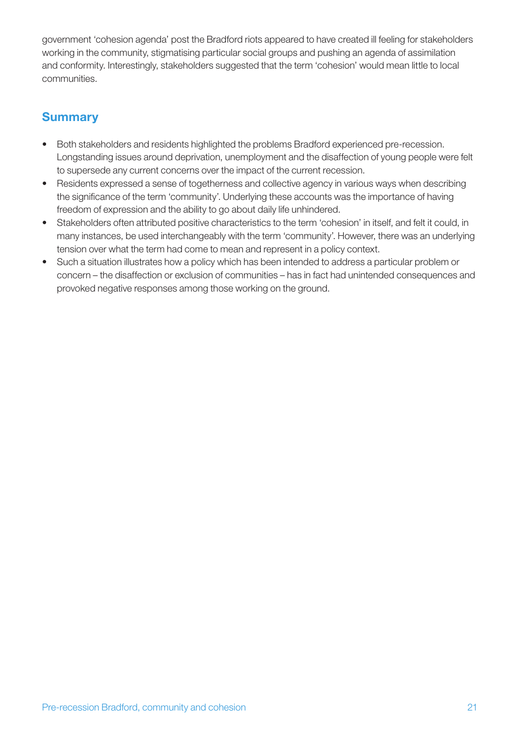government 'cohesion agenda' post the Bradford riots appeared to have created ill feeling for stakeholders working in the community, stigmatising particular social groups and pushing an agenda of assimilation and conformity. Interestingly, stakeholders suggested that the term 'cohesion' would mean little to local communities.

## Summary

- Both stakeholders and residents highlighted the problems Bradford experienced pre-recession. Longstanding issues around deprivation, unemployment and the disaffection of young people were felt to supersede any current concerns over the impact of the current recession.
- Residents expressed a sense of togetherness and collective agency in various ways when describing the significance of the term 'community'. Underlying these accounts was the importance of having freedom of expression and the ability to go about daily life unhindered.
- Stakeholders often attributed positive characteristics to the term 'cohesion' in itself, and felt it could, in many instances, be used interchangeably with the term 'community'. However, there was an underlying tension over what the term had come to mean and represent in a policy context.
- Such a situation illustrates how a policy which has been intended to address a particular problem or concern – the disaffection or exclusion of communities – has in fact had unintended consequences and provoked negative responses among those working on the ground.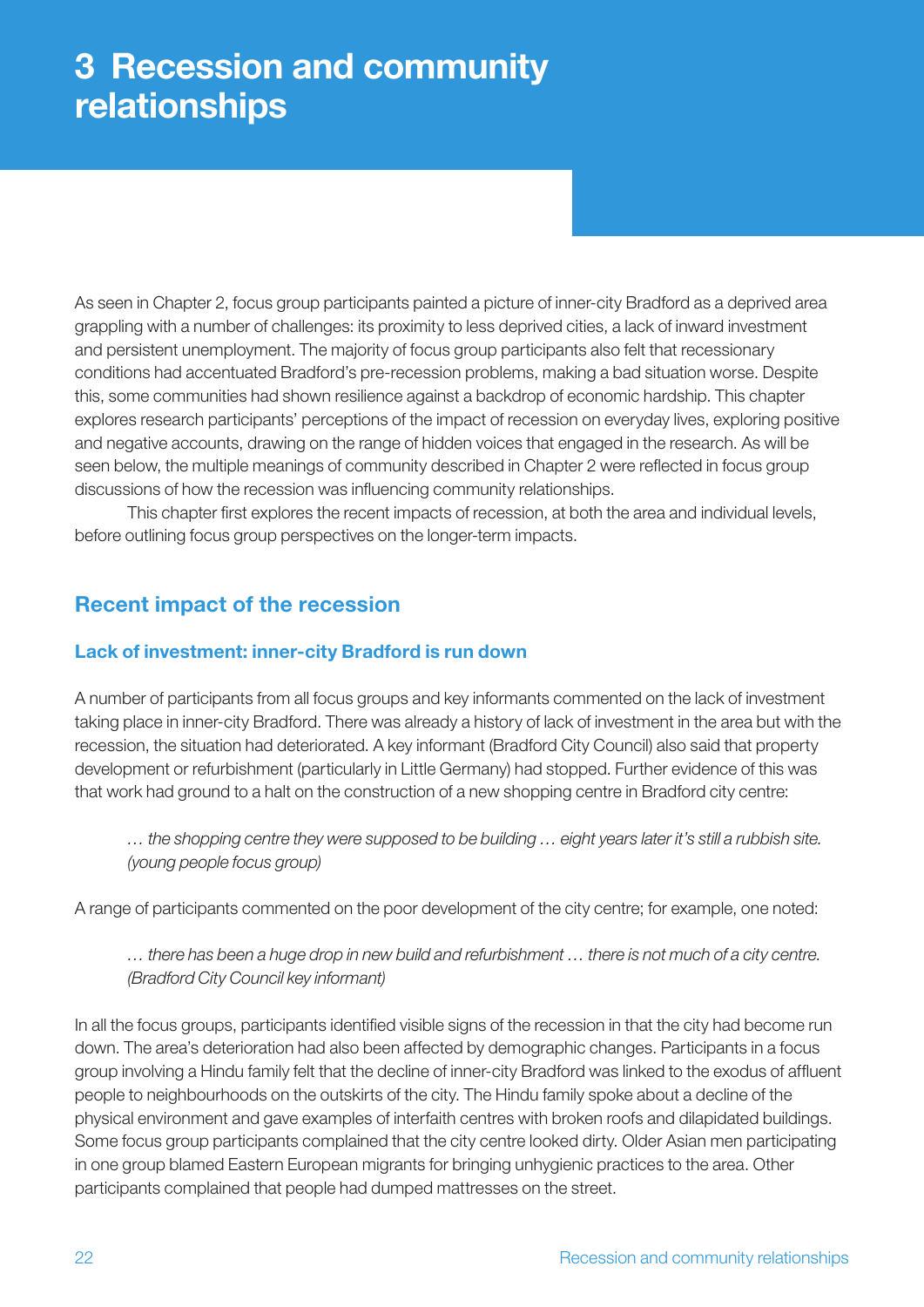# 3 Recession and community relationships

As seen in Chapter 2, focus group participants painted a picture of inner-city Bradford as a deprived area grappling with a number of challenges: its proximity to less deprived cities, a lack of inward investment and persistent unemployment. The majority of focus group participants also felt that recessionary conditions had accentuated Bradford's pre-recession problems, making a bad situation worse. Despite this, some communities had shown resilience against a backdrop of economic hardship. This chapter explores research participants' perceptions of the impact of recession on everyday lives, exploring positive and negative accounts, drawing on the range of hidden voices that engaged in the research. As will be seen below, the multiple meanings of community described in Chapter 2 were reflected in focus group discussions of how the recession was influencing community relationships.

This chapter first explores the recent impacts of recession, at both the area and individual levels, before outlining focus group perspectives on the longer-term impacts.

## Recent impact of the recession

### Lack of investment: inner-city Bradford is run down

A number of participants from all focus groups and key informants commented on the lack of investment taking place in inner-city Bradford. There was already a history of lack of investment in the area but with the recession, the situation had deteriorated. A key informant (Bradford City Council) also said that property development or refurbishment (particularly in Little Germany) had stopped. Further evidence of this was that work had ground to a halt on the construction of a new shopping centre in Bradford city centre:

> *… the shopping centre they were supposed to be building … eight years later it's still a rubbish site. (young people focus group)*

A range of participants commented on the poor development of the city centre; for example, one noted:

> *… there has been a huge drop in new build and refurbishment … there is not much of a city centre. (Bradford City Council key informant)*

In all the focus groups, participants identified visible signs of the recession in that the city had become run down. The area's deterioration had also been affected by demographic changes. Participants in a focus group involving a Hindu family felt that the decline of inner-city Bradford was linked to the exodus of affluent people to neighbourhoods on the outskirts of the city. The Hindu family spoke about a decline of the physical environment and gave examples of interfaith centres with broken roofs and dilapidated buildings. Some focus group participants complained that the city centre looked dirty. Older Asian men participating in one group blamed Eastern European migrants for bringing unhygienic practices to the area. Other participants complained that people had dumped mattresses on the street.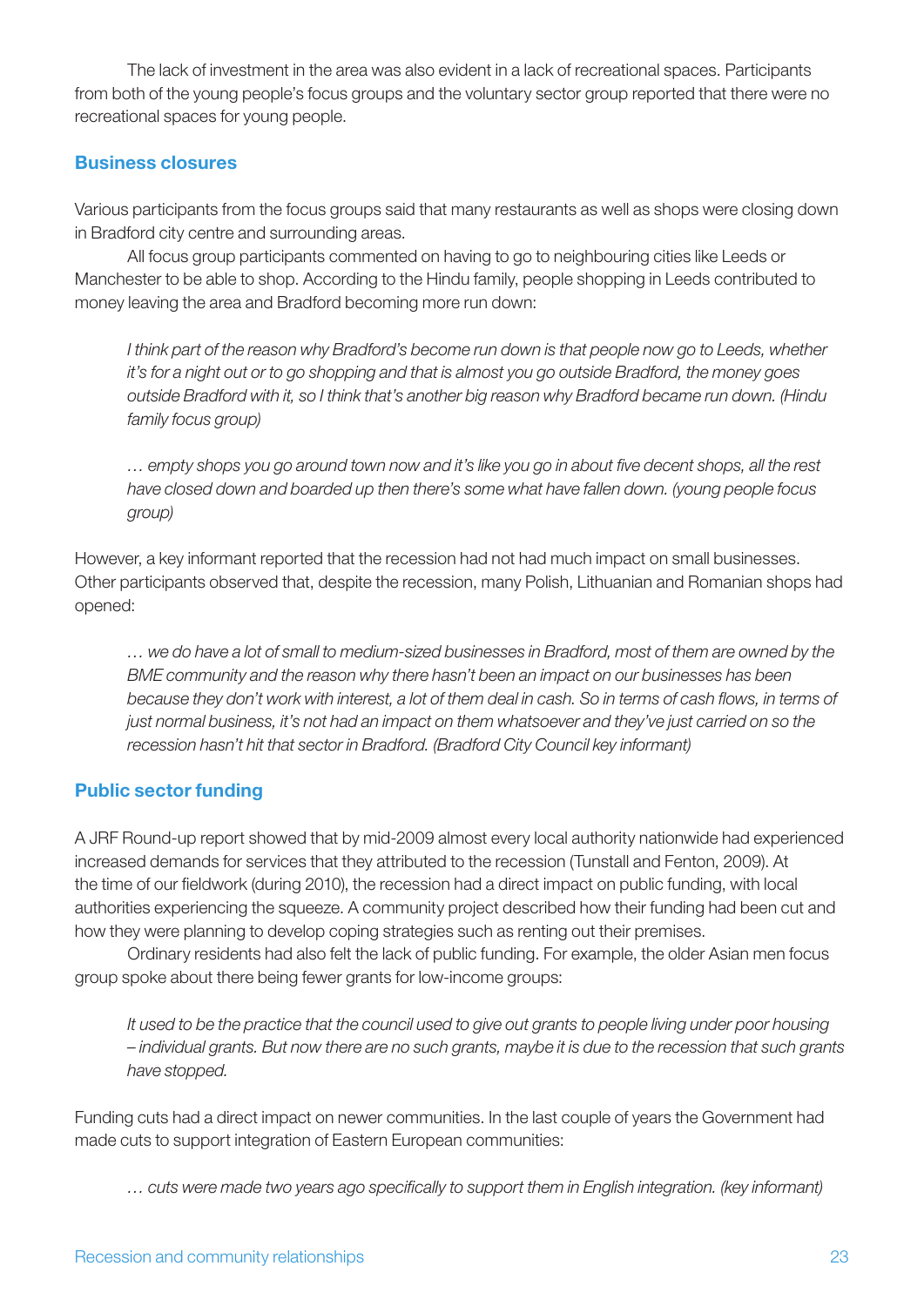The lack of investment in the area was also evident in a lack of recreational spaces. Participants from both of the young people's focus groups and the voluntary sector group reported that there were no recreational spaces for young people.

### Business closures

Various participants from the focus groups said that many restaurants as well as shops were closing down in Bradford city centre and surrounding areas.

All focus group participants commented on having to go to neighbouring cities like Leeds or Manchester to be able to shop. According to the Hindu family, people shopping in Leeds contributed to money leaving the area and Bradford becoming more run down:

> *I think part of the reason why Bradford's become run down is that people now go to Leeds, whether it's for a night out or to go shopping and that is almost you go outside Bradford, the money goes outside Bradford with it, so I think that's another big reason why Bradford became run down. (Hindu family focus group)*

> *… empty shops you go around town now and it's like you go in about five decent shops, all the rest have closed down and boarded up then there's some what have fallen down. (young people focus group)*

However, a key informant reported that the recession had not had much impact on small businesses. Other participants observed that, despite the recession, many Polish, Lithuanian and Romanian shops had opened:

> *… we do have a lot of small to medium-sized businesses in Bradford, most of them are owned by the BME community and the reason why there hasn't been an impact on our businesses has been because they don't work with interest, a lot of them deal in cash. So in terms of cash flows, in terms of just normal business, it's not had an impact on them whatsoever and they've just carried on so the recession hasn't hit that sector in Bradford. (Bradford City Council key informant)*

### Public sector funding

A JRF Round-up report showed that by mid-2009 almost every local authority nationwide had experienced increased demands for services that they attributed to the recession (Tunstall and Fenton, 2009). At the time of our fieldwork (during 2010), the recession had a direct impact on public funding, with local authorities experiencing the squeeze. A community project described how their funding had been cut and how they were planning to develop coping strategies such as renting out their premises.

Ordinary residents had also felt the lack of public funding. For example, the older Asian men focus group spoke about there being fewer grants for low-income groups:

> *It used to be the practice that the council used to give out grants to people living under poor housing – individual grants. But now there are no such grants, maybe it is due to the recession that such grants have stopped.*

Funding cuts had a direct impact on newer communities. In the last couple of years the Government had made cuts to support integration of Eastern European communities:

> *… cuts were made two years ago specifically to support them in English integration. (key informant)*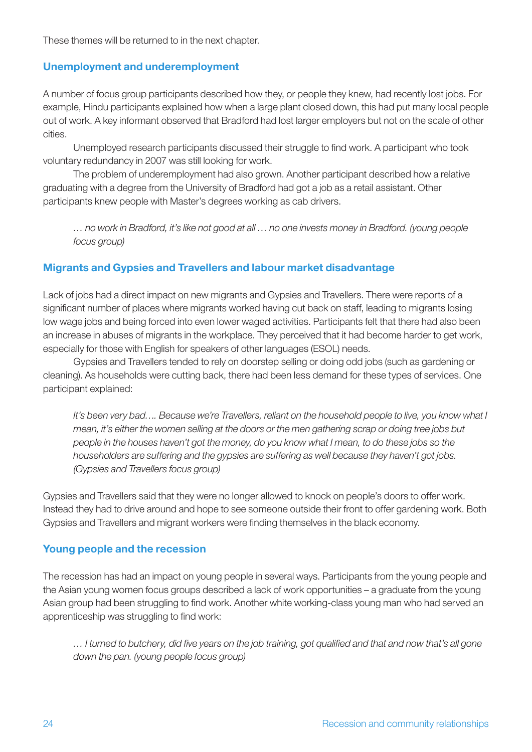These themes will be returned to in the next chapter.

### Unemployment and underemployment

A number of focus group participants described how they, or people they knew, had recently lost jobs. For example, Hindu participants explained how when a large plant closed down, this had put many local people out of work. A key informant observed that Bradford had lost larger employers but not on the scale of other cities.

Unemployed research participants discussed their struggle to find work. A participant who took voluntary redundancy in 2007 was still looking for work.

The problem of underemployment had also grown. Another participant described how a relative graduating with a degree from the University of Bradford had got a job as a retail assistant. Other participants knew people with Master's degrees working as cab drivers.

> *… no work in Bradford, it's like not good at all … no one invests money in Bradford. (young people focus group)*

### Migrants and Gypsies and Travellers and labour market disadvantage

Lack of jobs had a direct impact on new migrants and Gypsies and Travellers. There were reports of a significant number of places where migrants worked having cut back on staff, leading to migrants losing low wage jobs and being forced into even lower waged activities. Participants felt that there had also been an increase in abuses of migrants in the workplace. They perceived that it had become harder to get work, especially for those with English for speakers of other languages (ESOL) needs.

Gypsies and Travellers tended to rely on doorstep selling or doing odd jobs (such as gardening or cleaning). As households were cutting back, there had been less demand for these types of services. One participant explained:

> *It's been very bad…. Because we're Travellers, reliant on the household people to live, you know what I mean, it's either the women selling at the doors or the men gathering scrap or doing tree jobs but people in the houses haven't got the money, do you know what I mean, to do these jobs so the householders are suffering and the gypsies are suffering as well because they haven't got jobs. (Gypsies and Travellers focus group)*

Gypsies and Travellers said that they were no longer allowed to knock on people's doors to offer work. Instead they had to drive around and hope to see someone outside their front to offer gardening work. Both Gypsies and Travellers and migrant workers were finding themselves in the black economy.

### Young people and the recession

The recession has had an impact on young people in several ways. Participants from the young people and the Asian young women focus groups described a lack of work opportunities – a graduate from the young Asian group had been struggling to find work. Another white working-class young man who had served an apprenticeship was struggling to find work:

> *… I turned to butchery, did five years on the job training, got qualified and that and now that's all gone down the pan. (young people focus group)*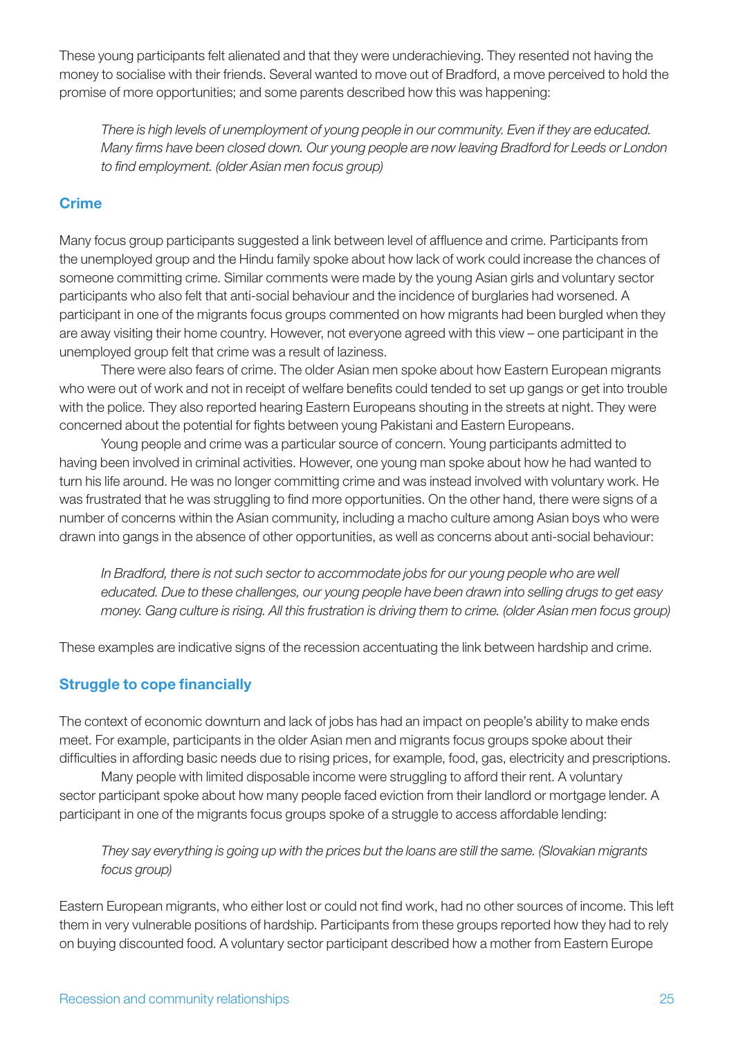These young participants felt alienated and that they were underachieving. They resented not having the money to socialise with their friends. Several wanted to move out of Bradford, a move perceived to hold the promise of more opportunities; and some parents described how this was happening:

> *There is high levels of unemployment of young people in our community. Even if they are educated. Many firms have been closed down. Our young people are now leaving Bradford for Leeds or London to find employment. (older Asian men focus group)*

### Crime

Many focus group participants suggested a link between level of affluence and crime. Participants from the unemployed group and the Hindu family spoke about how lack of work could increase the chances of someone committing crime. Similar comments were made by the young Asian girls and voluntary sector participants who also felt that anti-social behaviour and the incidence of burglaries had worsened. A participant in one of the migrants focus groups commented on how migrants had been burgled when they are away visiting their home country. However, not everyone agreed with this view – one participant in the unemployed group felt that crime was a result of laziness.

There were also fears of crime. The older Asian men spoke about how Eastern European migrants who were out of work and not in receipt of welfare benefits could tended to set up gangs or get into trouble with the police. They also reported hearing Eastern Europeans shouting in the streets at night. They were concerned about the potential for fights between young Pakistani and Eastern Europeans.

Young people and crime was a particular source of concern. Young participants admitted to having been involved in criminal activities. However, one young man spoke about how he had wanted to turn his life around. He was no longer committing crime and was instead involved with voluntary work. He was frustrated that he was struggling to find more opportunities. On the other hand, there were signs of a number of concerns within the Asian community, including a macho culture among Asian boys who were drawn into gangs in the absence of other opportunities, as well as concerns about anti-social behaviour:

> *In Bradford, there is not such sector to accommodate jobs for our young people who are well educated. Due to these challenges, our young people have been drawn into selling drugs to get easy money. Gang culture is rising. All this frustration is driving them to crime. (older Asian men focus group)*

These examples are indicative signs of the recession accentuating the link between hardship and crime.

### Struggle to cope financially

The context of economic downturn and lack of jobs has had an impact on people's ability to make ends meet. For example, participants in the older Asian men and migrants focus groups spoke about their difficulties in affording basic needs due to rising prices, for example, food, gas, electricity and prescriptions.

Many people with limited disposable income were struggling to afford their rent. A voluntary sector participant spoke about how many people faced eviction from their landlord or mortgage lender. A participant in one of the migrants focus groups spoke of a struggle to access affordable lending:

> *They say everything is going up with the prices but the loans are still the same. (Slovakian migrants focus group)*

Eastern European migrants, who either lost or could not find work, had no other sources of income. This left them in very vulnerable positions of hardship. Participants from these groups reported how they had to rely on buying discounted food. A voluntary sector participant described how a mother from Eastern Europe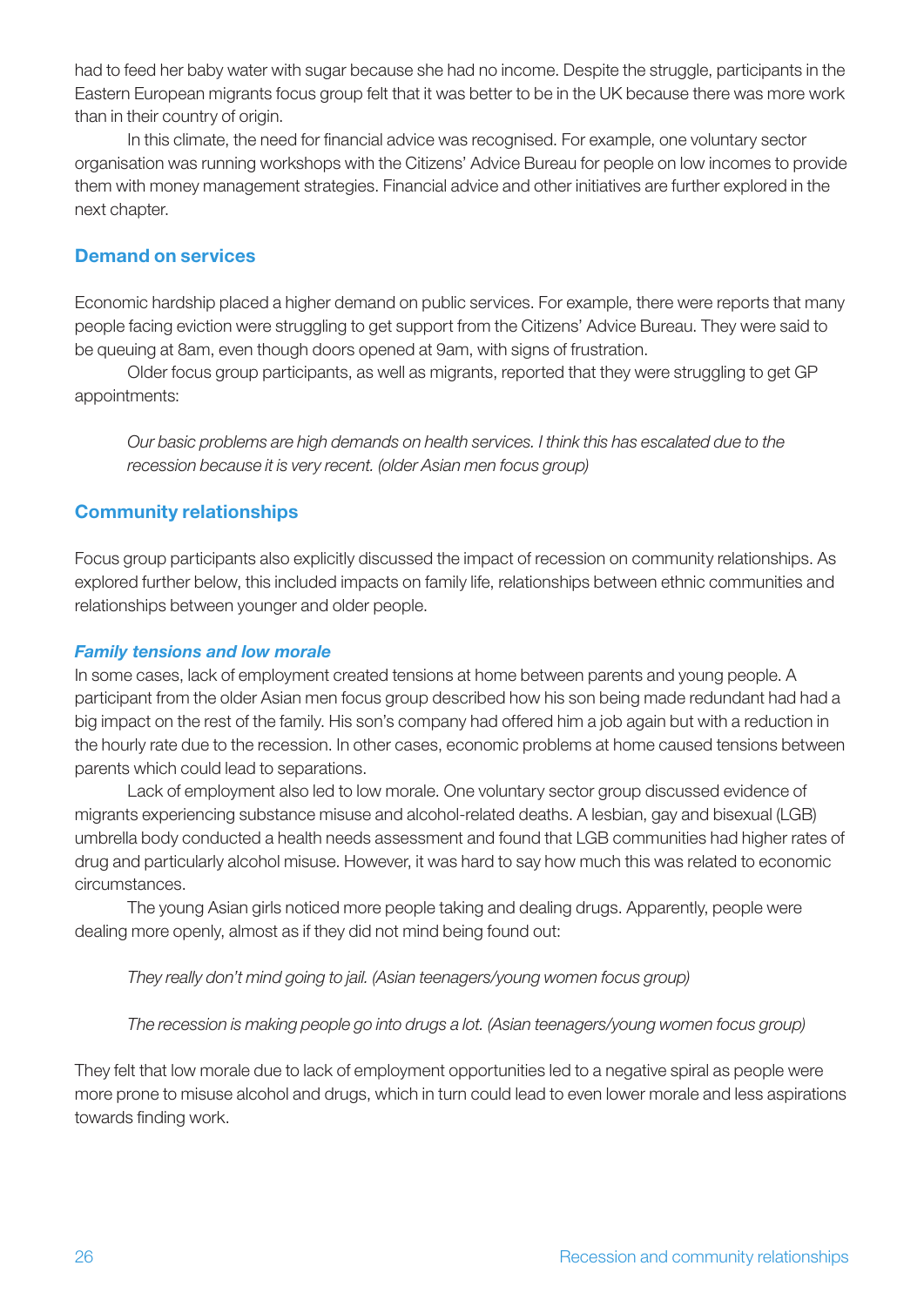had to feed her baby water with sugar because she had no income. Despite the struggle, participants in the Eastern European migrants focus group felt that it was better to be in the UK because there was more work than in their country of origin.

In this climate, the need for financial advice was recognised. For example, one voluntary sector organisation was running workshops with the Citizens' Advice Bureau for people on low incomes to provide them with money management strategies. Financial advice and other initiatives are further explored in the next chapter.

## Demand on services

Economic hardship placed a higher demand on public services. For example, there were reports that many people facing eviction were struggling to get support from the Citizens' Advice Bureau. They were said to be queuing at 8am, even though doors opened at 9am, with signs of frustration.

Older focus group participants, as well as migrants, reported that they were struggling to get GP appointments:

> *Our basic problems are high demands on health services. I think this has escalated due to the recession because it is very recent. (older Asian men focus group)*

## Community relationships

Focus group participants also explicitly discussed the impact of recession on community relationships. As explored further below, this included impacts on family life, relationships between ethnic communities and relationships between younger and older people.

### *Family tensions and low morale*

In some cases, lack of employment created tensions at home between parents and young people. A participant from the older Asian men focus group described how his son being made redundant had had a big impact on the rest of the family. His son's company had offered him a job again but with a reduction in the hourly rate due to the recession. In other cases, economic problems at home caused tensions between parents which could lead to separations.

Lack of employment also led to low morale. One voluntary sector group discussed evidence of migrants experiencing substance misuse and alcohol-related deaths. A lesbian, gay and bisexual (LGB) umbrella body conducted a health needs assessment and found that LGB communities had higher rates of drug and particularly alcohol misuse. However, it was hard to say how much this was related to economic circumstances.

The young Asian girls noticed more people taking and dealing drugs. Apparently, people were dealing more openly, almost as if they did not mind being found out:

> *They really don't mind going to jail. (Asian teenagers/young women focus group)*

> *The recession is making people go into drugs a lot. (Asian teenagers/young women focus group)*

They felt that low morale due to lack of employment opportunities led to a negative spiral as people were more prone to misuse alcohol and drugs, which in turn could lead to even lower morale and less aspirations towards finding work.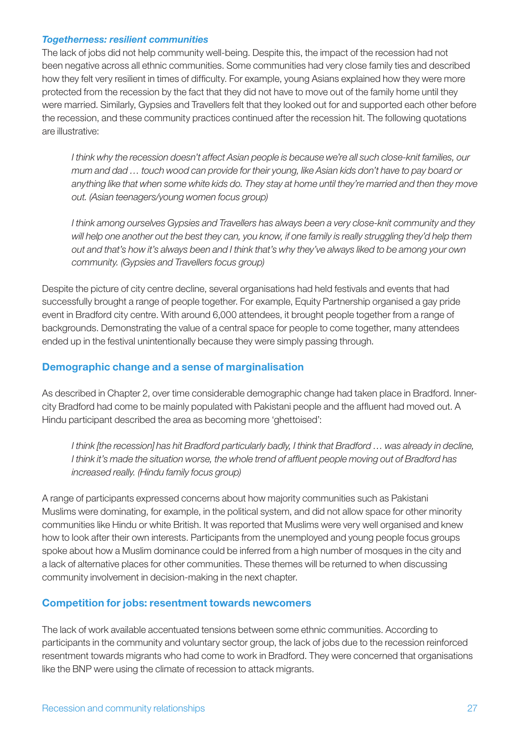***Togetherness: resilient communities***

The lack of jobs did not help community well-being. Despite this, the impact of the recession had not been negative across all ethnic communities. Some communities had very close family ties and described how they felt very resilient in times of difficulty. For example, young Asians explained how they were more protected from the recession by the fact that they did not have to move out of the family home until they were married. Similarly, Gypsies and Travellers felt that they looked out for and supported each other before the recession, and these community practices continued after the recession hit. The following quotations are illustrative:

> *I think why the recession doesn't affect Asian people is because we're all such close-knit families, our mum and dad … touch wood can provide for their young, like Asian kids don't have to pay board or anything like that when some white kids do. They stay at home until they're married and then they move out. (Asian teenagers/young women focus group)*

> *I think among ourselves Gypsies and Travellers has always been a very close-knit community and they will help one another out the best they can, you know, if one family is really struggling they'd help them out and that's how it's always been and I think that's why they've always liked to be among your own community. (Gypsies and Travellers focus group)*

Despite the picture of city centre decline, several organisations had held festivals and events that had successfully brought a range of people together. For example, Equity Partnership organised a gay pride event in Bradford city centre. With around 6,000 attendees, it brought people together from a range of backgrounds. Demonstrating the value of a central space for people to come together, many attendees ended up in the festival unintentionally because they were simply passing through.

## Demographic change and a sense of marginalisation

As described in Chapter 2, over time considerable demographic change had taken place in Bradford. Inner-city Bradford had come to be mainly populated with Pakistani people and the affluent had moved out. A Hindu participant described the area as becoming more 'ghettoised':

> *I think [the recession] has hit Bradford particularly badly, I think that Bradford … was already in decline, I think it's made the situation worse, the whole trend of affluent people moving out of Bradford has increased really. (Hindu family focus group)*

A range of participants expressed concerns about how majority communities such as Pakistani Muslims were dominating, for example, in the political system, and did not allow space for other minority communities like Hindu or white British. It was reported that Muslims were very well organised and knew how to look after their own interests. Participants from the unemployed and young people focus groups spoke about how a Muslim dominance could be inferred from a high number of mosques in the city and a lack of alternative places for other communities. These themes will be returned to when discussing community involvement in decision-making in the next chapter.

## Competition for jobs: resentment towards newcomers

The lack of work available accentuated tensions between some ethnic communities. According to participants in the community and voluntary sector group, the lack of jobs due to the recession reinforced resentment towards migrants who had come to work in Bradford. They were concerned that organisations like the BNP were using the climate of recession to attack migrants.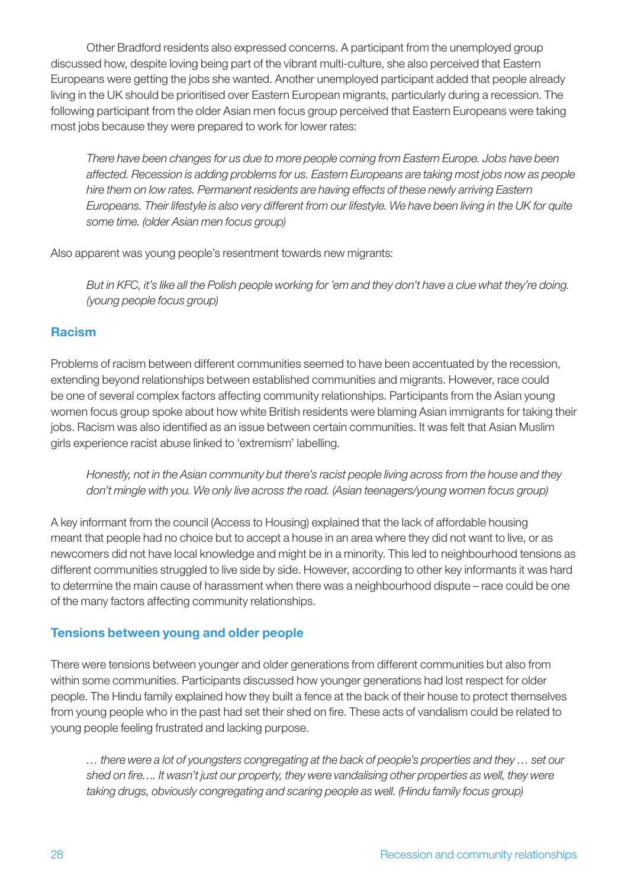Other Bradford residents also expressed concerns. A participant from the unemployed group discussed how, despite loving being part of the vibrant multi-culture, she also perceived that Eastern Europeans were getting the jobs she wanted. Another unemployed participant added that people already living in the UK should be prioritised over Eastern European migrants, particularly during a recession. The following participant from the older Asian men focus group perceived that Eastern Europeans were taking most jobs because they were prepared to work for lower rates:

> *There have been changes for us due to more people coming from Eastern Europe. Jobs have been affected. Recession is adding problems for us. Eastern Europeans are taking most jobs now as people hire them on low rates. Permanent residents are having effects of these newly arriving Eastern Europeans. Their lifestyle is also very different from our lifestyle. We have been living in the UK for quite some time. (older Asian men focus group)*

Also apparent was young people's resentment towards new migrants:

> *But in KFC, it's like all the Polish people working for 'em and they don't have a clue what they're doing. (young people focus group)*

## Racism

Problems of racism between different communities seemed to have been accentuated by the recession, extending beyond relationships between established communities and migrants. However, race could be one of several complex factors affecting community relationships. Participants from the Asian young women focus group spoke about how white British residents were blaming Asian immigrants for taking their jobs. Racism was also identified as an issue between certain communities. It was felt that Asian Muslim girls experience racist abuse linked to 'extremism' labelling.

> *Honestly, not in the Asian community but there's racist people living across from the house and they don't mingle with you. We only live across the road. (Asian teenagers/young women focus group)*

A key informant from the council (Access to Housing) explained that the lack of affordable housing meant that people had no choice but to accept a house in an area where they did not want to live, or as newcomers did not have local knowledge and might be in a minority. This led to neighbourhood tensions as different communities struggled to live side by side. However, according to other key informants it was hard to determine the main cause of harassment when there was a neighbourhood dispute – race could be one of the many factors affecting community relationships.

## Tensions between young and older people

There were tensions between younger and older generations from different communities but also from within some communities. Participants discussed how younger generations had lost respect for older people. The Hindu family explained how they built a fence at the back of their house to protect themselves from young people who in the past had set their shed on fire. These acts of vandalism could be related to young people feeling frustrated and lacking purpose.

> *… there were a lot of youngsters congregating at the back of people's properties and they … set our shed on fire…. It wasn't just our property, they were vandalising other properties as well, they were taking drugs, obviously congregating and scaring people as well. (Hindu family focus group)*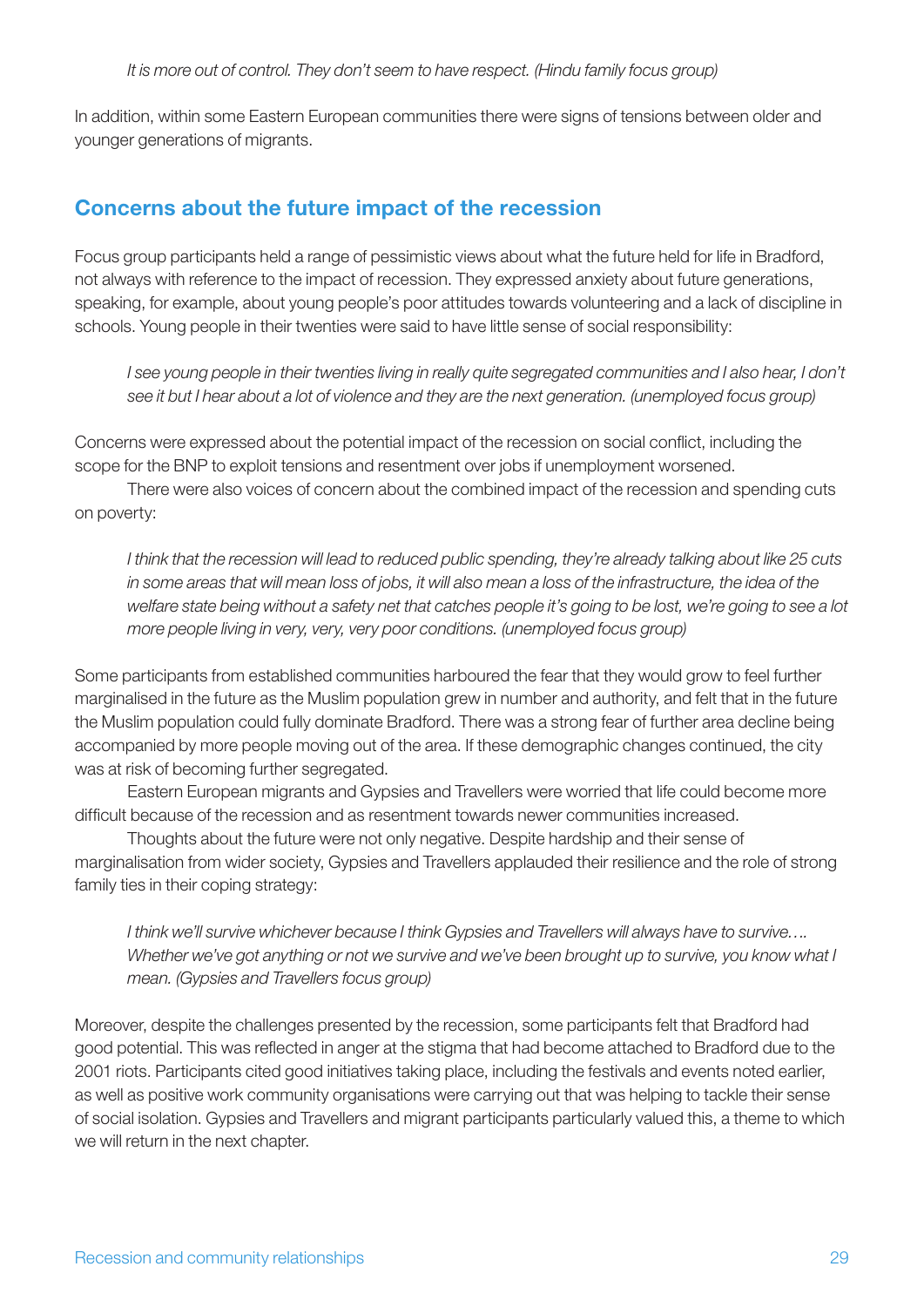> *It is more out of control. They don't seem to have respect. (Hindu family focus group)*

In addition, within some Eastern European communities there were signs of tensions between older and younger generations of migrants.

## Concerns about the future impact of the recession

Focus group participants held a range of pessimistic views about what the future held for life in Bradford, not always with reference to the impact of recession. They expressed anxiety about future generations, speaking, for example, about young people's poor attitudes towards volunteering and a lack of discipline in schools. Young people in their twenties were said to have little sense of social responsibility:

> *I see young people in their twenties living in really quite segregated communities and I also hear, I don't see it but I hear about a lot of violence and they are the next generation. (unemployed focus group)*

Concerns were expressed about the potential impact of the recession on social conflict, including the scope for the BNP to exploit tensions and resentment over jobs if unemployment worsened.

There were also voices of concern about the combined impact of the recession and spending cuts on poverty:

> *I think that the recession will lead to reduced public spending, they're already talking about like 25 cuts in some areas that will mean loss of jobs, it will also mean a loss of the infrastructure, the idea of the welfare state being without a safety net that catches people it's going to be lost, we're going to see a lot more people living in very, very, very poor conditions. (unemployed focus group)*

Some participants from established communities harboured the fear that they would grow to feel further marginalised in the future as the Muslim population grew in number and authority, and felt that in the future the Muslim population could fully dominate Bradford. There was a strong fear of further area decline being accompanied by more people moving out of the area. If these demographic changes continued, the city was at risk of becoming further segregated.

Eastern European migrants and Gypsies and Travellers were worried that life could become more difficult because of the recession and as resentment towards newer communities increased.

Thoughts about the future were not only negative. Despite hardship and their sense of marginalisation from wider society, Gypsies and Travellers applauded their resilience and the role of strong family ties in their coping strategy:

> *I think we'll survive whichever because I think Gypsies and Travellers will always have to survive…. Whether we've got anything or not we survive and we've been brought up to survive, you know what I mean. (Gypsies and Travellers focus group)*

Moreover, despite the challenges presented by the recession, some participants felt that Bradford had good potential. This was reflected in anger at the stigma that had become attached to Bradford due to the 2001 riots. Participants cited good initiatives taking place, including the festivals and events noted earlier, as well as positive work community organisations were carrying out that was helping to tackle their sense of social isolation. Gypsies and Travellers and migrant participants particularly valued this, a theme to which we will return in the next chapter.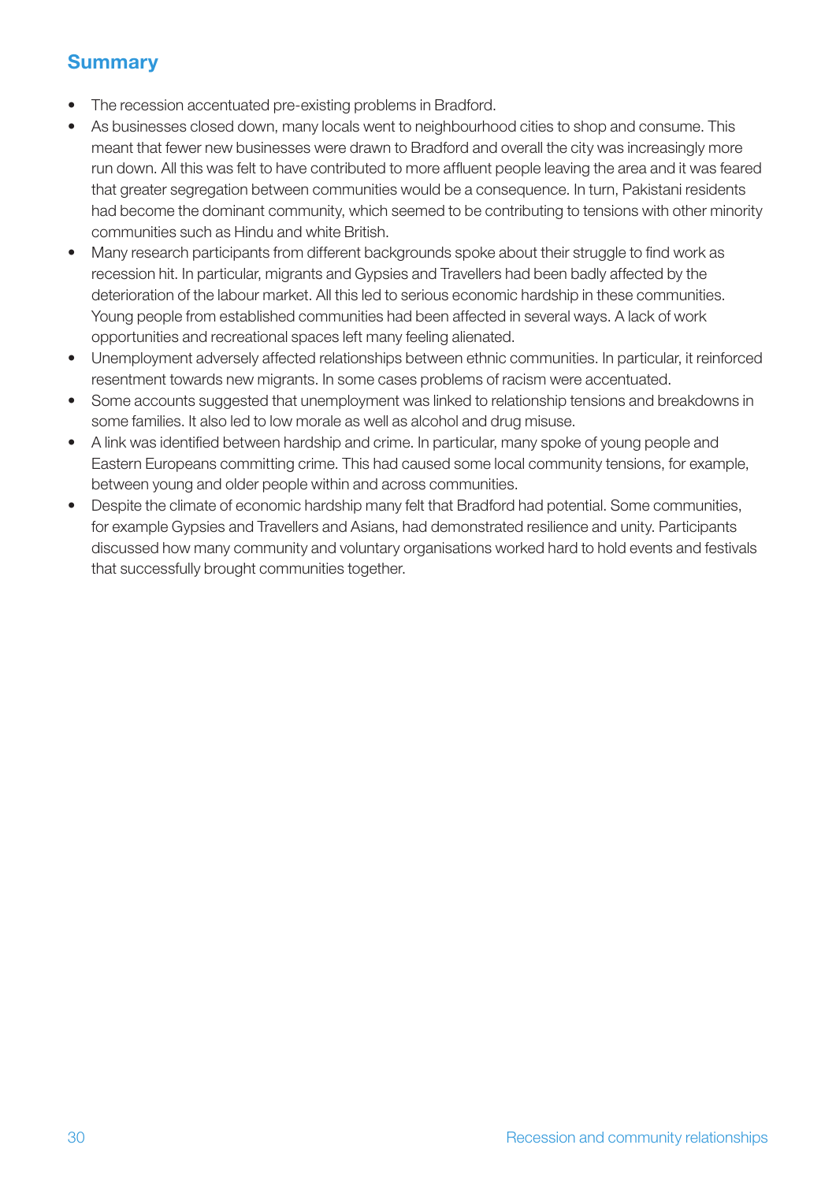## Summary

- The recession accentuated pre-existing problems in Bradford.
- As businesses closed down, many locals went to neighbourhood cities to shop and consume. This meant that fewer new businesses were drawn to Bradford and overall the city was increasingly more run down. All this was felt to have contributed to more affluent people leaving the area and it was feared that greater segregation between communities would be a consequence. In turn, Pakistani residents had become the dominant community, which seemed to be contributing to tensions with other minority communities such as Hindu and white British.
- Many research participants from different backgrounds spoke about their struggle to find work as recession hit. In particular, migrants and Gypsies and Travellers had been badly affected by the deterioration of the labour market. All this led to serious economic hardship in these communities. Young people from established communities had been affected in several ways. A lack of work opportunities and recreational spaces left many feeling alienated.
- Unemployment adversely affected relationships between ethnic communities. In particular, it reinforced resentment towards new migrants. In some cases problems of racism were accentuated.
- Some accounts suggested that unemployment was linked to relationship tensions and breakdowns in some families. It also led to low morale as well as alcohol and drug misuse.
- A link was identified between hardship and crime. In particular, many spoke of young people and Eastern Europeans committing crime. This had caused some local community tensions, for example, between young and older people within and across communities.
- Despite the climate of economic hardship many felt that Bradford had potential. Some communities, for example Gypsies and Travellers and Asians, had demonstrated resilience and unity. Participants discussed how many community and voluntary organisations worked hard to hold events and festivals that successfully brought communities together.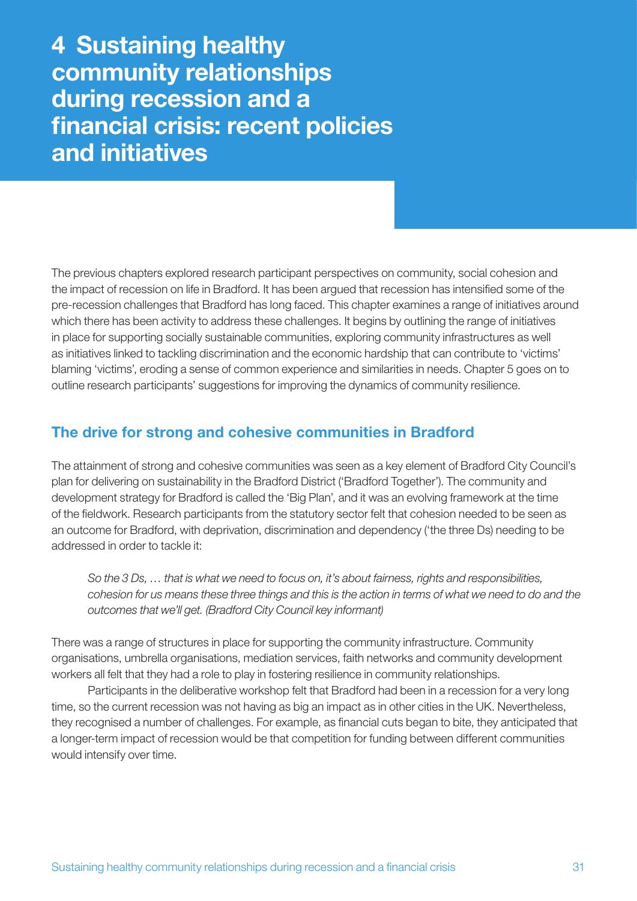# 4 Sustaining healthy community relationships during recession and a financial crisis: recent policies and initiatives

The previous chapters explored research participant perspectives on community, social cohesion and the impact of recession on life in Bradford. It has been argued that recession has intensified some of the pre-recession challenges that Bradford has long faced. This chapter examines a range of initiatives around which there has been activity to address these challenges. It begins by outlining the range of initiatives in place for supporting socially sustainable communities, exploring community infrastructures as well as initiatives linked to tackling discrimination and the economic hardship that can contribute to 'victims' blaming 'victims', eroding a sense of common experience and similarities in needs. Chapter 5 goes on to outline research participants' suggestions for improving the dynamics of community resilience.

## The drive for strong and cohesive communities in Bradford

The attainment of strong and cohesive communities was seen as a key element of Bradford City Council's plan for delivering on sustainability in the Bradford District ('Bradford Together'). The community and development strategy for Bradford is called the 'Big Plan', and it was an evolving framework at the time of the fieldwork. Research participants from the statutory sector felt that cohesion needed to be seen as an outcome for Bradford, with deprivation, discrimination and dependency ('the three Ds) needing to be addressed in order to tackle it:

> *So the 3 Ds, … that is what we need to focus on, it's about fairness, rights and responsibilities, cohesion for us means these three things and this is the action in terms of what we need to do and the outcomes that we'll get. (Bradford City Council key informant)*

There was a range of structures in place for supporting the community infrastructure. Community organisations, umbrella organisations, mediation services, faith networks and community development workers all felt that they had a role to play in fostering resilience in community relationships.

Participants in the deliberative workshop felt that Bradford had been in a recession for a very long time, so the current recession was not having as big an impact as in other cities in the UK. Nevertheless, they recognised a number of challenges. For example, as financial cuts began to bite, they anticipated that a longer-term impact of recession would be that competition for funding between different communities would intensify over time.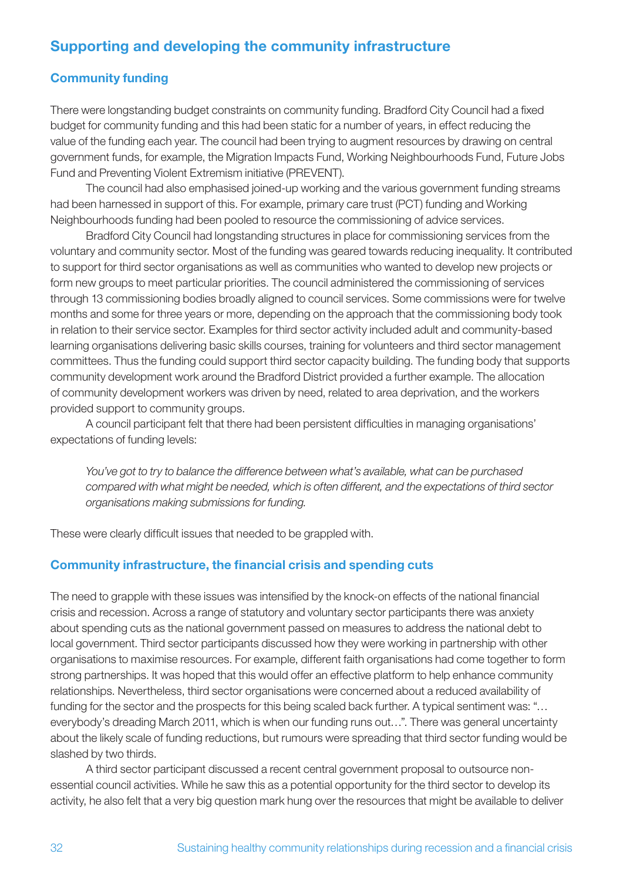## Supporting and developing the community infrastructure

### Community funding

There were longstanding budget constraints on community funding. Bradford City Council had a fixed budget for community funding and this had been static for a number of years, in effect reducing the value of the funding each year. The council had been trying to augment resources by drawing on central government funds, for example, the Migration Impacts Fund, Working Neighbourhoods Fund, Future Jobs Fund and Preventing Violent Extremism initiative (PREVENT).

The council had also emphasised joined-up working and the various government funding streams had been harnessed in support of this. For example, primary care trust (PCT) funding and Working Neighbourhoods funding had been pooled to resource the commissioning of advice services.

Bradford City Council had longstanding structures in place for commissioning services from the voluntary and community sector. Most of the funding was geared towards reducing inequality. It contributed to support for third sector organisations as well as communities who wanted to develop new projects or form new groups to meet particular priorities. The council administered the commissioning of services through 13 commissioning bodies broadly aligned to council services. Some commissions were for twelve months and some for three years or more, depending on the approach that the commissioning body took in relation to their service sector. Examples for third sector activity included adult and community-based learning organisations delivering basic skills courses, training for volunteers and third sector management committees. Thus the funding could support third sector capacity building. The funding body that supports community development work around the Bradford District provided a further example. The allocation of community development workers was driven by need, related to area deprivation, and the workers provided support to community groups.

A council participant felt that there had been persistent difficulties in managing organisations' expectations of funding levels:

> *You've got to try to balance the difference between what's available, what can be purchased compared with what might be needed, which is often different, and the expectations of third sector organisations making submissions for funding.*

These were clearly difficult issues that needed to be grappled with.

### Community infrastructure, the financial crisis and spending cuts

The need to grapple with these issues was intensified by the knock-on effects of the national financial crisis and recession. Across a range of statutory and voluntary sector participants there was anxiety about spending cuts as the national government passed on measures to address the national debt to local government. Third sector participants discussed how they were working in partnership with other organisations to maximise resources. For example, different faith organisations had come together to form strong partnerships. It was hoped that this would offer an effective platform to help enhance community relationships. Nevertheless, third sector organisations were concerned about a reduced availability of funding for the sector and the prospects for this being scaled back further. A typical sentiment was: "… everybody's dreading March 2011, which is when our funding runs out…". There was general uncertainty about the likely scale of funding reductions, but rumours were spreading that third sector funding would be slashed by two thirds.

A third sector participant discussed a recent central government proposal to outsource non-essential council activities. While he saw this as a potential opportunity for the third sector to develop its activity, he also felt that a very big question mark hung over the resources that might be available to deliver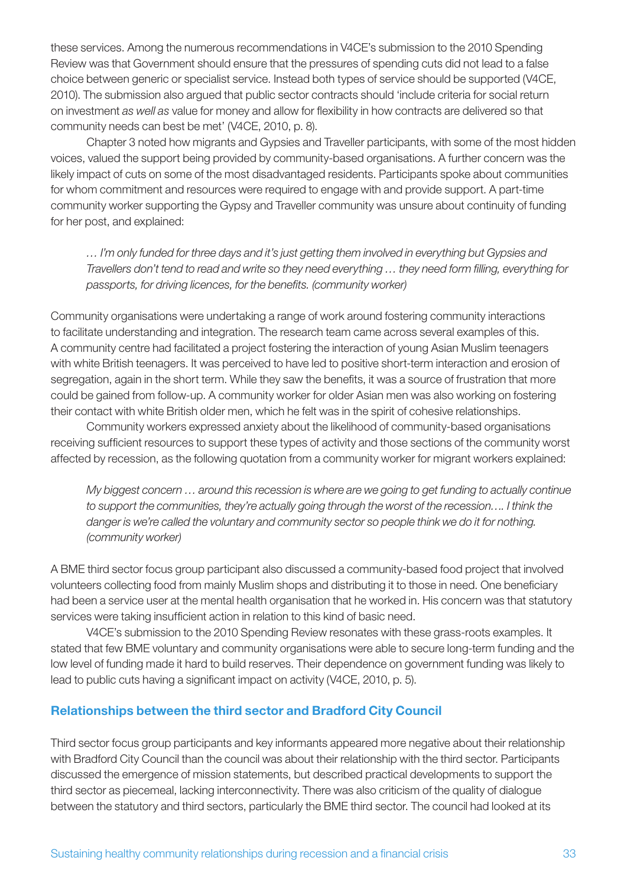these services. Among the numerous recommendations in V4CE's submission to the 2010 Spending Review was that Government should ensure that the pressures of spending cuts did not lead to a false choice between generic or specialist service. Instead both types of service should be supported (V4CE, 2010). The submission also argued that public sector contracts should 'include criteria for social return on investment *as well as* value for money and allow for flexibility in how contracts are delivered so that community needs can best be met' (V4CE, 2010, p. 8).

Chapter 3 noted how migrants and Gypsies and Traveller participants, with some of the most hidden voices, valued the support being provided by community-based organisations. A further concern was the likely impact of cuts on some of the most disadvantaged residents. Participants spoke about communities for whom commitment and resources were required to engage with and provide support. A part-time community worker supporting the Gypsy and Traveller community was unsure about continuity of funding for her post, and explained:

> *… I'm only funded for three days and it's just getting them involved in everything but Gypsies and Travellers don't tend to read and write so they need everything … they need form filling, everything for passports, for driving licences, for the benefits. (community worker)*

Community organisations were undertaking a range of work around fostering community interactions to facilitate understanding and integration. The research team came across several examples of this. A community centre had facilitated a project fostering the interaction of young Asian Muslim teenagers with white British teenagers. It was perceived to have led to positive short-term interaction and erosion of segregation, again in the short term. While they saw the benefits, it was a source of frustration that more could be gained from follow-up. A community worker for older Asian men was also working on fostering their contact with white British older men, which he felt was in the spirit of cohesive relationships.

Community workers expressed anxiety about the likelihood of community-based organisations receiving sufficient resources to support these types of activity and those sections of the community worst affected by recession, as the following quotation from a community worker for migrant workers explained:

> *My biggest concern … around this recession is where are we going to get funding to actually continue to support the communities, they're actually going through the worst of the recession…. I think the danger is we're called the voluntary and community sector so people think we do it for nothing. (community worker)*

A BME third sector focus group participant also discussed a community-based food project that involved volunteers collecting food from mainly Muslim shops and distributing it to those in need. One beneficiary had been a service user at the mental health organisation that he worked in. His concern was that statutory services were taking insufficient action in relation to this kind of basic need.

V4CE's submission to the 2010 Spending Review resonates with these grass-roots examples. It stated that few BME voluntary and community organisations were able to secure long-term funding and the low level of funding made it hard to build reserves. Their dependence on government funding was likely to lead to public cuts having a significant impact on activity (V4CE, 2010, p. 5).

### Relationships between the third sector and Bradford City Council

Third sector focus group participants and key informants appeared more negative about their relationship with Bradford City Council than the council was about their relationship with the third sector. Participants discussed the emergence of mission statements, but described practical developments to support the third sector as piecemeal, lacking interconnectivity. There was also criticism of the quality of dialogue between the statutory and third sectors, particularly the BME third sector. The council had looked at its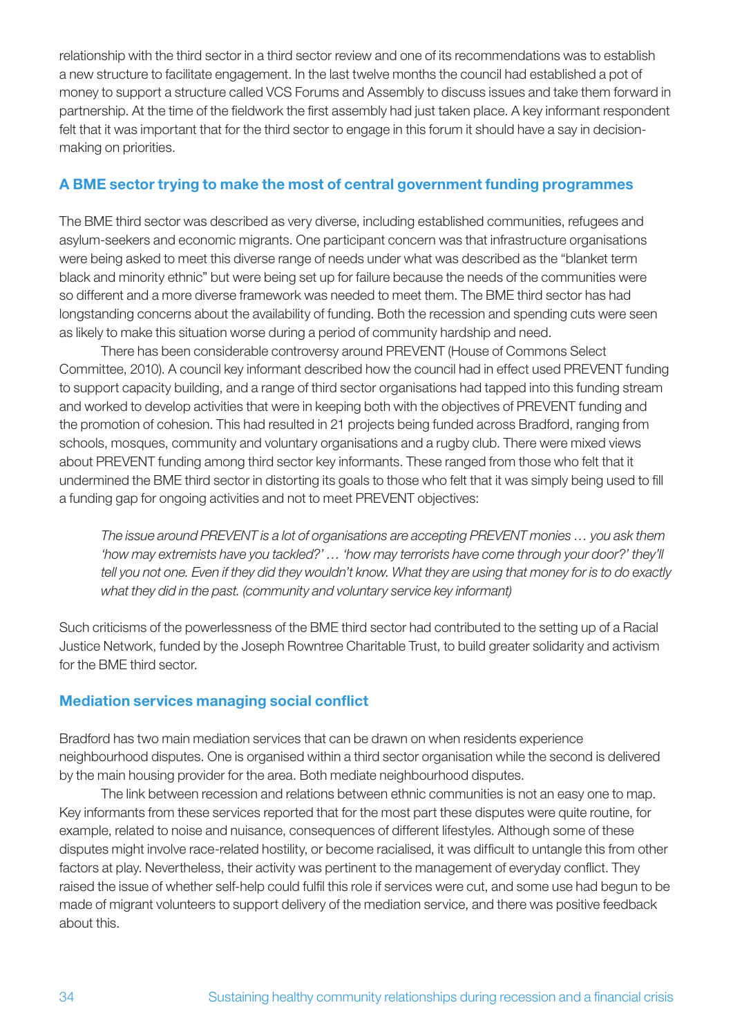relationship with the third sector in a third sector review and one of its recommendations was to establish a new structure to facilitate engagement. In the last twelve months the council had established a pot of money to support a structure called VCS Forums and Assembly to discuss issues and take them forward in partnership. At the time of the fieldwork the first assembly had just taken place. A key informant respondent felt that it was important that for the third sector to engage in this forum it should have a say in decision-making on priorities.

### A BME sector trying to make the most of central government funding programmes

The BME third sector was described as very diverse, including established communities, refugees and asylum-seekers and economic migrants. One participant concern was that infrastructure organisations were being asked to meet this diverse range of needs under what was described as the "blanket term black and minority ethnic" but were being set up for failure because the needs of the communities were so different and a more diverse framework was needed to meet them. The BME third sector has had longstanding concerns about the availability of funding. Both the recession and spending cuts were seen as likely to make this situation worse during a period of community hardship and need.

There has been considerable controversy around PREVENT (House of Commons Select Committee, 2010). A council key informant described how the council had in effect used PREVENT funding to support capacity building, and a range of third sector organisations had tapped into this funding stream and worked to develop activities that were in keeping both with the objectives of PREVENT funding and the promotion of cohesion. This had resulted in 21 projects being funded across Bradford, ranging from schools, mosques, community and voluntary organisations and a rugby club. There were mixed views about PREVENT funding among third sector key informants. These ranged from those who felt that it undermined the BME third sector in distorting its goals to those who felt that it was simply being used to fill a funding gap for ongoing activities and not to meet PREVENT objectives:

> *The issue around PREVENT is a lot of organisations are accepting PREVENT monies … you ask them 'how may extremists have you tackled?' … 'how may terrorists have come through your door?' they'll tell you not one. Even if they did they wouldn't know. What they are using that money for is to do exactly what they did in the past. (community and voluntary service key informant)*

Such criticisms of the powerlessness of the BME third sector had contributed to the setting up of a Racial Justice Network, funded by the Joseph Rowntree Charitable Trust, to build greater solidarity and activism for the BME third sector.

### Mediation services managing social conflict

Bradford has two main mediation services that can be drawn on when residents experience neighbourhood disputes. One is organised within a third sector organisation while the second is delivered by the main housing provider for the area. Both mediate neighbourhood disputes.

The link between recession and relations between ethnic communities is not an easy one to map. Key informants from these services reported that for the most part these disputes were quite routine, for example, related to noise and nuisance, consequences of different lifestyles. Although some of these disputes might involve race-related hostility, or become racialised, it was difficult to untangle this from other factors at play. Nevertheless, their activity was pertinent to the management of everyday conflict. They raised the issue of whether self-help could fulfil this role if services were cut, and some use had begun to be made of migrant volunteers to support delivery of the mediation service, and there was positive feedback about this.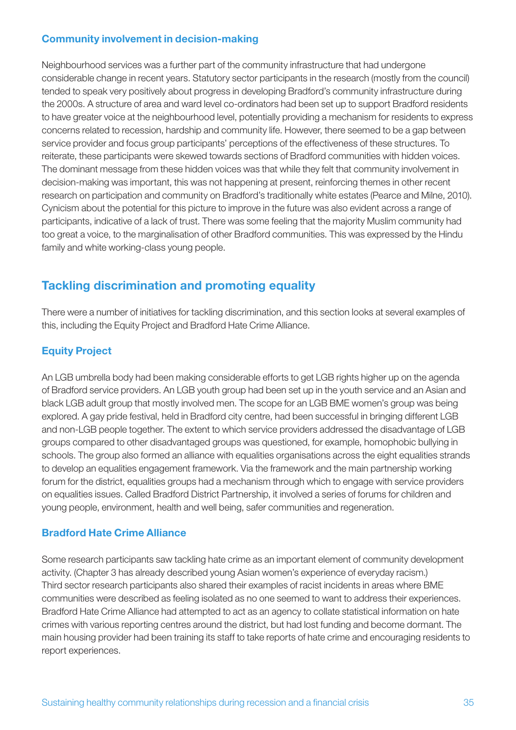### Community involvement in decision-making

Neighbourhood services was a further part of the community infrastructure that had undergone considerable change in recent years. Statutory sector participants in the research (mostly from the council) tended to speak very positively about progress in developing Bradford's community infrastructure during the 2000s. A structure of area and ward level co-ordinators had been set up to support Bradford residents to have greater voice at the neighbourhood level, potentially providing a mechanism for residents to express concerns related to recession, hardship and community life. However, there seemed to be a gap between service provider and focus group participants' perceptions of the effectiveness of these structures. To reiterate, these participants were skewed towards sections of Bradford communities with hidden voices. The dominant message from these hidden voices was that while they felt that community involvement in decision-making was important, this was not happening at present, reinforcing themes in other recent research on participation and community on Bradford's traditionally white estates (Pearce and Milne, 2010). Cynicism about the potential for this picture to improve in the future was also evident across a range of participants, indicative of a lack of trust. There was some feeling that the majority Muslim community had too great a voice, to the marginalisation of other Bradford communities. This was expressed by the Hindu family and white working-class young people.

## Tackling discrimination and promoting equality

There were a number of initiatives for tackling discrimination, and this section looks at several examples of this, including the Equity Project and Bradford Hate Crime Alliance.

### Equity Project

An LGB umbrella body had been making considerable efforts to get LGB rights higher up on the agenda of Bradford service providers. An LGB youth group had been set up in the youth service and an Asian and black LGB adult group that mostly involved men. The scope for an LGB BME women's group was being explored. A gay pride festival, held in Bradford city centre, had been successful in bringing different LGB and non-LGB people together. The extent to which service providers addressed the disadvantage of LGB groups compared to other disadvantaged groups was questioned, for example, homophobic bullying in schools. The group also formed an alliance with equalities organisations across the eight equalities strands to develop an equalities engagement framework. Via the framework and the main partnership working forum for the district, equalities groups had a mechanism through which to engage with service providers on equalities issues. Called Bradford District Partnership, it involved a series of forums for children and young people, environment, health and well being, safer communities and regeneration.

### Bradford Hate Crime Alliance

Some research participants saw tackling hate crime as an important element of community development activity. (Chapter 3 has already described young Asian women's experience of everyday racism.) Third sector research participants also shared their examples of racist incidents in areas where BME communities were described as feeling isolated as no one seemed to want to address their experiences. Bradford Hate Crime Alliance had attempted to act as an agency to collate statistical information on hate crimes with various reporting centres around the district, but had lost funding and become dormant. The main housing provider had been training its staff to take reports of hate crime and encouraging residents to report experiences.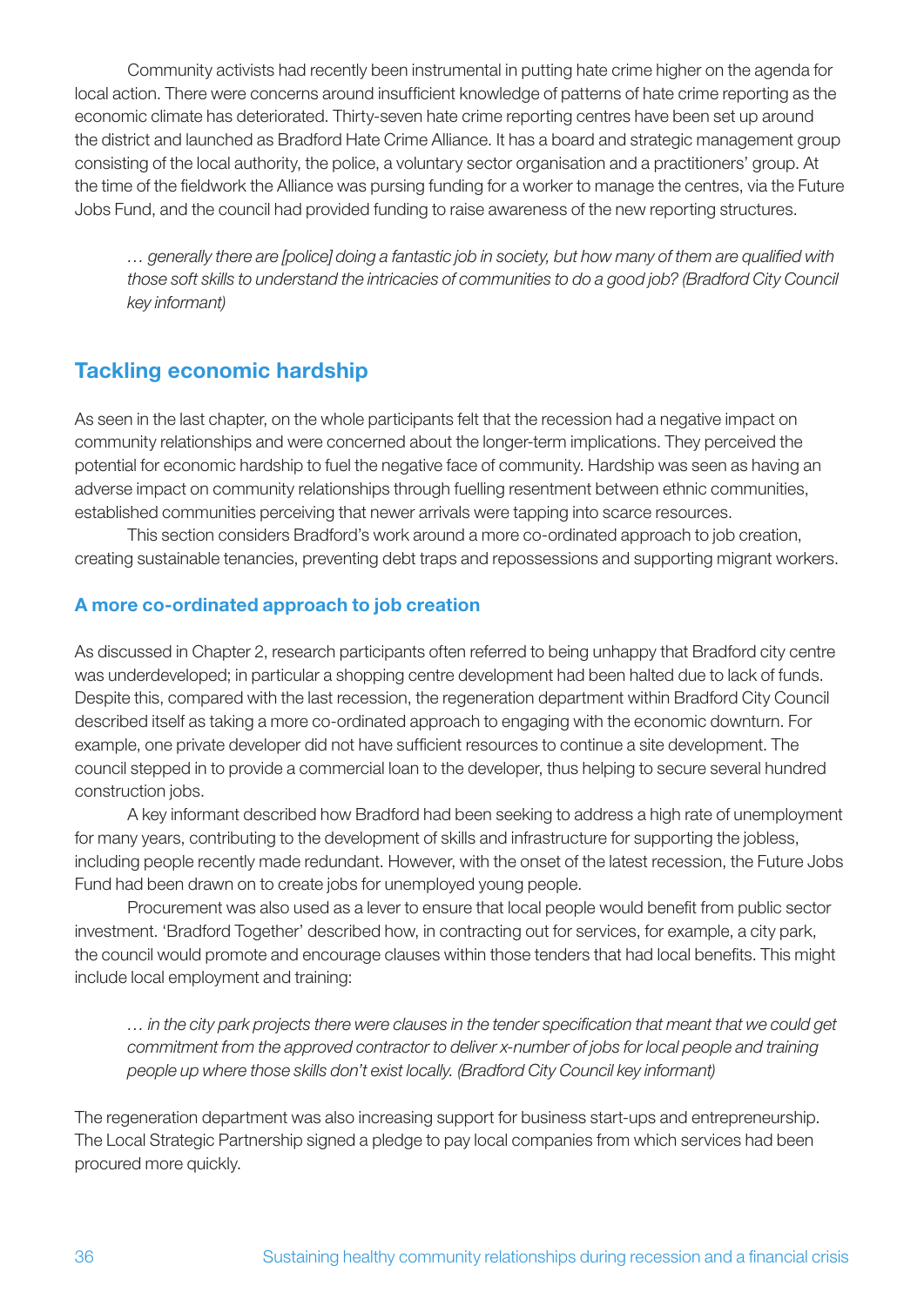Community activists had recently been instrumental in putting hate crime higher on the agenda for local action. There were concerns around insufficient knowledge of patterns of hate crime reporting as the economic climate has deteriorated. Thirty-seven hate crime reporting centres have been set up around the district and launched as Bradford Hate Crime Alliance. It has a board and strategic management group consisting of the local authority, the police, a voluntary sector organisation and a practitioners' group. At the time of the fieldwork the Alliance was pursing funding for a worker to manage the centres, via the Future Jobs Fund, and the council had provided funding to raise awareness of the new reporting structures.

> *… generally there are [police] doing a fantastic job in society, but how many of them are qualified with those soft skills to understand the intricacies of communities to do a good job? (Bradford City Council key informant)*

## Tackling economic hardship

As seen in the last chapter, on the whole participants felt that the recession had a negative impact on community relationships and were concerned about the longer-term implications. They perceived the potential for economic hardship to fuel the negative face of community. Hardship was seen as having an adverse impact on community relationships through fuelling resentment between ethnic communities, established communities perceiving that newer arrivals were tapping into scarce resources.

This section considers Bradford's work around a more co-ordinated approach to job creation, creating sustainable tenancies, preventing debt traps and repossessions and supporting migrant workers.

### A more co-ordinated approach to job creation

As discussed in Chapter 2, research participants often referred to being unhappy that Bradford city centre was underdeveloped; in particular a shopping centre development had been halted due to lack of funds. Despite this, compared with the last recession, the regeneration department within Bradford City Council described itself as taking a more co-ordinated approach to engaging with the economic downturn. For example, one private developer did not have sufficient resources to continue a site development. The council stepped in to provide a commercial loan to the developer, thus helping to secure several hundred construction jobs.

A key informant described how Bradford had been seeking to address a high rate of unemployment for many years, contributing to the development of skills and infrastructure for supporting the jobless, including people recently made redundant. However, with the onset of the latest recession, the Future Jobs Fund had been drawn on to create jobs for unemployed young people.

Procurement was also used as a lever to ensure that local people would benefit from public sector investment. 'Bradford Together' described how, in contracting out for services, for example, a city park, the council would promote and encourage clauses within those tenders that had local benefits. This might include local employment and training:

> *… in the city park projects there were clauses in the tender specification that meant that we could get commitment from the approved contractor to deliver x-number of jobs for local people and training people up where those skills don't exist locally. (Bradford City Council key informant)*

The regeneration department was also increasing support for business start-ups and entrepreneurship. The Local Strategic Partnership signed a pledge to pay local companies from which services had been procured more quickly.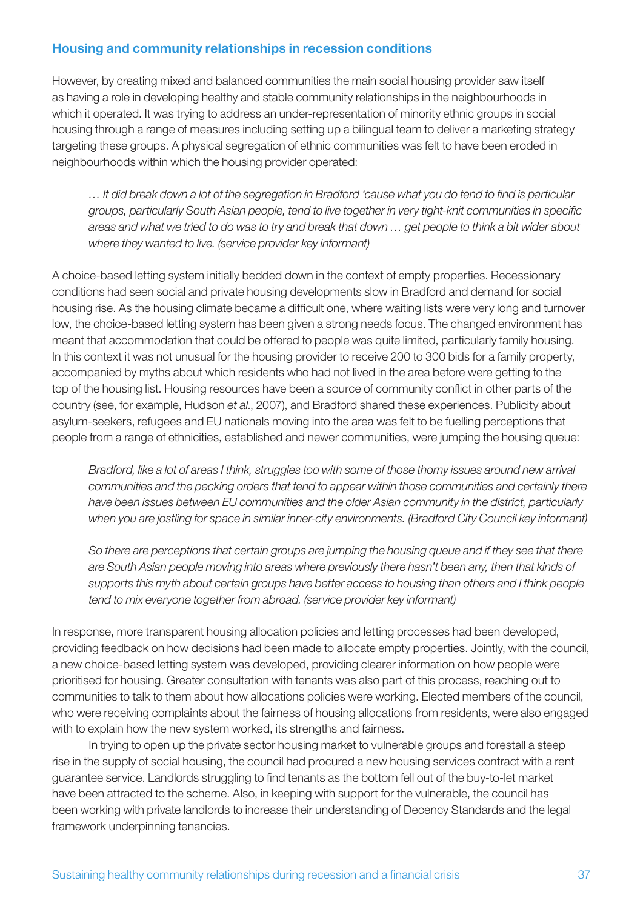### Housing and community relationships in recession conditions

However, by creating mixed and balanced communities the main social housing provider saw itself as having a role in developing healthy and stable community relationships in the neighbourhoods in which it operated. It was trying to address an under-representation of minority ethnic groups in social housing through a range of measures including setting up a bilingual team to deliver a marketing strategy targeting these groups. A physical segregation of ethnic communities was felt to have been eroded in neighbourhoods within which the housing provider operated:

> *… It did break down a lot of the segregation in Bradford 'cause what you do tend to find is particular groups, particularly South Asian people, tend to live together in very tight-knit communities in specific areas and what we tried to do was to try and break that down … get people to think a bit wider about where they wanted to live. (service provider key informant)*

A choice-based letting system initially bedded down in the context of empty properties. Recessionary conditions had seen social and private housing developments slow in Bradford and demand for social housing rise. As the housing climate became a difficult one, where waiting lists were very long and turnover low, the choice-based letting system has been given a strong needs focus. The changed environment has meant that accommodation that could be offered to people was quite limited, particularly family housing. In this context it was not unusual for the housing provider to receive 200 to 300 bids for a family property, accompanied by myths about which residents who had not lived in the area before were getting to the top of the housing list. Housing resources have been a source of community conflict in other parts of the country (see, for example, Hudson *et al*., 2007), and Bradford shared these experiences. Publicity about asylum-seekers, refugees and EU nationals moving into the area was felt to be fuelling perceptions that people from a range of ethnicities, established and newer communities, were jumping the housing queue:

> *Bradford, like a lot of areas I think, struggles too with some of those thorny issues around new arrival communities and the pecking orders that tend to appear within those communities and certainly there have been issues between EU communities and the older Asian community in the district, particularly when you are jostling for space in similar inner-city environments. (Bradford City Council key informant)*

> *So there are perceptions that certain groups are jumping the housing queue and if they see that there are South Asian people moving into areas where previously there hasn't been any, then that kinds of supports this myth about certain groups have better access to housing than others and I think people tend to mix everyone together from abroad. (service provider key informant)*

In response, more transparent housing allocation policies and letting processes had been developed, providing feedback on how decisions had been made to allocate empty properties. Jointly, with the council, a new choice-based letting system was developed, providing clearer information on how people were prioritised for housing. Greater consultation with tenants was also part of this process, reaching out to communities to talk to them about how allocations policies were working. Elected members of the council, who were receiving complaints about the fairness of housing allocations from residents, were also engaged with to explain how the new system worked, its strengths and fairness.

In trying to open up the private sector housing market to vulnerable groups and forestall a steep rise in the supply of social housing, the council had procured a new housing services contract with a rent guarantee service. Landlords struggling to find tenants as the bottom fell out of the buy-to-let market have been attracted to the scheme. Also, in keeping with support for the vulnerable, the council has been working with private landlords to increase their understanding of Decency Standards and the legal framework underpinning tenancies.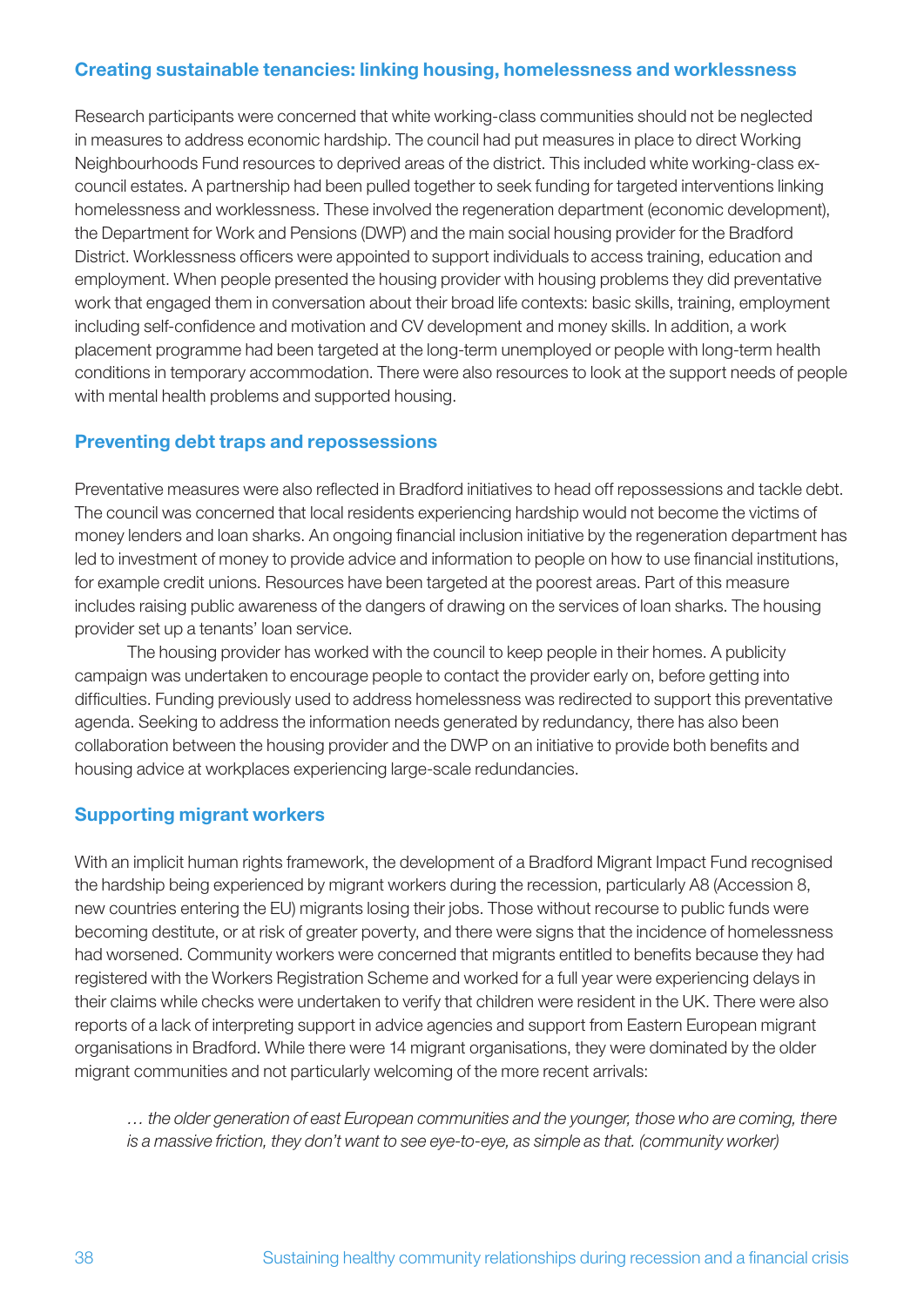### Creating sustainable tenancies: linking housing, homelessness and worklessness

Research participants were concerned that white working-class communities should not be neglected in measures to address economic hardship. The council had put measures in place to direct Working Neighbourhoods Fund resources to deprived areas of the district. This included white working-class ex-council estates. A partnership had been pulled together to seek funding for targeted interventions linking homelessness and worklessness. These involved the regeneration department (economic development), the Department for Work and Pensions (DWP) and the main social housing provider for the Bradford District. Worklessness officers were appointed to support individuals to access training, education and employment. When people presented the housing provider with housing problems they did preventative work that engaged them in conversation about their broad life contexts: basic skills, training, employment including self-confidence and motivation and CV development and money skills. In addition, a work placement programme had been targeted at the long-term unemployed or people with long-term health conditions in temporary accommodation. There were also resources to look at the support needs of people with mental health problems and supported housing.

### Preventing debt traps and repossessions

Preventative measures were also reflected in Bradford initiatives to head off repossessions and tackle debt. The council was concerned that local residents experiencing hardship would not become the victims of money lenders and loan sharks. An ongoing financial inclusion initiative by the regeneration department has led to investment of money to provide advice and information to people on how to use financial institutions, for example credit unions. Resources have been targeted at the poorest areas. Part of this measure includes raising public awareness of the dangers of drawing on the services of loan sharks. The housing provider set up a tenants' loan service.

The housing provider has worked with the council to keep people in their homes. A publicity campaign was undertaken to encourage people to contact the provider early on, before getting into difficulties. Funding previously used to address homelessness was redirected to support this preventative agenda. Seeking to address the information needs generated by redundancy, there has also been collaboration between the housing provider and the DWP on an initiative to provide both benefits and housing advice at workplaces experiencing large-scale redundancies.

### Supporting migrant workers

With an implicit human rights framework, the development of a Bradford Migrant Impact Fund recognised the hardship being experienced by migrant workers during the recession, particularly A8 (Accession 8, new countries entering the EU) migrants losing their jobs. Those without recourse to public funds were becoming destitute, or at risk of greater poverty, and there were signs that the incidence of homelessness had worsened. Community workers were concerned that migrants entitled to benefits because they had registered with the Workers Registration Scheme and worked for a full year were experiencing delays in their claims while checks were undertaken to verify that children were resident in the UK. There were also reports of a lack of interpreting support in advice agencies and support from Eastern European migrant organisations in Bradford. While there were 14 migrant organisations, they were dominated by the older migrant communities and not particularly welcoming of the more recent arrivals:

> *… the older generation of east European communities and the younger, those who are coming, there is a massive friction, they don't want to see eye-to-eye, as simple as that. (community worker)*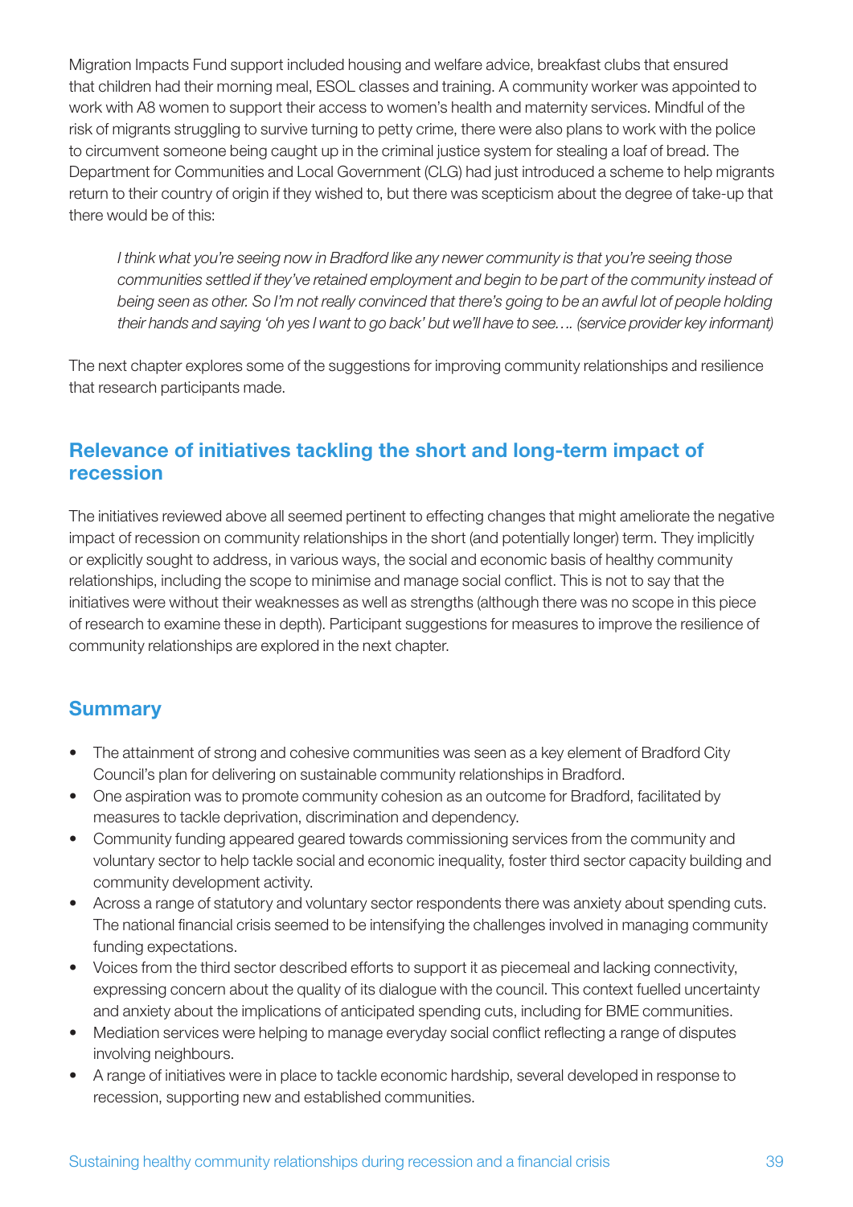Migration Impacts Fund support included housing and welfare advice, breakfast clubs that ensured that children had their morning meal, ESOL classes and training. A community worker was appointed to work with A8 women to support their access to women's health and maternity services. Mindful of the risk of migrants struggling to survive turning to petty crime, there were also plans to work with the police to circumvent someone being caught up in the criminal justice system for stealing a loaf of bread. The Department for Communities and Local Government (CLG) had just introduced a scheme to help migrants return to their country of origin if they wished to, but there was scepticism about the degree of take-up that there would be of this:

> *I think what you're seeing now in Bradford like any newer community is that you're seeing those communities settled if they've retained employment and begin to be part of the community instead of being seen as other. So I'm not really convinced that there's going to be an awful lot of people holding their hands and saying 'oh yes I want to go back' but we'll have to see…. (service provider key informant)*

The next chapter explores some of the suggestions for improving community relationships and resilience that research participants made.

## Relevance of initiatives tackling the short and long-term impact of recession

The initiatives reviewed above all seemed pertinent to effecting changes that might ameliorate the negative impact of recession on community relationships in the short (and potentially longer) term. They implicitly or explicitly sought to address, in various ways, the social and economic basis of healthy community relationships, including the scope to minimise and manage social conflict. This is not to say that the initiatives were without their weaknesses as well as strengths (although there was no scope in this piece of research to examine these in depth). Participant suggestions for measures to improve the resilience of community relationships are explored in the next chapter.

## Summary

- The attainment of strong and cohesive communities was seen as a key element of Bradford City Council's plan for delivering on sustainable community relationships in Bradford.
- One aspiration was to promote community cohesion as an outcome for Bradford, facilitated by measures to tackle deprivation, discrimination and dependency.
- Community funding appeared geared towards commissioning services from the community and voluntary sector to help tackle social and economic inequality, foster third sector capacity building and community development activity.
- Across a range of statutory and voluntary sector respondents there was anxiety about spending cuts. The national financial crisis seemed to be intensifying the challenges involved in managing community funding expectations.
- Voices from the third sector described efforts to support it as piecemeal and lacking connectivity, expressing concern about the quality of its dialogue with the council. This context fuelled uncertainty and anxiety about the implications of anticipated spending cuts, including for BME communities.
- Mediation services were helping to manage everyday social conflict reflecting a range of disputes involving neighbours.
- A range of initiatives were in place to tackle economic hardship, several developed in response to recession, supporting new and established communities.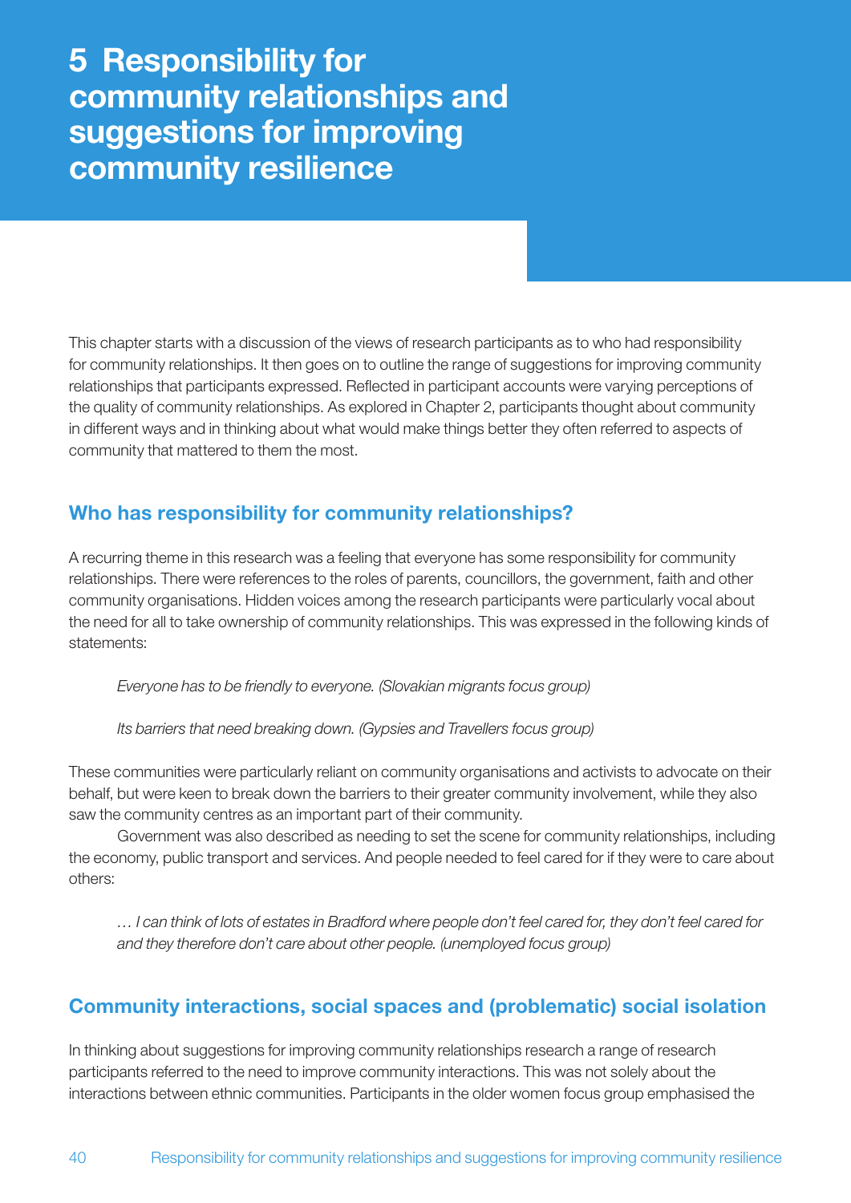# 5 Responsibility for community relationships and suggestions for improving community resilience

This chapter starts with a discussion of the views of research participants as to who had responsibility for community relationships. It then goes on to outline the range of suggestions for improving community relationships that participants expressed. Reflected in participant accounts were varying perceptions of the quality of community relationships. As explored in Chapter 2, participants thought about community in different ways and in thinking about what would make things better they often referred to aspects of community that mattered to them the most.

## Who has responsibility for community relationships?

A recurring theme in this research was a feeling that everyone has some responsibility for community relationships. There were references to the roles of parents, councillors, the government, faith and other community organisations. Hidden voices among the research participants were particularly vocal about the need for all to take ownership of community relationships. This was expressed in the following kinds of statements:

> *Everyone has to be friendly to everyone. (Slovakian migrants focus group)*

> *Its barriers that need breaking down. (Gypsies and Travellers focus group)*

These communities were particularly reliant on community organisations and activists to advocate on their behalf, but were keen to break down the barriers to their greater community involvement, while they also saw the community centres as an important part of their community.

Government was also described as needing to set the scene for community relationships, including the economy, public transport and services. And people needed to feel cared for if they were to care about others:

> *… I can think of lots of estates in Bradford where people don't feel cared for, they don't feel cared for and they therefore don't care about other people. (unemployed focus group)*

## Community interactions, social spaces and (problematic) social isolation

In thinking about suggestions for improving community relationships research a range of research participants referred to the need to improve community interactions. This was not solely about the interactions between ethnic communities. Participants in the older women focus group emphasised the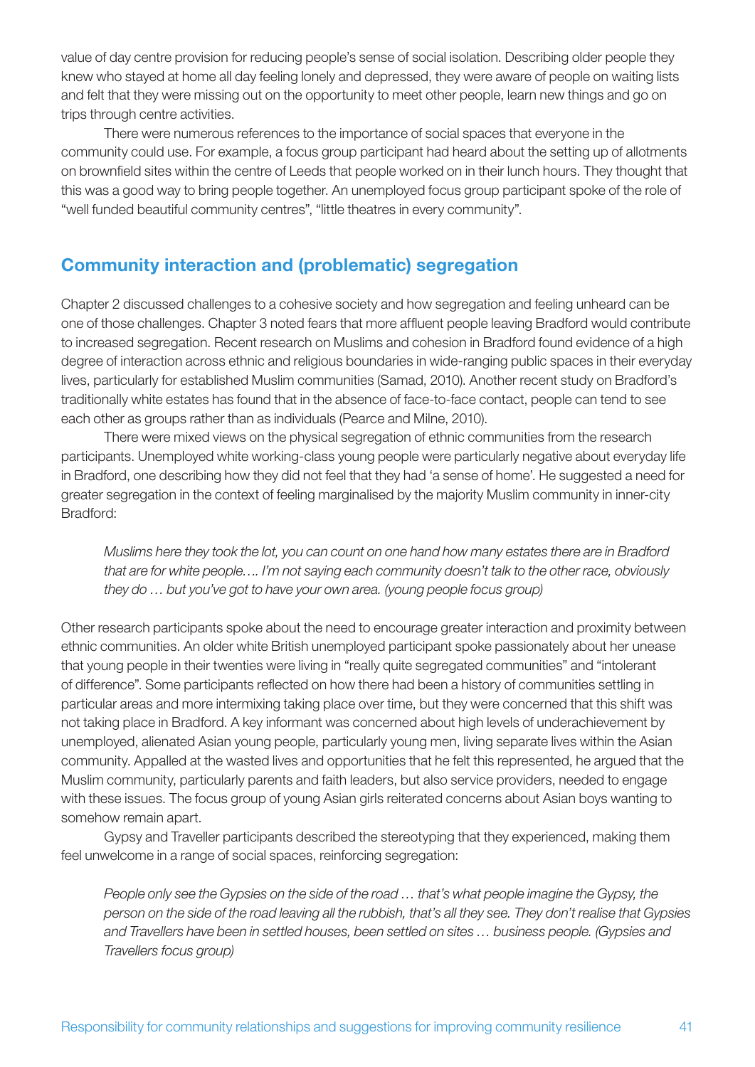value of day centre provision for reducing people's sense of social isolation. Describing older people they knew who stayed at home all day feeling lonely and depressed, they were aware of people on waiting lists and felt that they were missing out on the opportunity to meet other people, learn new things and go on trips through centre activities.

There were numerous references to the importance of social spaces that everyone in the community could use. For example, a focus group participant had heard about the setting up of allotments on brownfield sites within the centre of Leeds that people worked on in their lunch hours. They thought that this was a good way to bring people together. An unemployed focus group participant spoke of the role of "well funded beautiful community centres", "little theatres in every community".

## Community interaction and (problematic) segregation

Chapter 2 discussed challenges to a cohesive society and how segregation and feeling unheard can be one of those challenges. Chapter 3 noted fears that more affluent people leaving Bradford would contribute to increased segregation. Recent research on Muslims and cohesion in Bradford found evidence of a high degree of interaction across ethnic and religious boundaries in wide-ranging public spaces in their everyday lives, particularly for established Muslim communities (Samad, 2010). Another recent study on Bradford's traditionally white estates has found that in the absence of face-to-face contact, people can tend to see each other as groups rather than as individuals (Pearce and Milne, 2010).

There were mixed views on the physical segregation of ethnic communities from the research participants. Unemployed white working-class young people were particularly negative about everyday life in Bradford, one describing how they did not feel that they had 'a sense of home'. He suggested a need for greater segregation in the context of feeling marginalised by the majority Muslim community in inner-city Bradford:

> *Muslims here they took the lot, you can count on one hand how many estates there are in Bradford that are for white people…. I'm not saying each community doesn't talk to the other race, obviously they do … but you've got to have your own area. (young people focus group)*

Other research participants spoke about the need to encourage greater interaction and proximity between ethnic communities. An older white British unemployed participant spoke passionately about her unease that young people in their twenties were living in "really quite segregated communities" and "intolerant of difference". Some participants reflected on how there had been a history of communities settling in particular areas and more intermixing taking place over time, but they were concerned that this shift was not taking place in Bradford. A key informant was concerned about high levels of underachievement by unemployed, alienated Asian young people, particularly young men, living separate lives within the Asian community. Appalled at the wasted lives and opportunities that he felt this represented, he argued that the Muslim community, particularly parents and faith leaders, but also service providers, needed to engage with these issues. The focus group of young Asian girls reiterated concerns about Asian boys wanting to somehow remain apart.

Gypsy and Traveller participants described the stereotyping that they experienced, making them feel unwelcome in a range of social spaces, reinforcing segregation:

> *People only see the Gypsies on the side of the road … that's what people imagine the Gypsy, the person on the side of the road leaving all the rubbish, that's all they see. They don't realise that Gypsies and Travellers have been in settled houses, been settled on sites … business people. (Gypsies and Travellers focus group)*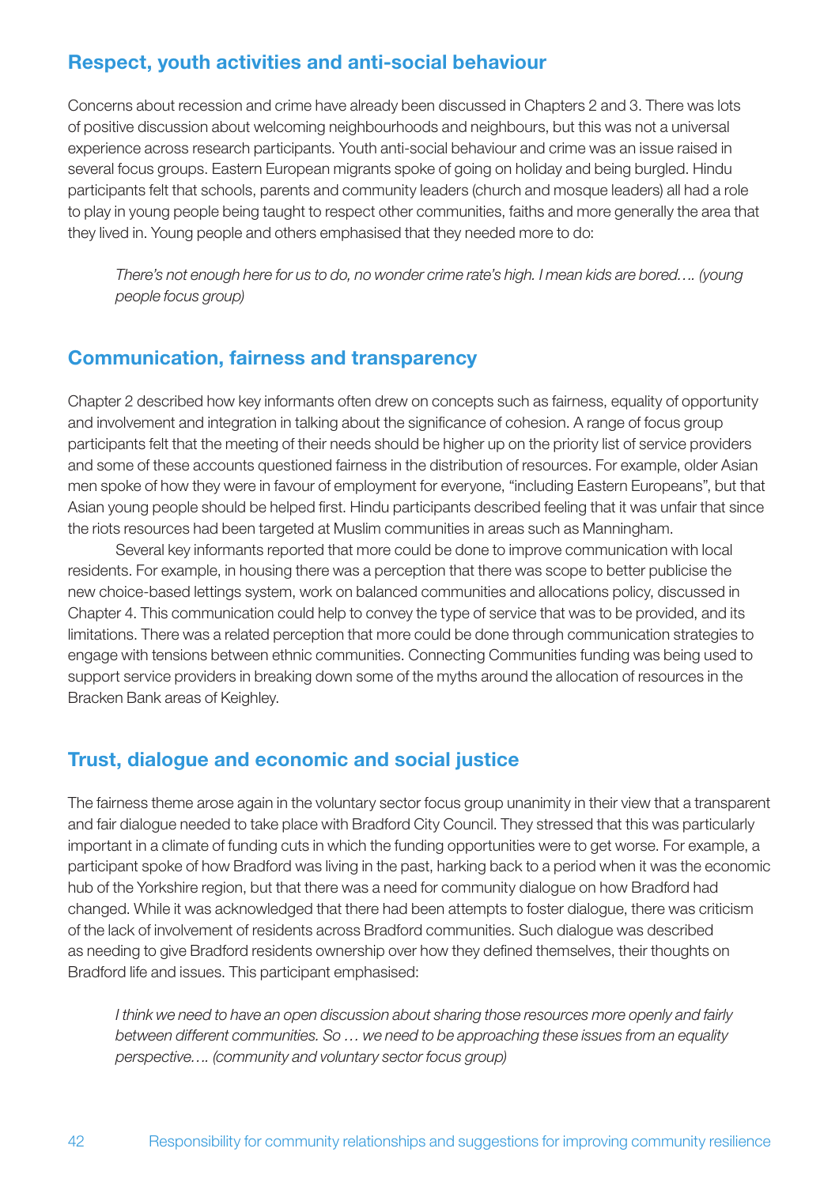## Respect, youth activities and anti-social behaviour

Concerns about recession and crime have already been discussed in Chapters 2 and 3. There was lots of positive discussion about welcoming neighbourhoods and neighbours, but this was not a universal experience across research participants. Youth anti-social behaviour and crime was an issue raised in several focus groups. Eastern European migrants spoke of going on holiday and being burgled. Hindu participants felt that schools, parents and community leaders (church and mosque leaders) all had a role to play in young people being taught to respect other communities, faiths and more generally the area that they lived in. Young people and others emphasised that they needed more to do:

> *There's not enough here for us to do, no wonder crime rate's high. I mean kids are bored…. (young people focus group)*

## Communication, fairness and transparency

Chapter 2 described how key informants often drew on concepts such as fairness, equality of opportunity and involvement and integration in talking about the significance of cohesion. A range of focus group participants felt that the meeting of their needs should be higher up on the priority list of service providers and some of these accounts questioned fairness in the distribution of resources. For example, older Asian men spoke of how they were in favour of employment for everyone, "including Eastern Europeans", but that Asian young people should be helped first. Hindu participants described feeling that it was unfair that since the riots resources had been targeted at Muslim communities in areas such as Manningham.

Several key informants reported that more could be done to improve communication with local residents. For example, in housing there was a perception that there was scope to better publicise the new choice-based lettings system, work on balanced communities and allocations policy, discussed in Chapter 4. This communication could help to convey the type of service that was to be provided, and its limitations. There was a related perception that more could be done through communication strategies to engage with tensions between ethnic communities. Connecting Communities funding was being used to support service providers in breaking down some of the myths around the allocation of resources in the Bracken Bank areas of Keighley.

## Trust, dialogue and economic and social justice

The fairness theme arose again in the voluntary sector focus group unanimity in their view that a transparent and fair dialogue needed to take place with Bradford City Council. They stressed that this was particularly important in a climate of funding cuts in which the funding opportunities were to get worse. For example, a participant spoke of how Bradford was living in the past, harking back to a period when it was the economic hub of the Yorkshire region, but that there was a need for community dialogue on how Bradford had changed. While it was acknowledged that there had been attempts to foster dialogue, there was criticism of the lack of involvement of residents across Bradford communities. Such dialogue was described as needing to give Bradford residents ownership over how they defined themselves, their thoughts on Bradford life and issues. This participant emphasised:

> *I think we need to have an open discussion about sharing those resources more openly and fairly between different communities. So … we need to be approaching these issues from an equality perspective…. (community and voluntary sector focus group)*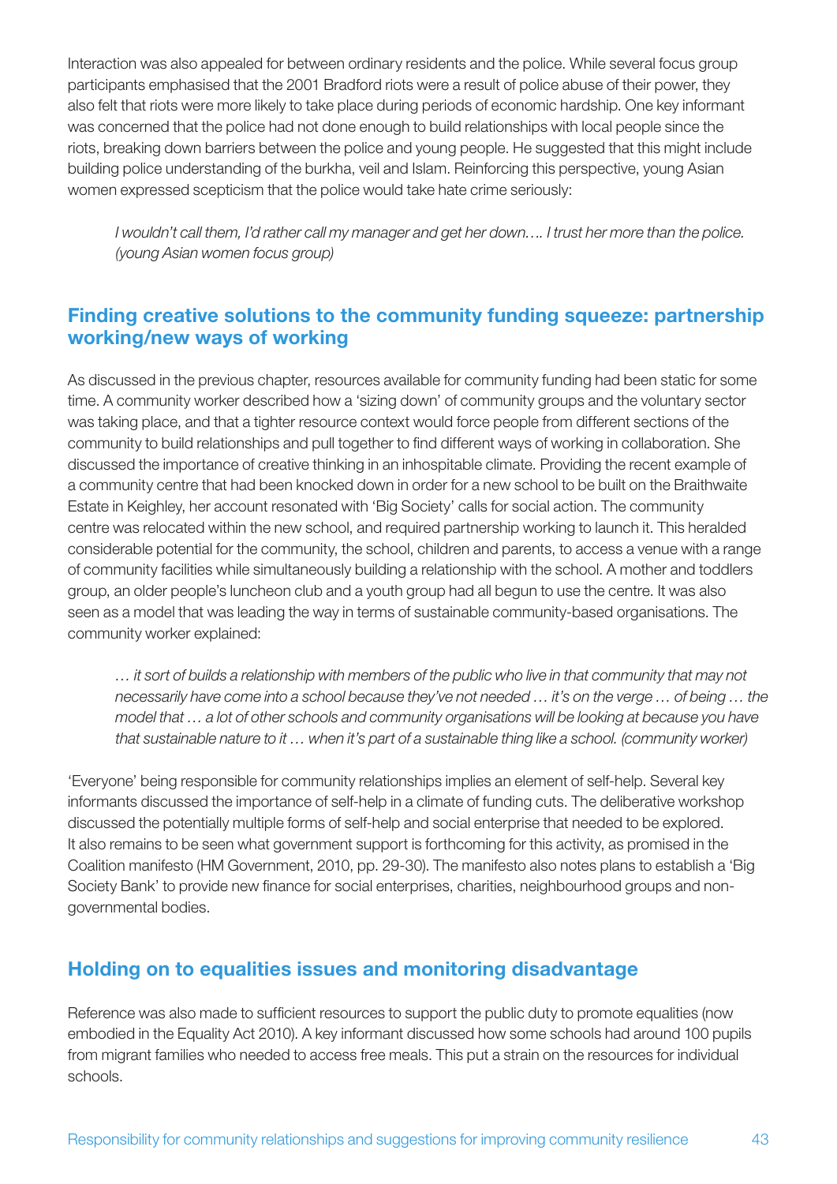Interaction was also appealed for between ordinary residents and the police. While several focus group participants emphasised that the 2001 Bradford riots were a result of police abuse of their power, they also felt that riots were more likely to take place during periods of economic hardship. One key informant was concerned that the police had not done enough to build relationships with local people since the riots, breaking down barriers between the police and young people. He suggested that this might include building police understanding of the burkha, veil and Islam. Reinforcing this perspective, young Asian women expressed scepticism that the police would take hate crime seriously:

> *I wouldn't call them, I'd rather call my manager and get her down…. I trust her more than the police. (young Asian women focus group)*

## Finding creative solutions to the community funding squeeze: partnership working/new ways of working

As discussed in the previous chapter, resources available for community funding had been static for some time. A community worker described how a 'sizing down' of community groups and the voluntary sector was taking place, and that a tighter resource context would force people from different sections of the community to build relationships and pull together to find different ways of working in collaboration. She discussed the importance of creative thinking in an inhospitable climate. Providing the recent example of a community centre that had been knocked down in order for a new school to be built on the Braithwaite Estate in Keighley, her account resonated with 'Big Society' calls for social action. The community centre was relocated within the new school, and required partnership working to launch it. This heralded considerable potential for the community, the school, children and parents, to access a venue with a range of community facilities while simultaneously building a relationship with the school. A mother and toddlers group, an older people's luncheon club and a youth group had all begun to use the centre. It was also seen as a model that was leading the way in terms of sustainable community-based organisations. The community worker explained:

> *… it sort of builds a relationship with members of the public who live in that community that may not necessarily have come into a school because they've not needed … it's on the verge … of being … the model that … a lot of other schools and community organisations will be looking at because you have that sustainable nature to it … when it's part of a sustainable thing like a school. (community worker)*

'Everyone' being responsible for community relationships implies an element of self-help. Several key informants discussed the importance of self-help in a climate of funding cuts. The deliberative workshop discussed the potentially multiple forms of self-help and social enterprise that needed to be explored. It also remains to be seen what government support is forthcoming for this activity, as promised in the Coalition manifesto (HM Government, 2010, pp. 29-30). The manifesto also notes plans to establish a 'Big Society Bank' to provide new finance for social enterprises, charities, neighbourhood groups and non-governmental bodies.

## Holding on to equalities issues and monitoring disadvantage

Reference was also made to sufficient resources to support the public duty to promote equalities (now embodied in the Equality Act 2010). A key informant discussed how some schools had around 100 pupils from migrant families who needed to access free meals. This put a strain on the resources for individual schools.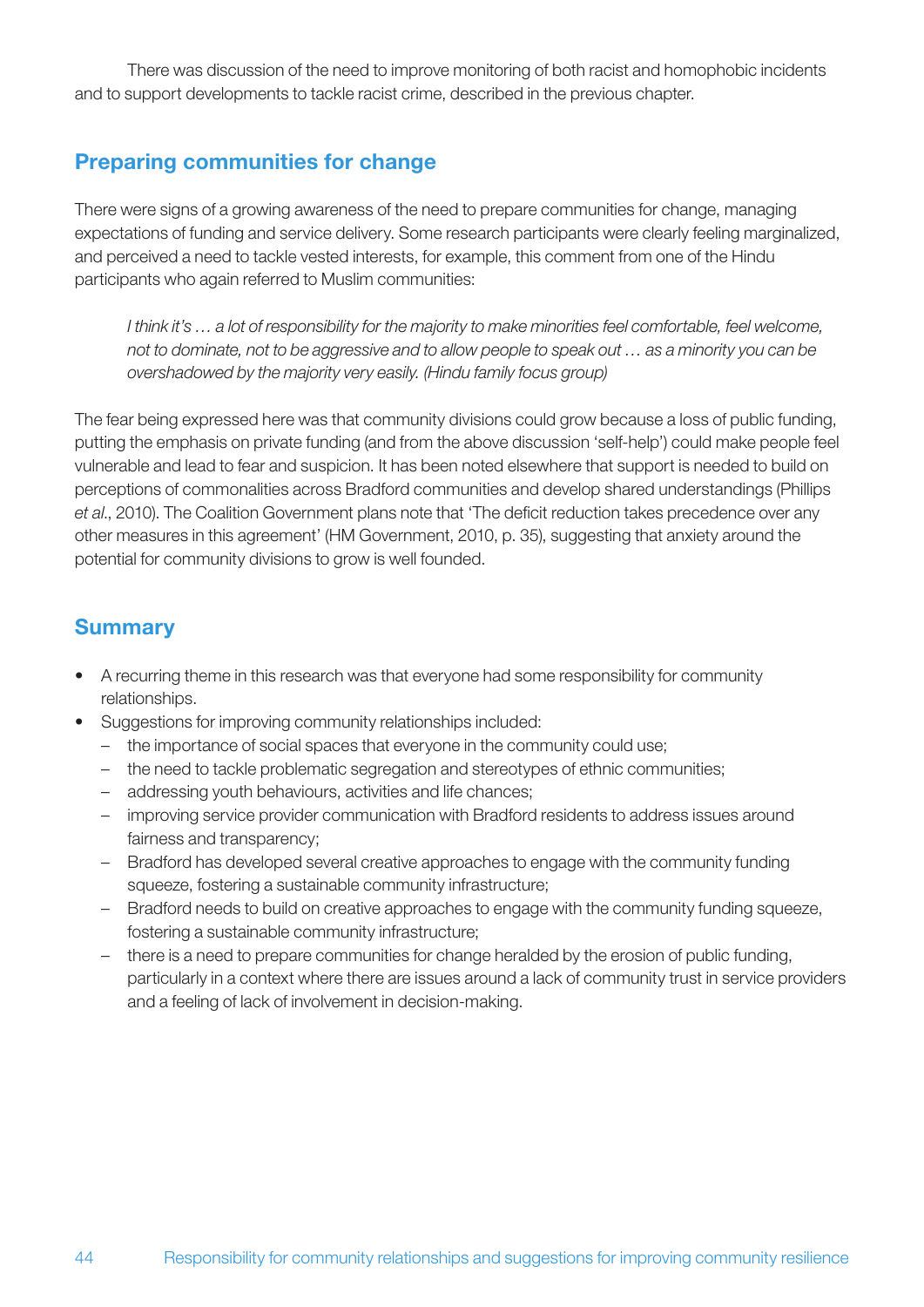There was discussion of the need to improve monitoring of both racist and homophobic incidents and to support developments to tackle racist crime, described in the previous chapter.

## Preparing communities for change

There were signs of a growing awareness of the need to prepare communities for change, managing expectations of funding and service delivery. Some research participants were clearly feeling marginalized, and perceived a need to tackle vested interests, for example, this comment from one of the Hindu participants who again referred to Muslim communities:

> *I think it's … a lot of responsibility for the majority to make minorities feel comfortable, feel welcome, not to dominate, not to be aggressive and to allow people to speak out … as a minority you can be overshadowed by the majority very easily. (Hindu family focus group)*

The fear being expressed here was that community divisions could grow because a loss of public funding, putting the emphasis on private funding (and from the above discussion 'self-help') could make people feel vulnerable and lead to fear and suspicion. It has been noted elsewhere that support is needed to build on perceptions of commonalities across Bradford communities and develop shared understandings (Phillips *et al*., 2010). The Coalition Government plans note that 'The deficit reduction takes precedence over any other measures in this agreement' (HM Government, 2010, p. 35), suggesting that anxiety around the potential for community divisions to grow is well founded.

## Summary

- A recurring theme in this research was that everyone had some responsibility for community relationships.
- Suggestions for improving community relationships included:
  - the importance of social spaces that everyone in the community could use;
  - the need to tackle problematic segregation and stereotypes of ethnic communities;
  - addressing youth behaviours, activities and life chances;
  - improving service provider communication with Bradford residents to address issues around fairness and transparency;
  - Bradford has developed several creative approaches to engage with the community funding squeeze, fostering a sustainable community infrastructure;
  - Bradford needs to build on creative approaches to engage with the community funding squeeze, fostering a sustainable community infrastructure;
  - there is a need to prepare communities for change heralded by the erosion of public funding, particularly in a context where there are issues around a lack of community trust in service providers and a feeling of lack of involvement in decision-making.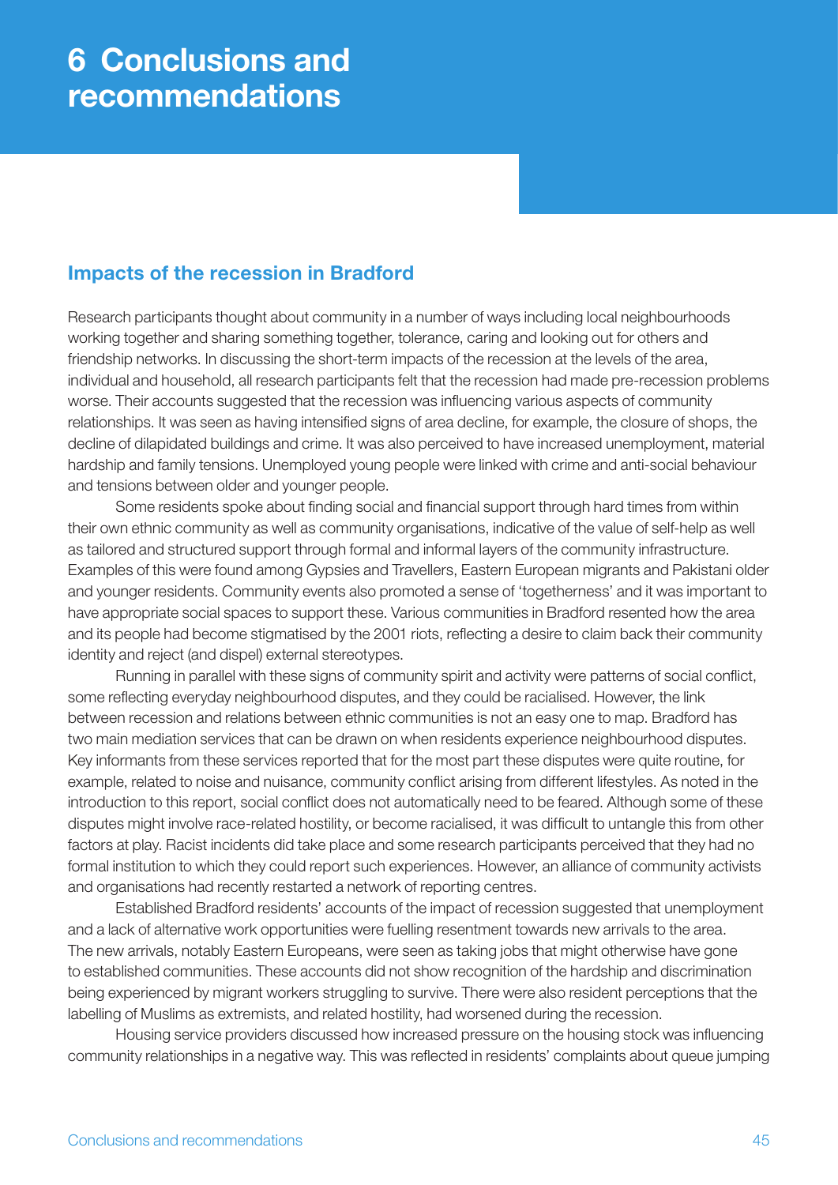# 6 Conclusions and recommendations

## Impacts of the recession in Bradford

Research participants thought about community in a number of ways including local neighbourhoods working together and sharing something together, tolerance, caring and looking out for others and friendship networks. In discussing the short-term impacts of the recession at the levels of the area, individual and household, all research participants felt that the recession had made pre-recession problems worse. Their accounts suggested that the recession was influencing various aspects of community relationships. It was seen as having intensified signs of area decline, for example, the closure of shops, the decline of dilapidated buildings and crime. It was also perceived to have increased unemployment, material hardship and family tensions. Unemployed young people were linked with crime and anti-social behaviour and tensions between older and younger people.

Some residents spoke about finding social and financial support through hard times from within their own ethnic community as well as community organisations, indicative of the value of self-help as well as tailored and structured support through formal and informal layers of the community infrastructure. Examples of this were found among Gypsies and Travellers, Eastern European migrants and Pakistani older and younger residents. Community events also promoted a sense of 'togetherness' and it was important to have appropriate social spaces to support these. Various communities in Bradford resented how the area and its people had become stigmatised by the 2001 riots, reflecting a desire to claim back their community identity and reject (and dispel) external stereotypes.

Running in parallel with these signs of community spirit and activity were patterns of social conflict, some reflecting everyday neighbourhood disputes, and they could be racialised. However, the link between recession and relations between ethnic communities is not an easy one to map. Bradford has two main mediation services that can be drawn on when residents experience neighbourhood disputes. Key informants from these services reported that for the most part these disputes were quite routine, for example, related to noise and nuisance, community conflict arising from different lifestyles. As noted in the introduction to this report, social conflict does not automatically need to be feared. Although some of these disputes might involve race-related hostility, or become racialised, it was difficult to untangle this from other factors at play. Racist incidents did take place and some research participants perceived that they had no formal institution to which they could report such experiences. However, an alliance of community activists and organisations had recently restarted a network of reporting centres.

Established Bradford residents' accounts of the impact of recession suggested that unemployment and a lack of alternative work opportunities were fuelling resentment towards new arrivals to the area. The new arrivals, notably Eastern Europeans, were seen as taking jobs that might otherwise have gone to established communities. These accounts did not show recognition of the hardship and discrimination being experienced by migrant workers struggling to survive. There were also resident perceptions that the labelling of Muslims as extremists, and related hostility, had worsened during the recession.

Housing service providers discussed how increased pressure on the housing stock was influencing community relationships in a negative way. This was reflected in residents' complaints about queue jumping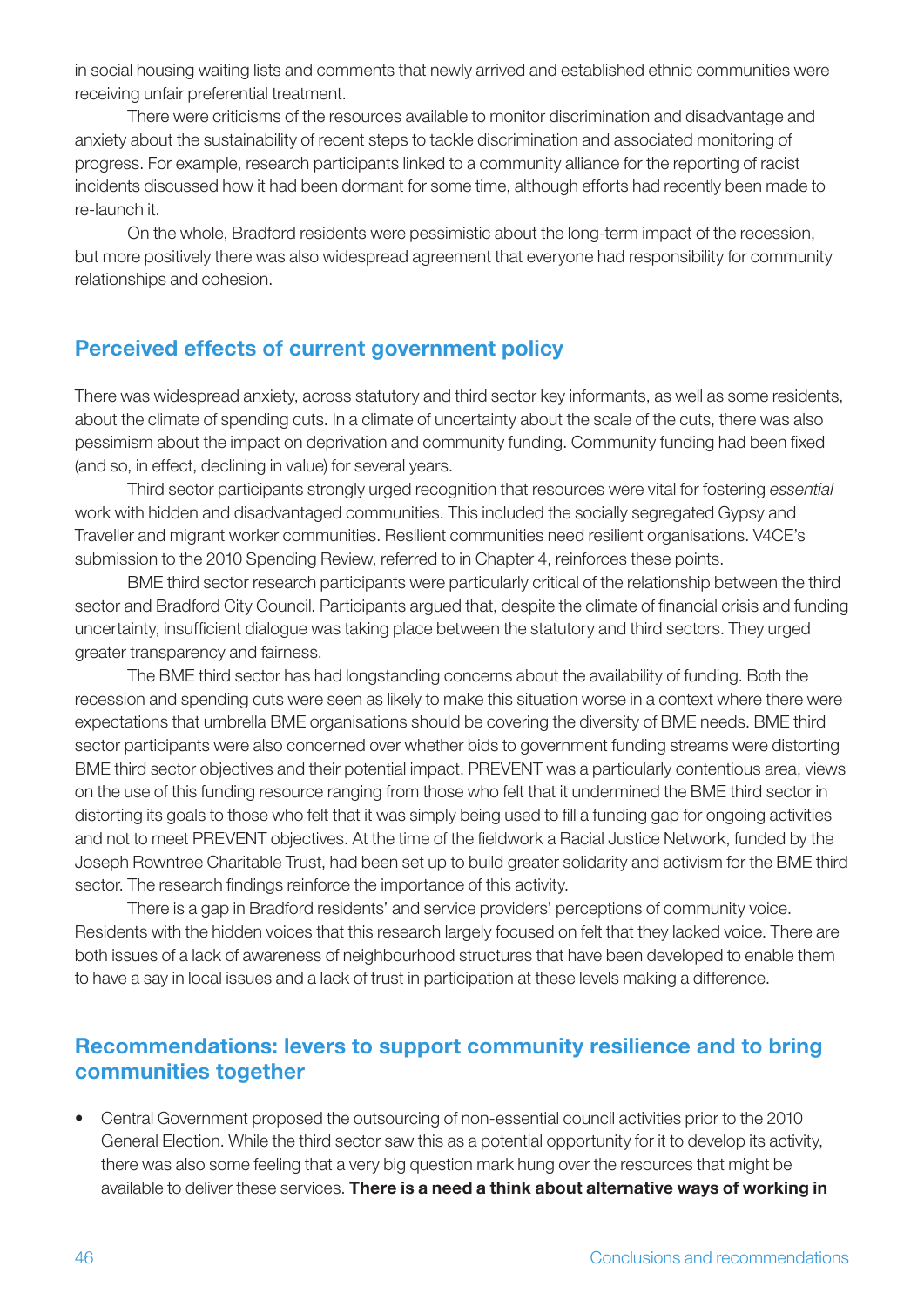in social housing waiting lists and comments that newly arrived and established ethnic communities were receiving unfair preferential treatment.

There were criticisms of the resources available to monitor discrimination and disadvantage and anxiety about the sustainability of recent steps to tackle discrimination and associated monitoring of progress. For example, research participants linked to a community alliance for the reporting of racist incidents discussed how it had been dormant for some time, although efforts had recently been made to re-launch it.

On the whole, Bradford residents were pessimistic about the long-term impact of the recession, but more positively there was also widespread agreement that everyone had responsibility for community relationships and cohesion.

## Perceived effects of current government policy

There was widespread anxiety, across statutory and third sector key informants, as well as some residents, about the climate of spending cuts. In a climate of uncertainty about the scale of the cuts, there was also pessimism about the impact on deprivation and community funding. Community funding had been fixed (and so, in effect, declining in value) for several years.

Third sector participants strongly urged recognition that resources were vital for fostering *essential* work with hidden and disadvantaged communities. This included the socially segregated Gypsy and Traveller and migrant worker communities. Resilient communities need resilient organisations. V4CE's submission to the 2010 Spending Review, referred to in Chapter 4, reinforces these points.

BME third sector research participants were particularly critical of the relationship between the third sector and Bradford City Council. Participants argued that, despite the climate of financial crisis and funding uncertainty, insufficient dialogue was taking place between the statutory and third sectors. They urged greater transparency and fairness.

The BME third sector has had longstanding concerns about the availability of funding. Both the recession and spending cuts were seen as likely to make this situation worse in a context where there were expectations that umbrella BME organisations should be covering the diversity of BME needs. BME third sector participants were also concerned over whether bids to government funding streams were distorting BME third sector objectives and their potential impact. PREVENT was a particularly contentious area, views on the use of this funding resource ranging from those who felt that it undermined the BME third sector in distorting its goals to those who felt that it was simply being used to fill a funding gap for ongoing activities and not to meet PREVENT objectives. At the time of the fieldwork a Racial Justice Network, funded by the Joseph Rowntree Charitable Trust, had been set up to build greater solidarity and activism for the BME third sector. The research findings reinforce the importance of this activity.

There is a gap in Bradford residents' and service providers' perceptions of community voice. Residents with the hidden voices that this research largely focused on felt that they lacked voice. There are both issues of a lack of awareness of neighbourhood structures that have been developed to enable them to have a say in local issues and a lack of trust in participation at these levels making a difference.

## Recommendations: levers to support community resilience and to bring communities together

- Central Government proposed the outsourcing of non-essential council activities prior to the 2010 General Election. While the third sector saw this as a potential opportunity for it to develop its activity, there was also some feeling that a very big question mark hung over the resources that might be available to deliver these services. **There is a need a think about alternative ways of working in**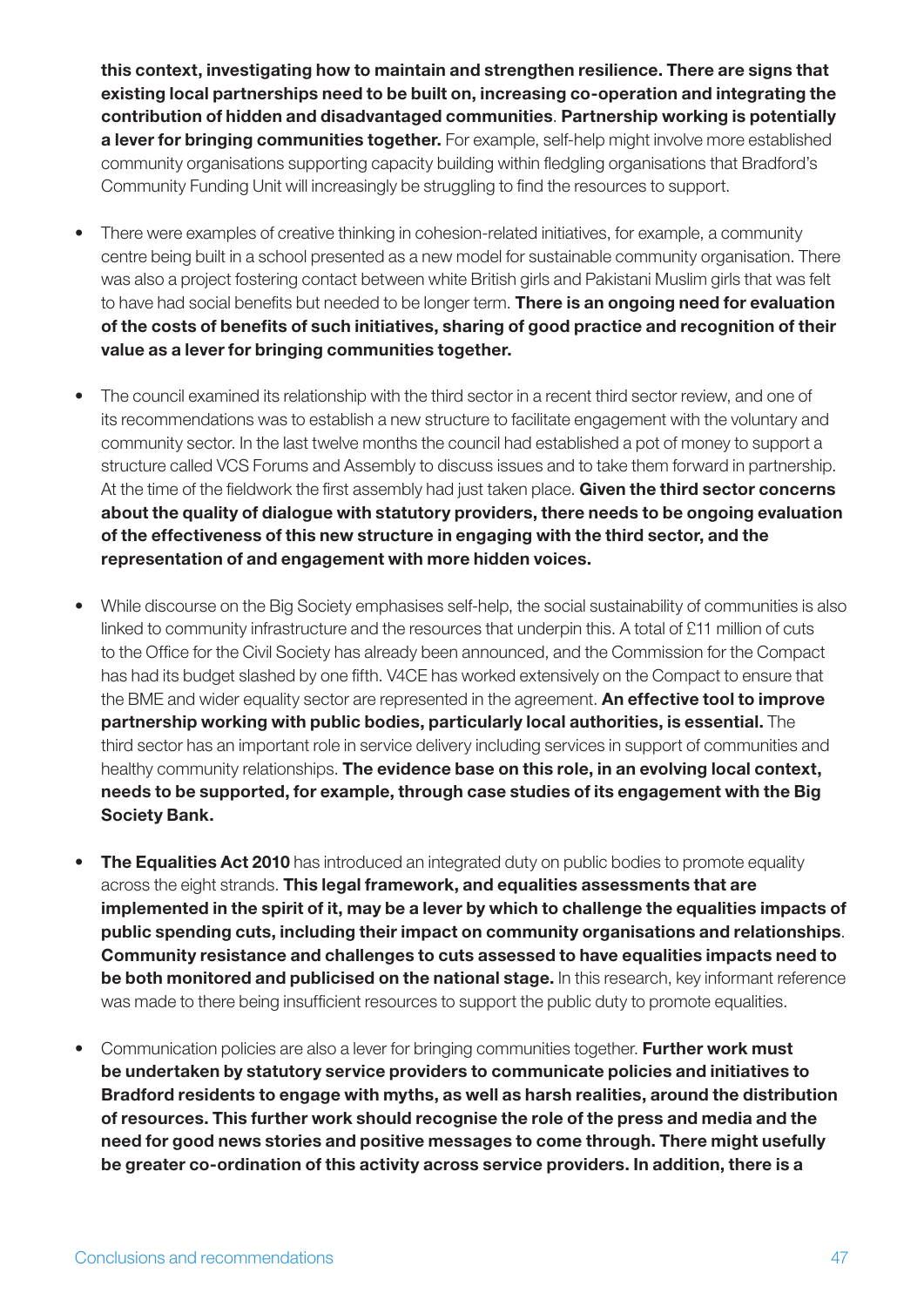**this context, investigating how to maintain and strengthen resilience. There are signs that existing local partnerships need to be built on, increasing co-operation and integrating the contribution of hidden and disadvantaged communities**. **Partnership working is potentially a lever for bringing communities together.** For example, self-help might involve more established community organisations supporting capacity building within fledgling organisations that Bradford's Community Funding Unit will increasingly be struggling to find the resources to support.

- There were examples of creative thinking in cohesion-related initiatives, for example, a community centre being built in a school presented as a new model for sustainable community organisation. There was also a project fostering contact between white British girls and Pakistani Muslim girls that was felt to have had social benefits but needed to be longer term. **There is an ongoing need for evaluation of the costs of benefits of such initiatives, sharing of good practice and recognition of their value as a lever for bringing communities together.**

- The council examined its relationship with the third sector in a recent third sector review, and one of its recommendations was to establish a new structure to facilitate engagement with the voluntary and community sector. In the last twelve months the council had established a pot of money to support a structure called VCS Forums and Assembly to discuss issues and to take them forward in partnership. At the time of the fieldwork the first assembly had just taken place. **Given the third sector concerns about the quality of dialogue with statutory providers, there needs to be ongoing evaluation of the effectiveness of this new structure in engaging with the third sector, and the representation of and engagement with more hidden voices.**

- While discourse on the Big Society emphasises self-help, the social sustainability of communities is also linked to community infrastructure and the resources that underpin this. A total of £11 million of cuts to the Office for the Civil Society has already been announced, and the Commission for the Compact has had its budget slashed by one fifth. V4CE has worked extensively on the Compact to ensure that the BME and wider equality sector are represented in the agreement. **An effective tool to improve partnership working with public bodies, particularly local authorities, is essential.** The third sector has an important role in service delivery including services in support of communities and healthy community relationships. **The evidence base on this role, in an evolving local context, needs to be supported, for example, through case studies of its engagement with the Big Society Bank.**

- **The Equalities Act 2010** has introduced an integrated duty on public bodies to promote equality across the eight strands. **This legal framework, and equalities assessments that are implemented in the spirit of it, may be a lever by which to challenge the equalities impacts of public spending cuts, including their impact on community organisations and relationships**. **Community resistance and challenges to cuts assessed to have equalities impacts need to be both monitored and publicised on the national stage.** In this research, key informant reference was made to there being insufficient resources to support the public duty to promote equalities.

- Communication policies are also a lever for bringing communities together. **Further work must be undertaken by statutory service providers to communicate policies and initiatives to Bradford residents to engage with myths, as well as harsh realities, around the distribution of resources. This further work should recognise the role of the press and media and the need for good news stories and positive messages to come through. There might usefully be greater co-ordination of this activity across service providers. In addition, there is a**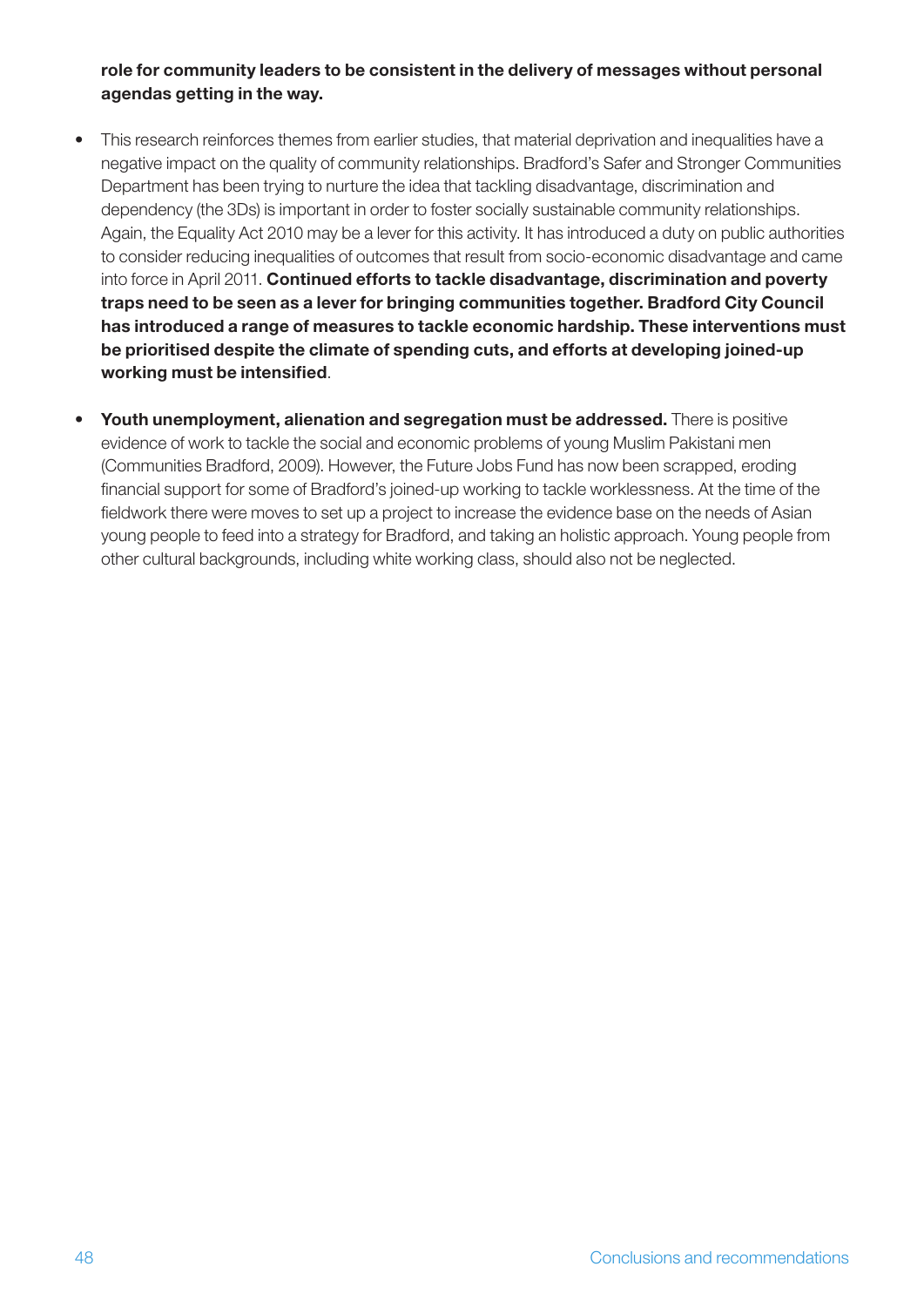**role for community leaders to be consistent in the delivery of messages without personal agendas getting in the way.**

- This research reinforces themes from earlier studies, that material deprivation and inequalities have a negative impact on the quality of community relationships. Bradford's Safer and Stronger Communities Department has been trying to nurture the idea that tackling disadvantage, discrimination and dependency (the 3Ds) is important in order to foster socially sustainable community relationships. Again, the Equality Act 2010 may be a lever for this activity. It has introduced a duty on public authorities to consider reducing inequalities of outcomes that result from socio-economic disadvantage and came into force in April 2011. **Continued efforts to tackle disadvantage, discrimination and poverty traps need to be seen as a lever for bringing communities together. Bradford City Council has introduced a range of measures to tackle economic hardship. These interventions must be prioritised despite the climate of spending cuts, and efforts at developing joined-up working must be intensified**.

- **Youth unemployment, alienation and segregation must be addressed.** There is positive evidence of work to tackle the social and economic problems of young Muslim Pakistani men (Communities Bradford, 2009). However, the Future Jobs Fund has now been scrapped, eroding financial support for some of Bradford's joined-up working to tackle worklessness. At the time of the fieldwork there were moves to set up a project to increase the evidence base on the needs of Asian young people to feed into a strategy for Bradford, and taking an holistic approach. Young people from other cultural backgrounds, including white working class, should also not be neglected.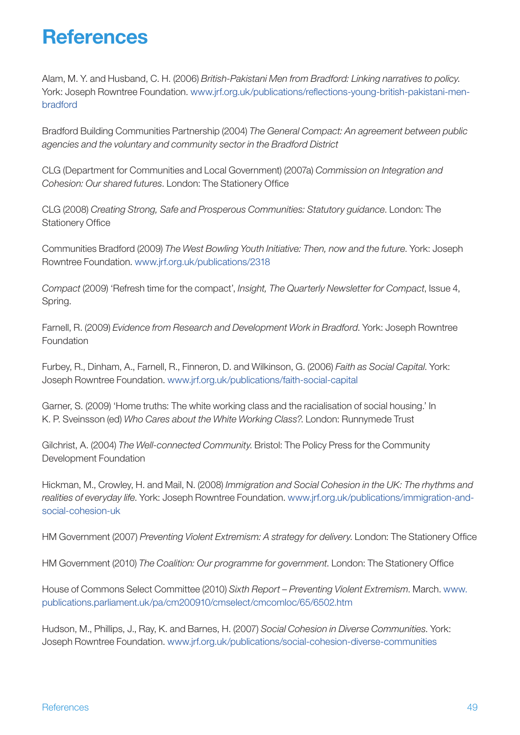# References

Alam, M. Y. and Husband, C. H. (2006) *British-Pakistani Men from Bradford: Linking narratives to policy*. York: Joseph Rowntree Foundation. www.jrf.org.uk/publications/reflections-young-british-pakistani-men-bradford

Bradford Building Communities Partnership (2004) *The General Compact: An agreement between public agencies and the voluntary and community sector in the Bradford District*

CLG (Department for Communities and Local Government) (2007a) *Commission on Integration and Cohesion: Our shared futures*. London: The Stationery Office

CLG (2008) *Creating Strong, Safe and Prosperous Communities: Statutory guidance*. London: The Stationery Office

Communities Bradford (2009) *The West Bowling Youth Initiative: Then, now and the future*. York: Joseph Rowntree Foundation. www.jrf.org.uk/publications/2318

*Compact* (2009) 'Refresh time for the compact', *Insight, The Quarterly Newsletter for Compact*, Issue 4, Spring.

Farnell, R. (2009) *Evidence from Research and Development Work in Bradford*. York: Joseph Rowntree Foundation

Furbey, R., Dinham, A., Farnell, R., Finneron, D. and Wilkinson, G. (2006) *Faith as Social Capital*. York: Joseph Rowntree Foundation. www.jrf.org.uk/publications/faith-social-capital

Garner, S. (2009) 'Home truths: The white working class and the racialisation of social housing.' In K. P. Sveinsson (ed) *Who Cares about the White Working Class?*. London: Runnymede Trust

Gilchrist, A. (2004) *The Well-connected Community*. Bristol: The Policy Press for the Community Development Foundation

Hickman, M., Crowley, H. and Mail, N. (2008) *Immigration and Social Cohesion in the UK: The rhythms and realities of everyday life*. York: Joseph Rowntree Foundation. www.jrf.org.uk/publications/immigration-and-social-cohesion-uk

HM Government (2007) *Preventing Violent Extremism: A strategy for delivery*. London: The Stationery Office

HM Government (2010) *The Coalition: Our programme for government*. London: The Stationery Office

House of Commons Select Committee (2010) *Sixth Report – Preventing Violent Extremism*. March. www.publications.parliament.uk/pa/cm200910/cmselect/cmcomloc/65/6502.htm

Hudson, M., Phillips, J., Ray, K. and Barnes, H. (2007) *Social Cohesion in Diverse Communities*. York: Joseph Rowntree Foundation. www.jrf.org.uk/publications/social-cohesion-diverse-communities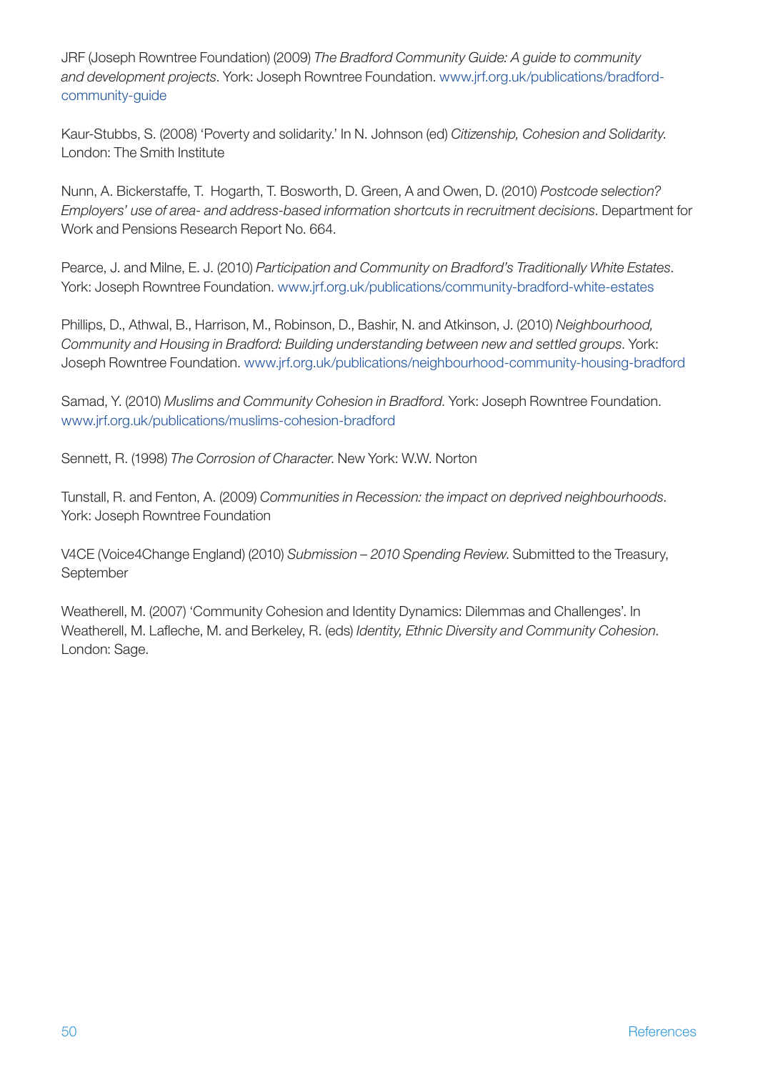JRF (Joseph Rowntree Foundation) (2009) *The Bradford Community Guide: A guide to community and development projects*. York: Joseph Rowntree Foundation. www.jrf.org.uk/publications/bradford-community-guide

Kaur-Stubbs, S. (2008) 'Poverty and solidarity.' In N. Johnson (ed) *Citizenship, Cohesion and Solidarity*. London: The Smith Institute

Nunn, A. Bickerstaffe, T. Hogarth, T. Bosworth, D. Green, A and Owen, D. (2010) *Postcode selection? Employers' use of area- and address-based information shortcuts in recruitment decisions*. Department for Work and Pensions Research Report No. 664.

Pearce, J. and Milne, E. J. (2010) *Participation and Community on Bradford's Traditionally White Estates*. York: Joseph Rowntree Foundation. www.jrf.org.uk/publications/community-bradford-white-estates

Phillips, D., Athwal, B., Harrison, M., Robinson, D., Bashir, N. and Atkinson, J. (2010) *Neighbourhood, Community and Housing in Bradford: Building understanding between new and settled groups*. York: Joseph Rowntree Foundation. www.jrf.org.uk/publications/neighbourhood-community-housing-bradford

Samad, Y. (2010) *Muslims and Community Cohesion in Bradford*. York: Joseph Rowntree Foundation. www.jrf.org.uk/publications/muslims-cohesion-bradford

Sennett, R. (1998) *The Corrosion of Character*. New York: W.W. Norton

Tunstall, R. and Fenton, A. (2009) *Communities in Recession: the impact on deprived neighbourhoods*. York: Joseph Rowntree Foundation

V4CE (Voice4Change England) (2010) *Submission – 2010 Spending Review*. Submitted to the Treasury, September

Weatherell, M. (2007) 'Community Cohesion and Identity Dynamics: Dilemmas and Challenges'. In Weatherell, M. Lafleche, M. and Berkeley, R. (eds) *Identity, Ethnic Diversity and Community Cohesion*. London: Sage.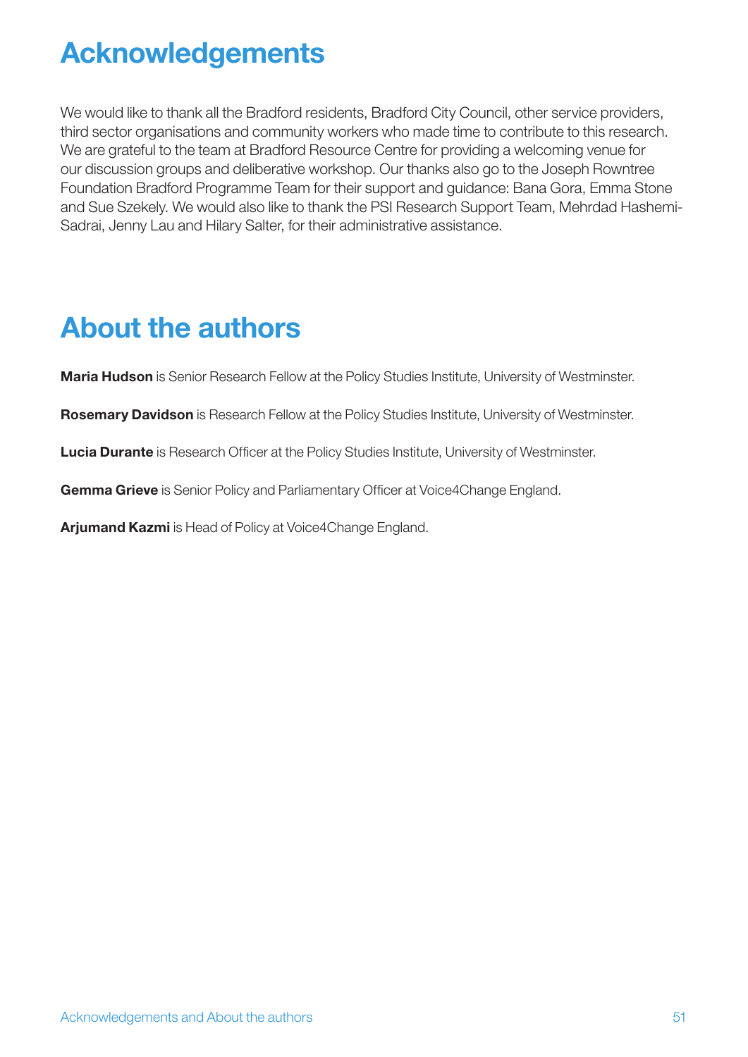# Acknowledgements

We would like to thank all the Bradford residents, Bradford City Council, other service providers, third sector organisations and community workers who made time to contribute to this research. We are grateful to the team at Bradford Resource Centre for providing a welcoming venue for our discussion groups and deliberative workshop. Our thanks also go to the Joseph Rowntree Foundation Bradford Programme Team for their support and guidance: Bana Gora, Emma Stone and Sue Szekely. We would also like to thank the PSI Research Support Team, Mehrdad Hashemi-Sadrai, Jenny Lau and Hilary Salter, for their administrative assistance.

# About the authors

**Maria Hudson** is Senior Research Fellow at the Policy Studies Institute, University of Westminster.

**Rosemary Davidson** is Research Fellow at the Policy Studies Institute, University of Westminster.

**Lucia Durante** is Research Officer at the Policy Studies Institute, University of Westminster.

**Gemma Grieve** is Senior Policy and Parliamentary Officer at Voice4Change England.

**Arjumand Kazmi** is Head of Policy at Voice4Change England.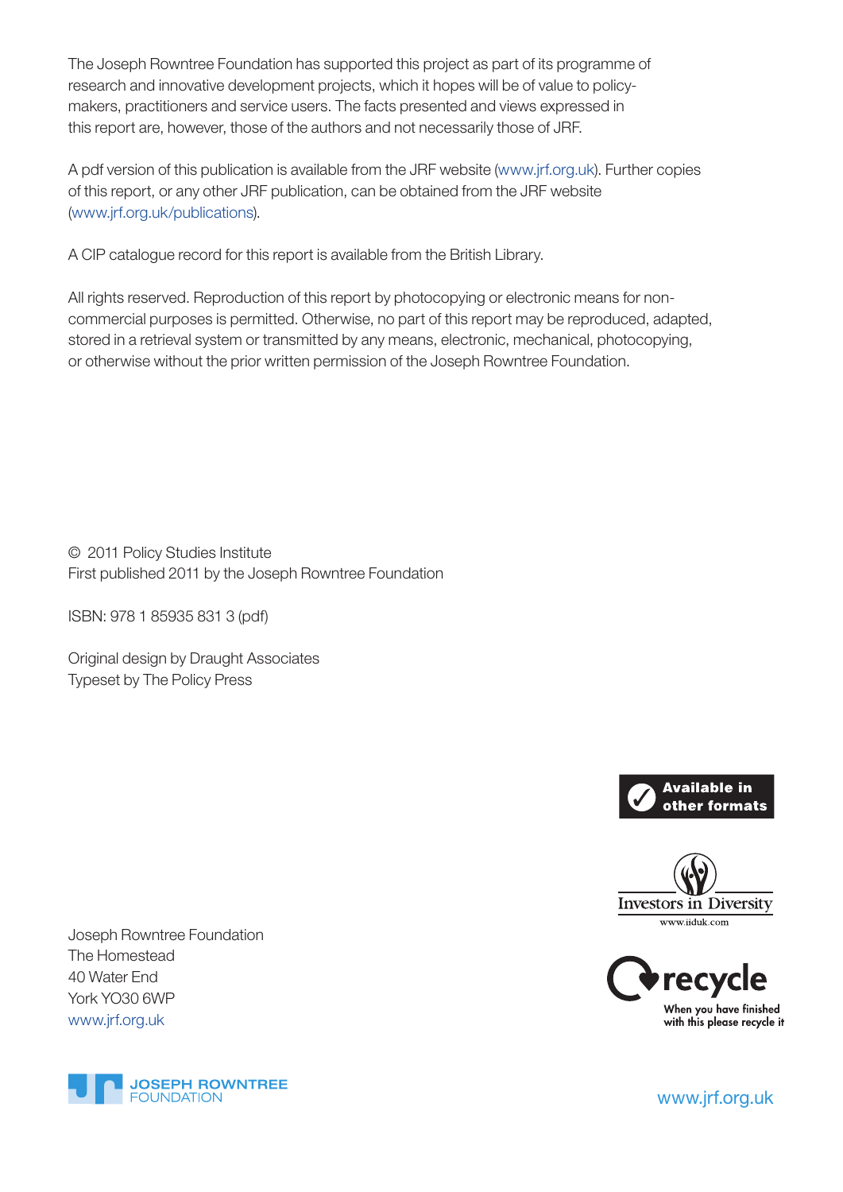The Joseph Rowntree Foundation has supported this project as part of its programme of research and innovative development projects, which it hopes will be of value to policy-makers, practitioners and service users. The facts presented and views expressed in this report are, however, those of the authors and not necessarily those of JRF.

A pdf version of this publication is available from the JRF website (www.jrf.org.uk). Further copies of this report, or any other JRF publication, can be obtained from the JRF website (www.jrf.org.uk/publications).

A CIP catalogue record for this report is available from the British Library.

All rights reserved. Reproduction of this report by photocopying or electronic means for non-commercial purposes is permitted. Otherwise, no part of this report may be reproduced, adapted, stored in a retrieval system or transmitted by any means, electronic, mechanical, photocopying, or otherwise without the prior written permission of the Joseph Rowntree Foundation.

© 2011 Policy Studies Institute
First published 2011 by the Joseph Rowntree Foundation

ISBN: 978 1 85935 831 3 (pdf)

Original design by Draught Associates
Typeset by The Policy Press

Available in other formats

Investors in Diversity
www.iiduk.com

recycle
When you have finished with this please recycle it

Joseph Rowntree Foundation
The Homestead
40 Water End
York YO30 6WP
www.jrf.org.uk

JOSEPH ROWNTREE FOUNDATION

www.jrf.org.uk